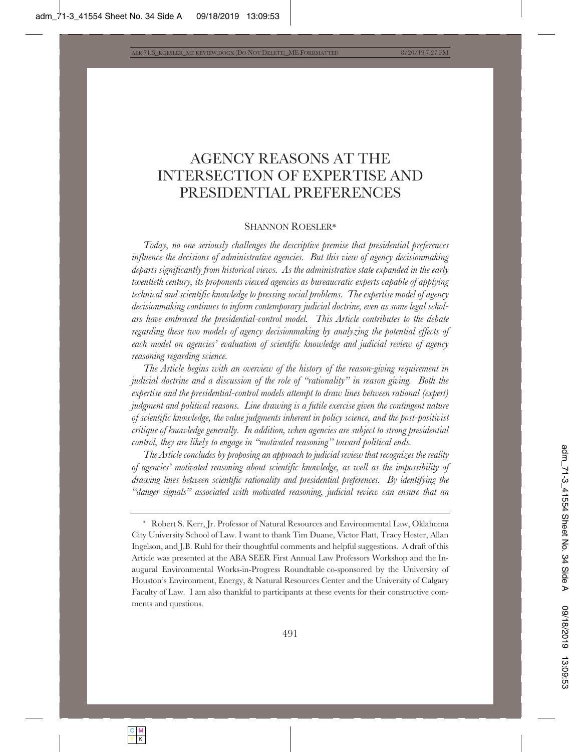# AGENCY REASONS AT THE INTERSECTION OF EXPERTISE AND PRESIDENTIAL PREFERENCES

SHANNON ROESLER*

*Today, no one seriously challenges the descriptive premise that presidential preferences influence the decisions of administrative agencies. But this view of agency decisionmaking departs significantly from historical views. As the administrative state expanded in the early twentieth century, its proponents viewed agencies as bureaucratic experts capable of applying technical and scientific knowledge to pressing social problems. The expertise model of agency decisionmaking continues to inform contemporary judicial doctrine, even as some legal scholars have embraced the presidential-control model. This Article contributes to the debate regarding these two models of agency decisionmaking by analyzing the potential effects of each model on agencies' evaluation of scientific knowledge and judicial review of agency reasoning regarding science.*

*The Article begins with an overview of the history of the reason-giving requirement in judicial doctrine and a discussion of the role of "rationality" in reason giving. Both the expertise and the presidential-control models attempt to draw lines between rational (expert) judgment and political reasons. Line drawing is a futile exercise given the contingent nature of scientific knowledge, the value judgments inherent in policy science, and the post-positivist critique of knowledge generally. In addition, when agencies are subject to strong presidential control, they are likely to engage in "motivated reasoning" toward political ends.*

*The Article concludes by proposing an approach to judicial review that recognizes the reality of agencies' motivated reasoning about scientific knowledge, as well as the impossibility of drawing lines between scientific rationality and presidential preferences. By identifying the "danger signals" associated with motivated reasoning, judicial review can ensure that an*

---

\* Robert S. Kerr, Jr. Professor of Natural Resources and Environmental Law, Oklahoma City University School of Law. I want to thank Tim Duane, Victor Flatt, Tracy Hester, Allan Ingelson, and J.B. Ruhl for their thoughtful comments and helpful suggestions. A draft of this Article was presented at the ABA SEER First Annual Law Professors Workshop and the Inaugural Environmental Works-in-Progress Roundtable co-sponsored by the University of Houston's Environment, Energy, & Natural Resources Center and the University of Calgary Faculty of Law. I am also thankful to participants at these events for their constructive comments and questions.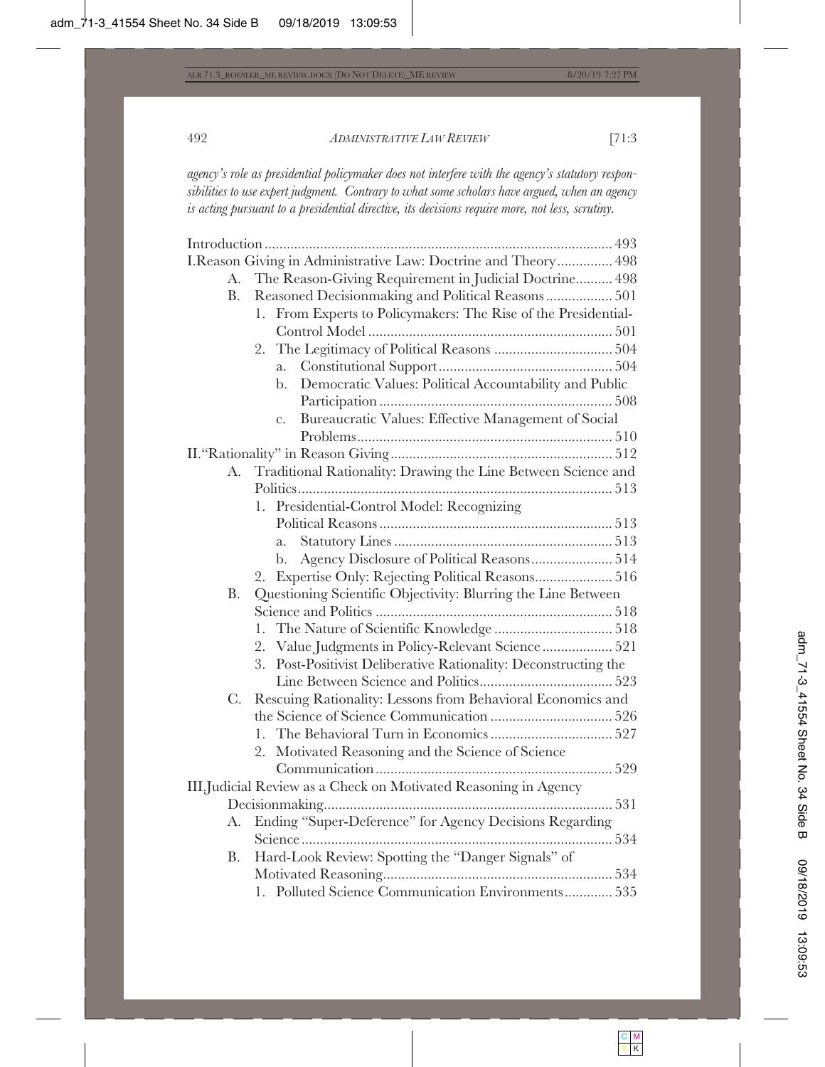*agency's role as presidential policymaker does not interfere with the agency's statutory responsibilities to use expert judgment. Contrary to what some scholars have argued, when an agency is acting pursuant to a presidential directive, its decisions require more, not less, scrutiny.*

Introduction .............................................................................................. 493
I. Reason Giving in Administrative Law: Doctrine and Theory............... 498
- A. The Reason-Giving Requirement in Judicial Doctrine.......... 498
- B. Reasoned Decisionmaking and Political Reasons.................. 501
  - 1. From Experts to Policymakers: The Rise of the Presidential-Control Model .................................................................. 501
  - 2. The Legitimacy of Political Reasons ................................ 504
    - a. Constitutional Support............................................... 504
    - b. Democratic Values: Political Accountability and Public Participation ............................................................... 508
    - c. Bureaucratic Values: Effective Management of Social Problems..................................................................... 510

II. "Rationality" in Reason Giving............................................................ 512
- A. Traditional Rationality: Drawing the Line Between Science and Politics..................................................................................... 513
  - 1. Presidential-Control Model: Recognizing Political Reasons............................................................... 513
    - a. Statutory Lines ........................................................... 513
    - b. Agency Disclosure of Political Reasons...................... 514
  - 2. Expertise Only: Rejecting Political Reasons..................... 516
- B. Questioning Scientific Objectivity: Blurring the Line Between Science and Politics ................................................................ 518
  - 1. The Nature of Scientific Knowledge ................................ 518
  - 2. Value Judgments in Policy-Relevant Science ................... 521
  - 3. Post-Positivist Deliberative Rationality: Deconstructing the Line Between Science and Politics.................................... 523
- C. Rescuing Rationality: Lessons from Behavioral Economics and the Science of Science Communication ................................. 526
  - 1. The Behavioral Turn in Economics ................................. 527
  - 2. Motivated Reasoning and the Science of Science Communication ................................................................ 529

III. Judicial Review as a Check on Motivated Reasoning in Agency Decisionmaking.............................................................................. 531
- A. Ending "Super-Deference" for Agency Decisions Regarding Science.................................................................................... 534
- B. Hard-Look Review: Spotting the "Danger Signals" of Motivated Reasoning.............................................................. 534
  - 1. Polluted Science Communication Environments............. 535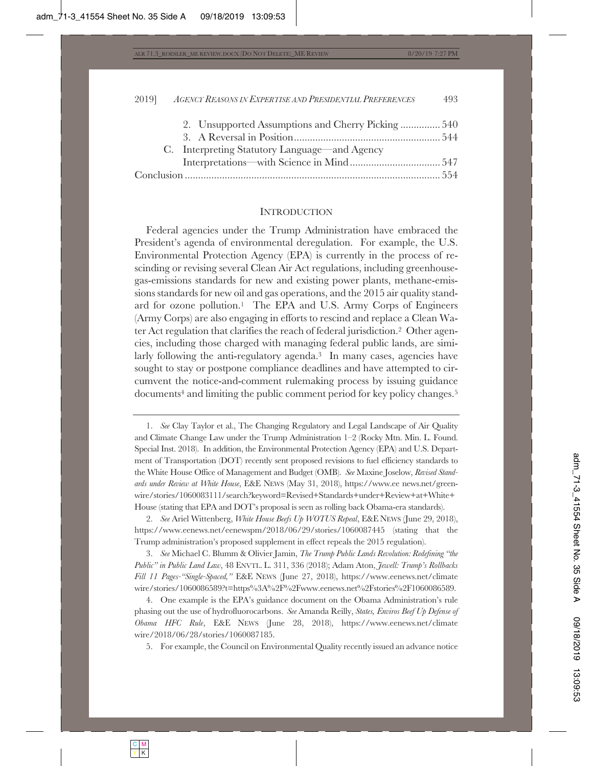2. Unsupported Assumptions and Cherry Picking ............... 540

3. A Reversal in Position ....................................................... 544

C. Interpreting Statutory Language—and Agency Interpretations—with Science in Mind .................................. 547

Conclusion ................................................................................................ 554

## INTRODUCTION

Federal agencies under the Trump Administration have embraced the President's agenda of environmental deregulation. For example, the U.S. Environmental Protection Agency (EPA) is currently in the process of rescinding or revising several Clean Air Act regulations, including greenhouse-gas-emissions standards for new and existing power plants, methane-emissions standards for new oil and gas operations, and the 2015 air quality standard for ozone pollution.[1] The EPA and U.S. Army Corps of Engineers (Army Corps) are also engaging in efforts to rescind and replace a Clean Water Act regulation that clarifies the reach of federal jurisdiction.[2] Other agencies, including those charged with managing federal public lands, are similarly following the anti-regulatory agenda.[3] In many cases, agencies have sought to stay or postpone compliance deadlines and have attempted to circumvent the notice-and-comment rulemaking process by issuing guidance documents[4] and limiting the public comment period for key policy changes.[5]

---

1. *See* Clay Taylor et al., The Changing Regulatory and Legal Landscape of Air Quality and Climate Change Law under the Trump Administration 1–2 (Rocky Mtn. Min. L. Found. Special Inst. 2018). In addition, the Environmental Protection Agency (EPA) and U.S. Department of Transportation (DOT) recently sent proposed revisions to fuel efficiency standards to the White House Office of Management and Budget (OMB). *See* Maxine Joselow, *Revised Standards under Review at White House*, E&E NEWS (May 31, 2018), https://www.ee news.net/greenwire/stories/1060083111/search?keyword=Revised+Standards+under+Review+at+White+House (stating that EPA and DOT's proposal is seen as rolling back Obama-era standards).

2. *See* Ariel Wittenberg, *White House Beefs Up WOTUS Repeal*, E&E NEWS (June 29, 2018), https://www.eenews.net/eenewspm/2018/06/29/stories/1060087445 (stating that the Trump administration's proposed supplement in effect repeals the 2015 regulation).

3. *See* Michael C. Blumm & Olivier Jamin, *The Trump Public Lands Revolution: Redefining "the Public" in Public Land Law*, 48 ENVTL. L. 311, 336 (2018); Adam Aton, *Jewell: Trump's Rollbacks Fill 11 Pages-"Single-Spaced,"* E&E NEWS (June 27, 2018), https://www.eenews.net/climate wire/stories/1060086589?t=https%3A%2F%2Fwww.eenews.net%2Fstories%2F1060086589.

4. One example is the EPA's guidance document on the Obama Administration's rule phasing out the use of hydrofluorocarbons. *See* Amanda Reilly, *States, Enviros Beef Up Defense of Obama HFC Rule*, E&E NEWS (June 28, 2018), https://www.eenews.net/climate wire/2018/06/28/stories/1060087185.

5. For example, the Council on Environmental Quality recently issued an advance notice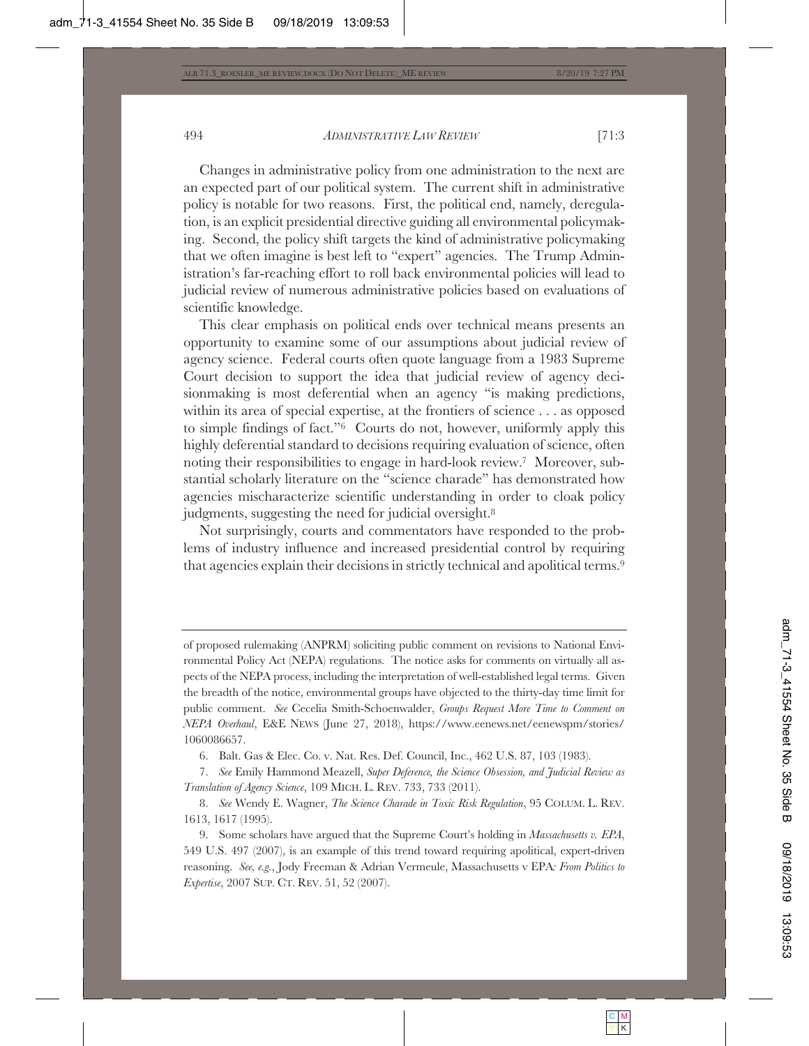Changes in administrative policy from one administration to the next are an expected part of our political system. The current shift in administrative policy is notable for two reasons. First, the political end, namely, deregulation, is an explicit presidential directive guiding all environmental policymaking. Second, the policy shift targets the kind of administrative policymaking that we often imagine is best left to "expert" agencies. The Trump Administration's far-reaching effort to roll back environmental policies will lead to judicial review of numerous administrative policies based on evaluations of scientific knowledge.

This clear emphasis on political ends over technical means presents an opportunity to examine some of our assumptions about judicial review of agency science. Federal courts often quote language from a 1983 Supreme Court decision to support the idea that judicial review of agency decisionmaking is most deferential when an agency "is making predictions, within its area of special expertise, at the frontiers of science . . . as opposed to simple findings of fact."[6] Courts do not, however, uniformly apply this highly deferential standard to decisions requiring evaluation of science, often noting their responsibilities to engage in hard-look review.[7] Moreover, substantial scholarly literature on the "science charade" has demonstrated how agencies mischaracterize scientific understanding in order to cloak policy judgments, suggesting the need for judicial oversight.[8]

Not surprisingly, courts and commentators have responded to the problems of industry influence and increased presidential control by requiring that agencies explain their decisions in strictly technical and apolitical terms.[9]

---

of proposed rulemaking (ANPRM) soliciting public comment on revisions to National Environmental Policy Act (NEPA) regulations. The notice asks for comments on virtually all aspects of the NEPA process, including the interpretation of well-established legal terms. Given the breadth of the notice, environmental groups have objected to the thirty-day time limit for public comment. *See* Cecelia Smith-Schoenwalder, *Groups Request More Time to Comment on NEPA Overhaul*, E&E NEWS (June 27, 2018), https://www.eenews.net/eenewspm/stories/1060086657.

6. Balt. Gas & Elec. Co. v. Nat. Res. Def. Council, Inc., 462 U.S. 87, 103 (1983).

7. *See* Emily Hammond Meazell, *Super Deference, the Science Obsession, and Judicial Review as Translation of Agency Science*, 109 MICH. L. REV. 733, 733 (2011).

8. *See* Wendy E. Wagner, *The Science Charade in Toxic Risk Regulation*, 95 COLUM. L. REV. 1613, 1617 (1995).

9. Some scholars have argued that the Supreme Court's holding in *Massachusetts v. EPA*, 549 U.S. 497 (2007), is an example of this trend toward requiring apolitical, expert-driven reasoning. *See, e.g.*, Jody Freeman & Adrian Vermeule, Massachusetts v EPA*: From Politics to Expertise*, 2007 SUP. CT. REV. 51, 52 (2007).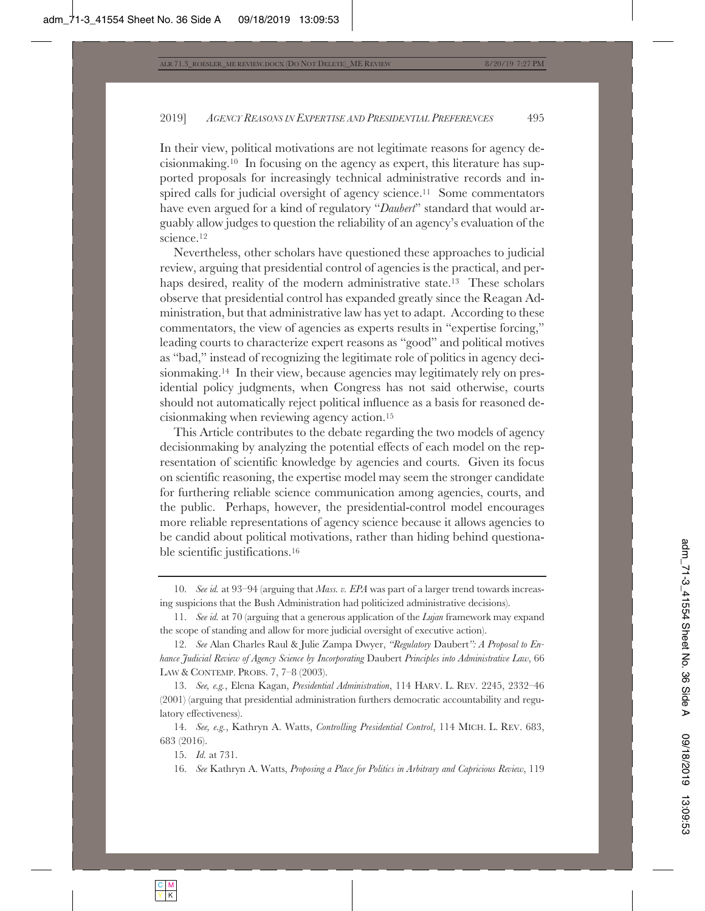In their view, political motivations are not legitimate reasons for agency decisionmaking.[10] In focusing on the agency as expert, this literature has supported proposals for increasingly technical administrative records and inspired calls for judicial oversight of agency science.[11] Some commentators have even argued for a kind of regulatory "*Daubert*" standard that would arguably allow judges to question the reliability of an agency's evaluation of the science.[12]

Nevertheless, other scholars have questioned these approaches to judicial review, arguing that presidential control of agencies is the practical, and perhaps desired, reality of the modern administrative state.[13] These scholars observe that presidential control has expanded greatly since the Reagan Administration, but that administrative law has yet to adapt. According to these commentators, the view of agencies as experts results in "expertise forcing," leading courts to characterize expert reasons as "good" and political motives as "bad," instead of recognizing the legitimate role of politics in agency decisionmaking.[14] In their view, because agencies may legitimately rely on presidential policy judgments, when Congress has not said otherwise, courts should not automatically reject political influence as a basis for reasoned decisionmaking when reviewing agency action.[15]

This Article contributes to the debate regarding the two models of agency decisionmaking by analyzing the potential effects of each model on the representation of scientific knowledge by agencies and courts. Given its focus on scientific reasoning, the expertise model may seem the stronger candidate for furthering reliable science communication among agencies, courts, and the public. Perhaps, however, the presidential-control model encourages more reliable representations of agency science because it allows agencies to be candid about political motivations, rather than hiding behind questionable scientific justifications.[16]

---

10. *See id.* at 93–94 (arguing that *Mass. v. EPA* was part of a larger trend towards increasing suspicions that the Bush Administration had politicized administrative decisions).

11. *See id.* at 70 (arguing that a generous application of the *Lujan* framework may expand the scope of standing and allow for more judicial oversight of executive action).

12. *See* Alan Charles Raul & Julie Zampa Dwyer, *"Regulatory* Daubert*": A Proposal to Enhance Judicial Review of Agency Science by Incorporating* Daubert *Principles into Administrative Law*, 66 LAW & CONTEMP. PROBS. 7, 7–8 (2003).

13. *See, e.g.*, Elena Kagan, *Presidential Administration*, 114 HARV. L. REV. 2245, 2332–46 (2001) (arguing that presidential administration furthers democratic accountability and regulatory effectiveness).

14. *See, e.g.*, Kathryn A. Watts, *Controlling Presidential Control*, 114 MICH. L. REV. 683, 683 (2016).

15. *Id.* at 731.

16. *See* Kathryn A. Watts, *Proposing a Place for Politics in Arbitrary and Capricious Review*, 119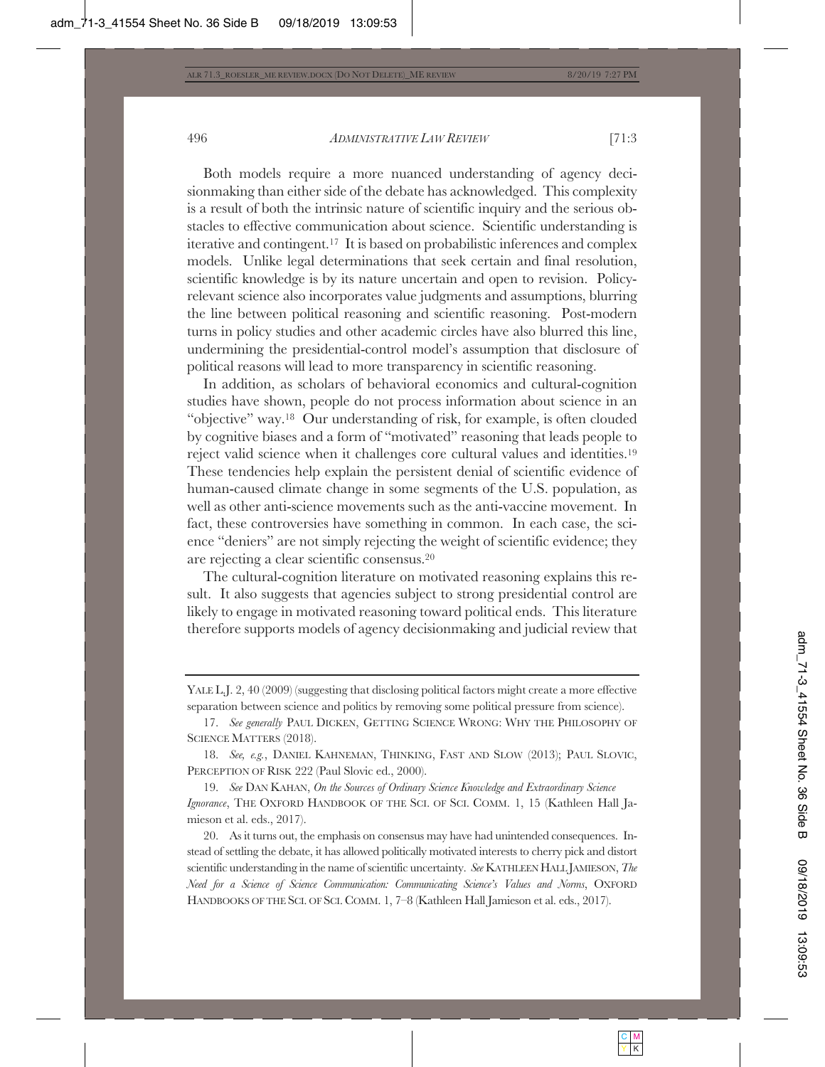Both models require a more nuanced understanding of agency decisionmaking than either side of the debate has acknowledged. This complexity is a result of both the intrinsic nature of scientific inquiry and the serious obstacles to effective communication about science. Scientific understanding is iterative and contingent.[17] It is based on probabilistic inferences and complex models. Unlike legal determinations that seek certain and final resolution, scientific knowledge is by its nature uncertain and open to revision. Policy-relevant science also incorporates value judgments and assumptions, blurring the line between political reasoning and scientific reasoning. Post-modern turns in policy studies and other academic circles have also blurred this line, undermining the presidential-control model's assumption that disclosure of political reasons will lead to more transparency in scientific reasoning.

In addition, as scholars of behavioral economics and cultural-cognition studies have shown, people do not process information about science in an "objective" way.[18] Our understanding of risk, for example, is often clouded by cognitive biases and a form of "motivated" reasoning that leads people to reject valid science when it challenges core cultural values and identities.[19] These tendencies help explain the persistent denial of scientific evidence of human-caused climate change in some segments of the U.S. population, as well as other anti-science movements such as the anti-vaccine movement. In fact, these controversies have something in common. In each case, the science "deniers" are not simply rejecting the weight of scientific evidence; they are rejecting a clear scientific consensus.[20]

The cultural-cognition literature on motivated reasoning explains this result. It also suggests that agencies subject to strong presidential control are likely to engage in motivated reasoning toward political ends. This literature therefore supports models of agency decisionmaking and judicial review that

---

YALE L.J. 2, 40 (2009) (suggesting that disclosing political factors might create a more effective separation between science and politics by removing some political pressure from science).

17. *See generally* PAUL DICKEN, GETTING SCIENCE WRONG: WHY THE PHILOSOPHY OF SCIENCE MATTERS (2018).

18. *See, e.g.*, DANIEL KAHNEMAN, THINKING, FAST AND SLOW (2013); PAUL SLOVIC, PERCEPTION OF RISK 222 (Paul Slovic ed., 2000).

19. *See* DAN KAHAN, *On the Sources of Ordinary Science Knowledge and Extraordinary Science Ignorance*, THE OXFORD HANDBOOK OF THE SCI. OF SCI. COMM. 1, 15 (Kathleen Hall Jamieson et al. eds., 2017).

20. As it turns out, the emphasis on consensus may have had unintended consequences. Instead of settling the debate, it has allowed politically motivated interests to cherry pick and distort scientific understanding in the name of scientific uncertainty. *See* KATHLEEN HALL JAMIESON, *The Need for a Science of Science Communication: Communicating Science's Values and Norms*, OXFORD HANDBOOKS OF THE SCI. OF SCI. COMM. 1, 7–8 (Kathleen Hall Jamieson et al. eds., 2017).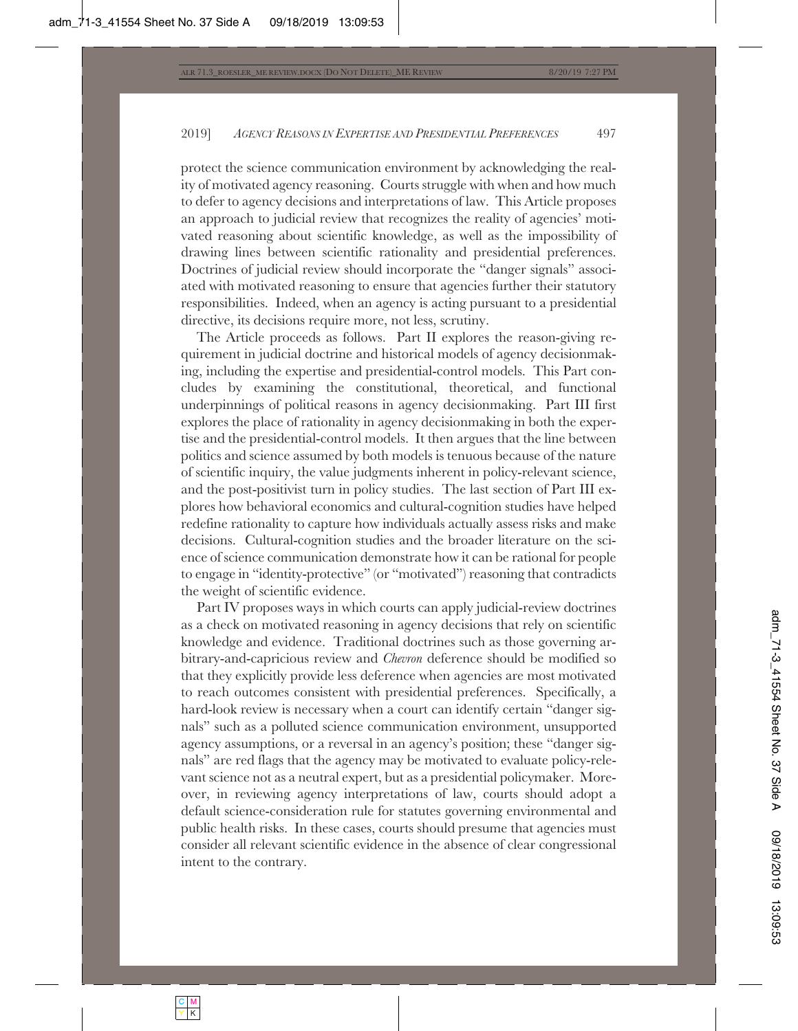protect the science communication environment by acknowledging the reality of motivated agency reasoning. Courts struggle with when and how much to defer to agency decisions and interpretations of law. This Article proposes an approach to judicial review that recognizes the reality of agencies' motivated reasoning about scientific knowledge, as well as the impossibility of drawing lines between scientific rationality and presidential preferences. Doctrines of judicial review should incorporate the "danger signals" associated with motivated reasoning to ensure that agencies further their statutory responsibilities. Indeed, when an agency is acting pursuant to a presidential directive, its decisions require more, not less, scrutiny.

The Article proceeds as follows. Part II explores the reason-giving requirement in judicial doctrine and historical models of agency decisionmaking, including the expertise and presidential-control models. This Part concludes by examining the constitutional, theoretical, and functional underpinnings of political reasons in agency decisionmaking. Part III first explores the place of rationality in agency decisionmaking in both the expertise and the presidential-control models. It then argues that the line between politics and science assumed by both models is tenuous because of the nature of scientific inquiry, the value judgments inherent in policy-relevant science, and the post-positivist turn in policy studies. The last section of Part III explores how behavioral economics and cultural-cognition studies have helped redefine rationality to capture how individuals actually assess risks and make decisions. Cultural-cognition studies and the broader literature on the science of science communication demonstrate how it can be rational for people to engage in "identity-protective" (or "motivated") reasoning that contradicts the weight of scientific evidence.

Part IV proposes ways in which courts can apply judicial-review doctrines as a check on motivated reasoning in agency decisions that rely on scientific knowledge and evidence. Traditional doctrines such as those governing arbitrary-and-capricious review and *Chevron* deference should be modified so that they explicitly provide less deference when agencies are most motivated to reach outcomes consistent with presidential preferences. Specifically, a hard-look review is necessary when a court can identify certain "danger signals" such as a polluted science communication environment, unsupported agency assumptions, or a reversal in an agency's position; these "danger signals" are red flags that the agency may be motivated to evaluate policy-relevant science not as a neutral expert, but as a presidential policymaker. Moreover, in reviewing agency interpretations of law, courts should adopt a default science-consideration rule for statutes governing environmental and public health risks. In these cases, courts should presume that agencies must consider all relevant scientific evidence in the absence of clear congressional intent to the contrary.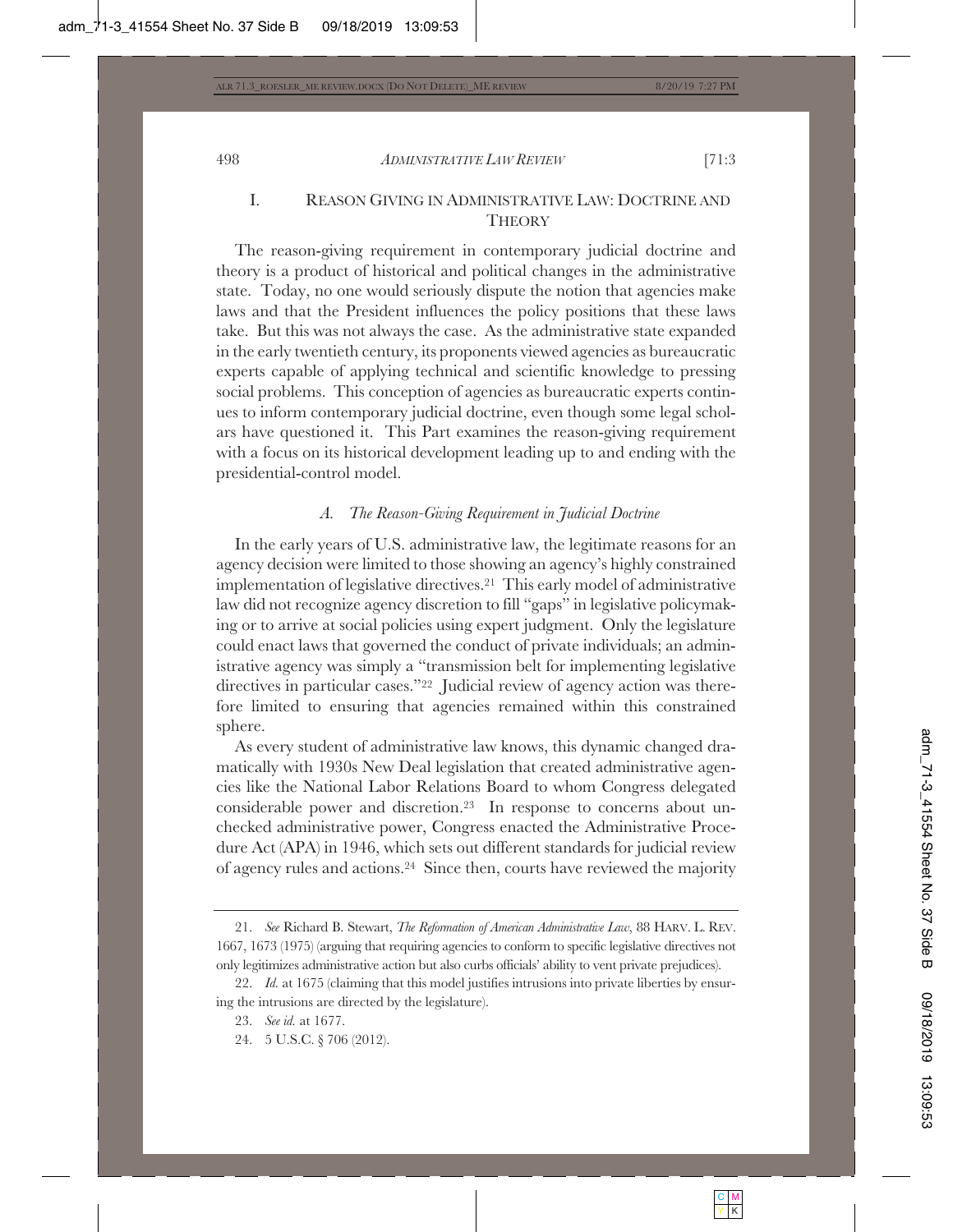## I. REASON GIVING IN ADMINISTRATIVE LAW: DOCTRINE AND THEORY

The reason-giving requirement in contemporary judicial doctrine and theory is a product of historical and political changes in the administrative state. Today, no one would seriously dispute the notion that agencies make laws and that the President influences the policy positions that these laws take. But this was not always the case. As the administrative state expanded in the early twentieth century, its proponents viewed agencies as bureaucratic experts capable of applying technical and scientific knowledge to pressing social problems. This conception of agencies as bureaucratic experts continues to inform contemporary judicial doctrine, even though some legal scholars have questioned it. This Part examines the reason-giving requirement with a focus on its historical development leading up to and ending with the presidential-control model.

### *A. The Reason-Giving Requirement in Judicial Doctrine*

In the early years of U.S. administrative law, the legitimate reasons for an agency decision were limited to those showing an agency's highly constrained implementation of legislative directives.[21] This early model of administrative law did not recognize agency discretion to fill "gaps" in legislative policymaking or to arrive at social policies using expert judgment. Only the legislature could enact laws that governed the conduct of private individuals; an administrative agency was simply a "transmission belt for implementing legislative directives in particular cases."[22] Judicial review of agency action was therefore limited to ensuring that agencies remained within this constrained sphere.

As every student of administrative law knows, this dynamic changed dramatically with 1930s New Deal legislation that created administrative agencies like the National Labor Relations Board to whom Congress delegated considerable power and discretion.[23] In response to concerns about unchecked administrative power, Congress enacted the Administrative Procedure Act (APA) in 1946, which sets out different standards for judicial review of agency rules and actions.[24] Since then, courts have reviewed the majority

---

21. *See* Richard B. Stewart, *The Reformation of American Administrative Law*, 88 HARV. L. REV. 1667, 1673 (1975) (arguing that requiring agencies to conform to specific legislative directives not only legitimizes administrative action but also curbs officials' ability to vent private prejudices).

22. *Id.* at 1675 (claiming that this model justifies intrusions into private liberties by ensuring the intrusions are directed by the legislature).

23. *See id.* at 1677.

24. 5 U.S.C. § 706 (2012).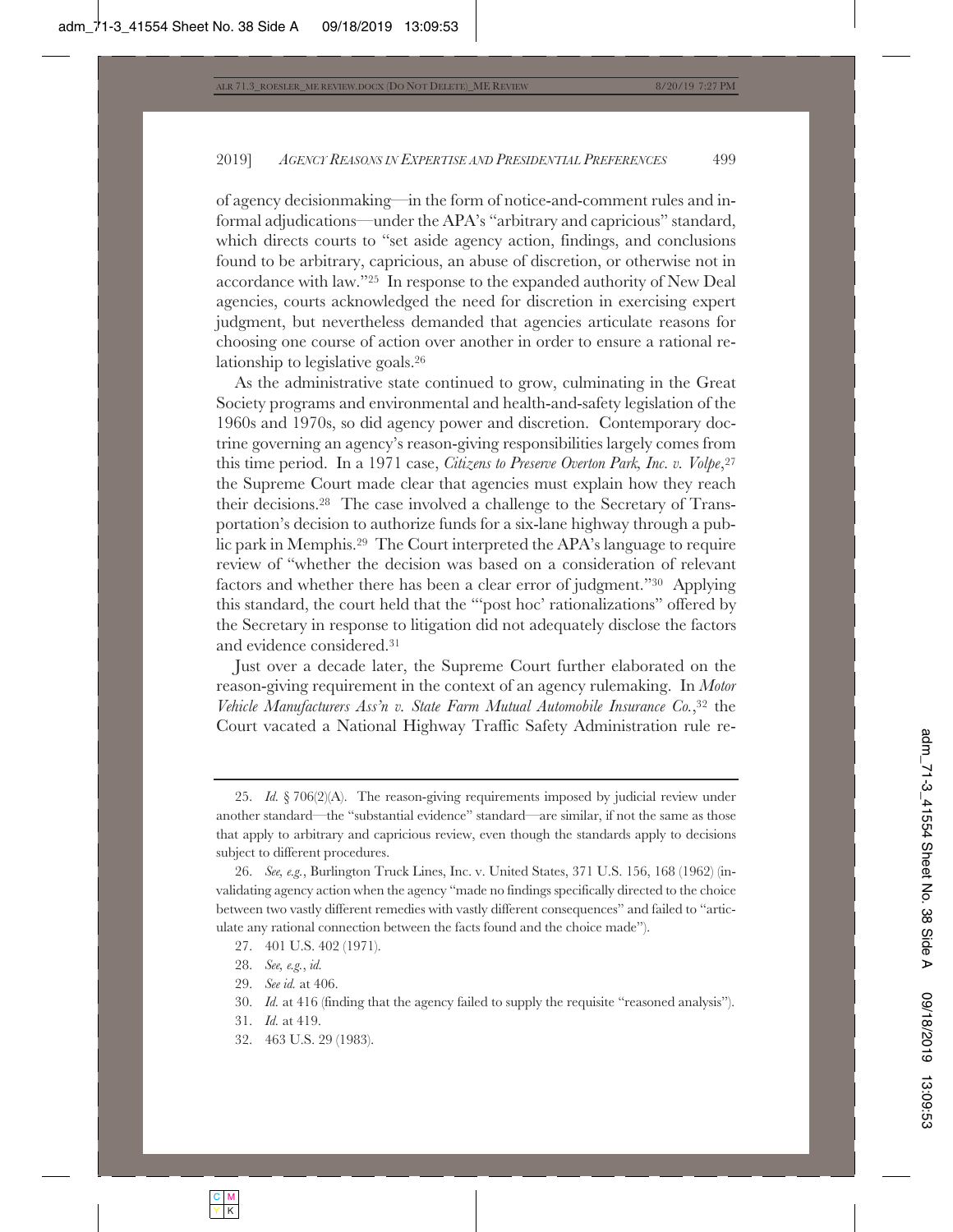of agency decisionmaking—in the form of notice-and-comment rules and informal adjudications—under the APA's "arbitrary and capricious" standard, which directs courts to "set aside agency action, findings, and conclusions found to be arbitrary, capricious, an abuse of discretion, or otherwise not in accordance with law."[25] In response to the expanded authority of New Deal agencies, courts acknowledged the need for discretion in exercising expert judgment, but nevertheless demanded that agencies articulate reasons for choosing one course of action over another in order to ensure a rational relationship to legislative goals.[26]

As the administrative state continued to grow, culminating in the Great Society programs and environmental and health-and-safety legislation of the 1960s and 1970s, so did agency power and discretion. Contemporary doctrine governing an agency's reason-giving responsibilities largely comes from this time period. In a 1971 case, *Citizens to Preserve Overton Park, Inc. v. Volpe*,[27] the Supreme Court made clear that agencies must explain how they reach their decisions.[28] The case involved a challenge to the Secretary of Transportation's decision to authorize funds for a six-lane highway through a public park in Memphis.[29] The Court interpreted the APA's language to require review of "whether the decision was based on a consideration of relevant factors and whether there has been a clear error of judgment."[30] Applying this standard, the court held that the "'post hoc' rationalizations" offered by the Secretary in response to litigation did not adequately disclose the factors and evidence considered.[31]

Just over a decade later, the Supreme Court further elaborated on the reason-giving requirement in the context of an agency rulemaking. In *Motor Vehicle Manufacturers Ass'n v. State Farm Mutual Automobile Insurance Co.*,[32] the Court vacated a National Highway Traffic Safety Administration rule re-

---

25. *Id.* § 706(2)(A). The reason-giving requirements imposed by judicial review under another standard—the "substantial evidence" standard—are similar, if not the same as those that apply to arbitrary and capricious review, even though the standards apply to decisions subject to different procedures.

26. *See, e.g.*, Burlington Truck Lines, Inc. v. United States, 371 U.S. 156, 168 (1962) (invalidating agency action when the agency "made no findings specifically directed to the choice between two vastly different remedies with vastly different consequences" and failed to "articulate any rational connection between the facts found and the choice made").

27. 401 U.S. 402 (1971).

28. *See, e.g.*, *id.*

29. *See id.* at 406.

30. *Id.* at 416 (finding that the agency failed to supply the requisite "reasoned analysis").

31. *Id.* at 419.

32. 463 U.S. 29 (1983).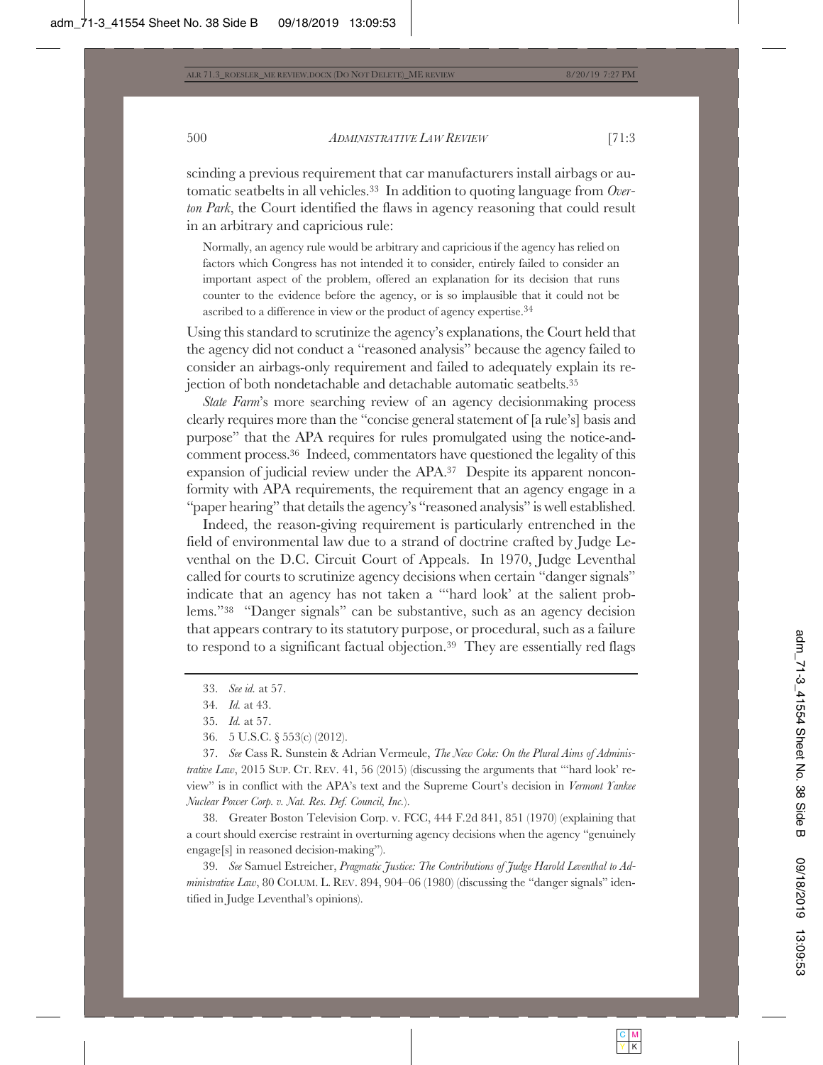scinding a previous requirement that car manufacturers install airbags or automatic seatbelts in all vehicles.[33] In addition to quoting language from *Overton Park*, the Court identified the flaws in agency reasoning that could result in an arbitrary and capricious rule:

> Normally, an agency rule would be arbitrary and capricious if the agency has relied on factors which Congress has not intended it to consider, entirely failed to consider an important aspect of the problem, offered an explanation for its decision that runs counter to the evidence before the agency, or is so implausible that it could not be ascribed to a difference in view or the product of agency expertise.[34]

Using this standard to scrutinize the agency's explanations, the Court held that the agency did not conduct a "reasoned analysis" because the agency failed to consider an airbags-only requirement and failed to adequately explain its rejection of both nondetachable and detachable automatic seatbelts.[35]

*State Farm*'s more searching review of an agency decisionmaking process clearly requires more than the "concise general statement of [a rule's] basis and purpose" that the APA requires for rules promulgated using the notice-and-comment process.[36] Indeed, commentators have questioned the legality of this expansion of judicial review under the APA.[37] Despite its apparent nonconformity with APA requirements, the requirement that an agency engage in a "paper hearing" that details the agency's "reasoned analysis" is well established.

Indeed, the reason-giving requirement is particularly entrenched in the field of environmental law due to a strand of doctrine crafted by Judge Leventhal on the D.C. Circuit Court of Appeals. In 1970, Judge Leventhal called for courts to scrutinize agency decisions when certain "danger signals" indicate that an agency has not taken a "'hard look' at the salient problems."[38] "Danger signals" can be substantive, such as an agency decision that appears contrary to its statutory purpose, or procedural, such as a failure to respond to a significant factual objection.[39] They are essentially red flags

---

33. *See id.* at 57.

34. *Id.* at 43.

35. *Id.* at 57.

36. 5 U.S.C. § 553(c) (2012).

37. *See* Cass R. Sunstein & Adrian Vermeule, *The New Coke: On the Plural Aims of Administrative Law*, 2015 SUP. CT. REV. 41, 56 (2015) (discussing the arguments that "'hard look' review" is in conflict with the APA's text and the Supreme Court's decision in *Vermont Yankee Nuclear Power Corp. v. Nat. Res. Def. Council, Inc.*).

38. Greater Boston Television Corp. v. FCC, 444 F.2d 841, 851 (1970) (explaining that a court should exercise restraint in overturning agency decisions when the agency "genuinely engage[s] in reasoned decision-making").

39. *See* Samuel Estreicher, *Pragmatic Justice: The Contributions of Judge Harold Leventhal to Administrative Law*, 80 COLUM. L. REV. 894, 904–06 (1980) (discussing the "danger signals" identified in Judge Leventhal's opinions).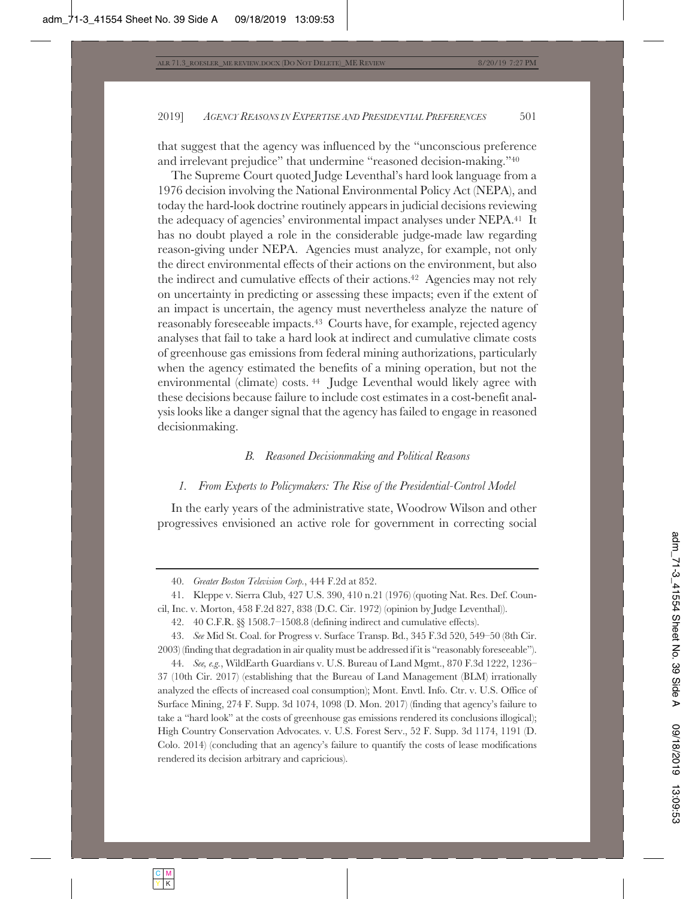that suggest that the agency was influenced by the "unconscious preference and irrelevant prejudice" that undermine "reasoned decision-making."[40]

The Supreme Court quoted Judge Leventhal's hard look language from a 1976 decision involving the National Environmental Policy Act (NEPA), and today the hard-look doctrine routinely appears in judicial decisions reviewing the adequacy of agencies' environmental impact analyses under NEPA.[41] It has no doubt played a role in the considerable judge-made law regarding reason-giving under NEPA. Agencies must analyze, for example, not only the direct environmental effects of their actions on the environment, but also the indirect and cumulative effects of their actions.[42] Agencies may not rely on uncertainty in predicting or assessing these impacts; even if the extent of an impact is uncertain, the agency must nevertheless analyze the nature of reasonably foreseeable impacts.[43] Courts have, for example, rejected agency analyses that fail to take a hard look at indirect and cumulative climate costs of greenhouse gas emissions from federal mining authorizations, particularly when the agency estimated the benefits of a mining operation, but not the environmental (climate) costs.[44] Judge Leventhal would likely agree with these decisions because failure to include cost estimates in a cost-benefit analysis looks like a danger signal that the agency has failed to engage in reasoned decisionmaking.

### *B. Reasoned Decisionmaking and Political Reasons*

#### *1. From Experts to Policymakers: The Rise of the Presidential-Control Model*

In the early years of the administrative state, Woodrow Wilson and other progressives envisioned an active role for government in correcting social

---

40. *Greater Boston Television Corp.*, 444 F.2d at 852.

41. Kleppe v. Sierra Club, 427 U.S. 390, 410 n.21 (1976) (quoting Nat. Res. Def. Council, Inc. v. Morton, 458 F.2d 827, 838 (D.C. Cir. 1972) (opinion by Judge Leventhal)).

42. 40 C.F.R. §§ 1508.7–1508.8 (defining indirect and cumulative effects).

43. *See* Mid St. Coal. for Progress v. Surface Transp. Bd., 345 F.3d 520, 549–50 (8th Cir. 2003) (finding that degradation in air quality must be addressed if it is "reasonably foreseeable").

44. *See, e.g.*, WildEarth Guardians v. U.S. Bureau of Land Mgmt., 870 F.3d 1222, 1236–37 (10th Cir. 2017) (establishing that the Bureau of Land Management (BLM) irrationally analyzed the effects of increased coal consumption); Mont. Envtl. Info. Ctr. v. U.S. Office of Surface Mining, 274 F. Supp. 3d 1074, 1098 (D. Mon. 2017) (finding that agency's failure to take a "hard look" at the costs of greenhouse gas emissions rendered its conclusions illogical); High Country Conservation Advocates. v. U.S. Forest Serv., 52 F. Supp. 3d 1174, 1191 (D. Colo. 2014) (concluding that an agency's failure to quantify the costs of lease modifications rendered its decision arbitrary and capricious).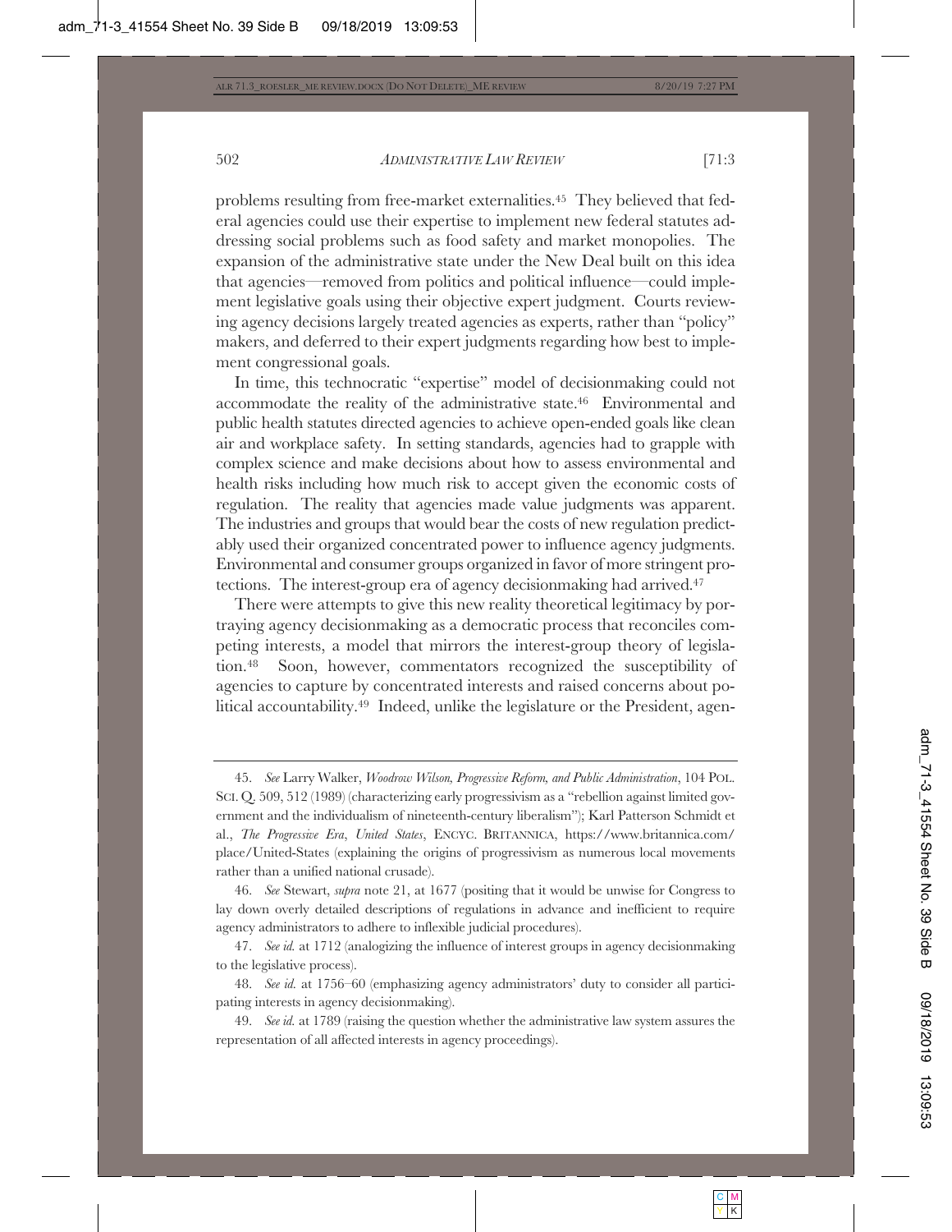problems resulting from free-market externalities.[45] They believed that federal agencies could use their expertise to implement new federal statutes addressing social problems such as food safety and market monopolies. The expansion of the administrative state under the New Deal built on this idea that agencies—removed from politics and political influence—could implement legislative goals using their objective expert judgment. Courts reviewing agency decisions largely treated agencies as experts, rather than "policy" makers, and deferred to their expert judgments regarding how best to implement congressional goals.

In time, this technocratic "expertise" model of decisionmaking could not accommodate the reality of the administrative state.[46] Environmental and public health statutes directed agencies to achieve open-ended goals like clean air and workplace safety. In setting standards, agencies had to grapple with complex science and make decisions about how to assess environmental and health risks including how much risk to accept given the economic costs of regulation. The reality that agencies made value judgments was apparent. The industries and groups that would bear the costs of new regulation predictably used their organized concentrated power to influence agency judgments. Environmental and consumer groups organized in favor of more stringent protections. The interest-group era of agency decisionmaking had arrived.[47]

There were attempts to give this new reality theoretical legitimacy by portraying agency decisionmaking as a democratic process that reconciles competing interests, a model that mirrors the interest-group theory of legislation.[48] Soon, however, commentators recognized the susceptibility of agencies to capture by concentrated interests and raised concerns about political accountability.[49] Indeed, unlike the legislature or the President, agen-

---

45. *See* Larry Walker, *Woodrow Wilson, Progressive Reform, and Public Administration*, 104 POL. SCI. Q. 509, 512 (1989) (characterizing early progressivism as a "rebellion against limited government and the individualism of nineteenth-century liberalism"); Karl Patterson Schmidt et al., *The Progressive Era*, *United States*, ENCYC. BRITANNICA, https://www.britannica.com/place/United-States (explaining the origins of progressivism as numerous local movements rather than a unified national crusade).

46. *See* Stewart, *supra* note 21, at 1677 (positing that it would be unwise for Congress to lay down overly detailed descriptions of regulations in advance and inefficient to require agency administrators to adhere to inflexible judicial procedures).

47. *See id.* at 1712 (analogizing the influence of interest groups in agency decisionmaking to the legislative process).

48. *See id.* at 1756–60 (emphasizing agency administrators' duty to consider all participating interests in agency decisionmaking).

49. *See id.* at 1789 (raising the question whether the administrative law system assures the representation of all affected interests in agency proceedings).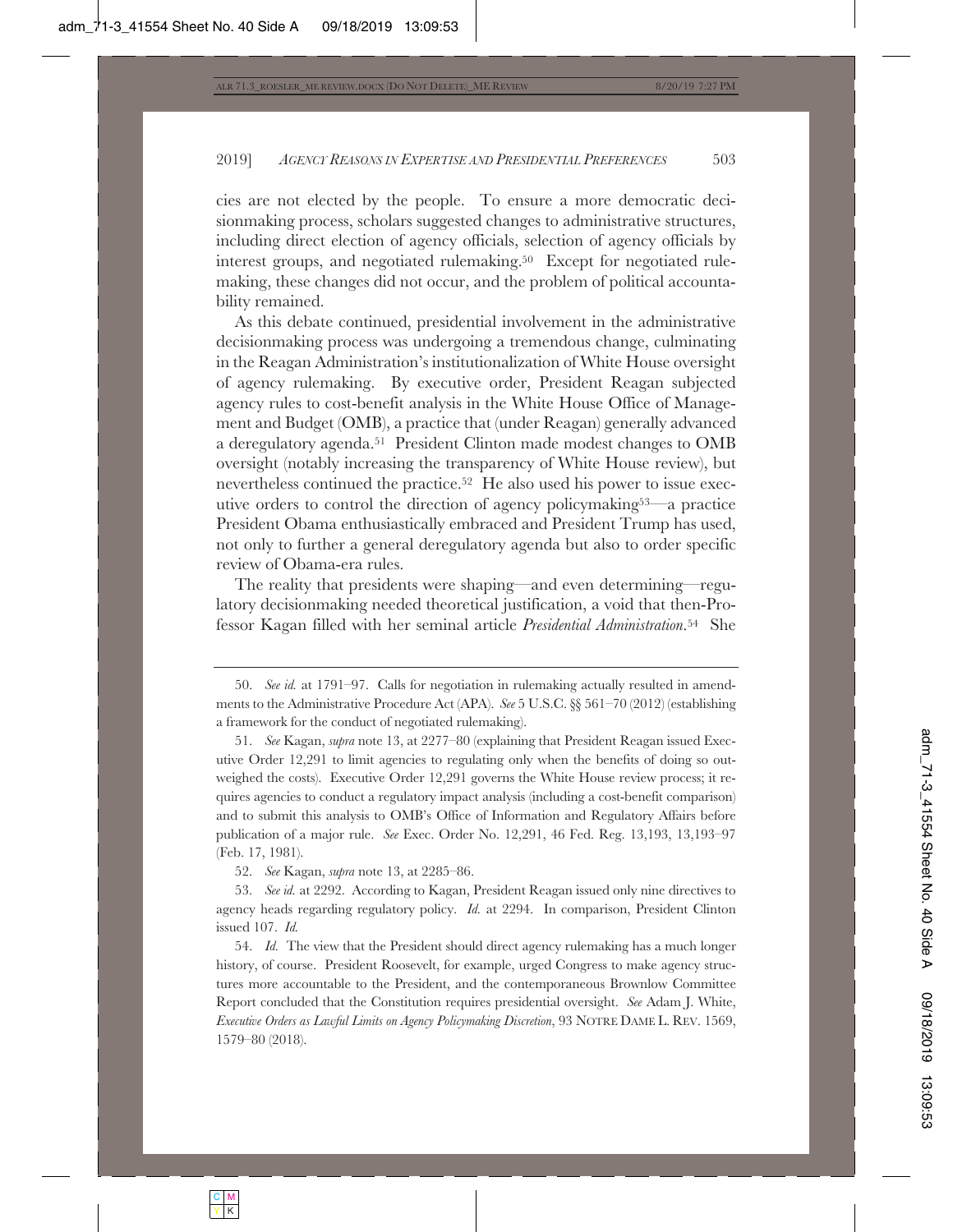cies are not elected by the people. To ensure a more democratic decisionmaking process, scholars suggested changes to administrative structures, including direct election of agency officials, selection of agency officials by interest groups, and negotiated rulemaking.[50] Except for negotiated rulemaking, these changes did not occur, and the problem of political accountability remained.

As this debate continued, presidential involvement in the administrative decisionmaking process was undergoing a tremendous change, culminating in the Reagan Administration's institutionalization of White House oversight of agency rulemaking. By executive order, President Reagan subjected agency rules to cost-benefit analysis in the White House Office of Management and Budget (OMB), a practice that (under Reagan) generally advanced a deregulatory agenda.[51] President Clinton made modest changes to OMB oversight (notably increasing the transparency of White House review), but nevertheless continued the practice.[52] He also used his power to issue executive orders to control the direction of agency policymaking[53]—a practice President Obama enthusiastically embraced and President Trump has used, not only to further a general deregulatory agenda but also to order specific review of Obama-era rules.

The reality that presidents were shaping—and even determining—regulatory decisionmaking needed theoretical justification, a void that then-Professor Kagan filled with her seminal article *Presidential Administration*.[54] She

---

50. *See id.* at 1791–97. Calls for negotiation in rulemaking actually resulted in amendments to the Administrative Procedure Act (APA). *See* 5 U.S.C. §§ 561–70 (2012) (establishing a framework for the conduct of negotiated rulemaking).

51. *See* Kagan, *supra* note 13, at 2277–80 (explaining that President Reagan issued Executive Order 12,291 to limit agencies to regulating only when the benefits of doing so outweighed the costs). Executive Order 12,291 governs the White House review process; it requires agencies to conduct a regulatory impact analysis (including a cost-benefit comparison) and to submit this analysis to OMB's Office of Information and Regulatory Affairs before publication of a major rule. *See* Exec. Order No. 12,291, 46 Fed. Reg. 13,193, 13,193–97 (Feb. 17, 1981).

52. *See* Kagan, *supra* note 13, at 2285–86.

53. *See id.* at 2292. According to Kagan, President Reagan issued only nine directives to agency heads regarding regulatory policy. *Id.* at 2294. In comparison, President Clinton issued 107. *Id.*

54. *Id.* The view that the President should direct agency rulemaking has a much longer history, of course. President Roosevelt, for example, urged Congress to make agency structures more accountable to the President, and the contemporaneous Brownlow Committee Report concluded that the Constitution requires presidential oversight. *See* Adam J. White, *Executive Orders as Lawful Limits on Agency Policymaking Discretion*, 93 NOTRE DAME L. REV. 1569, 1579–80 (2018).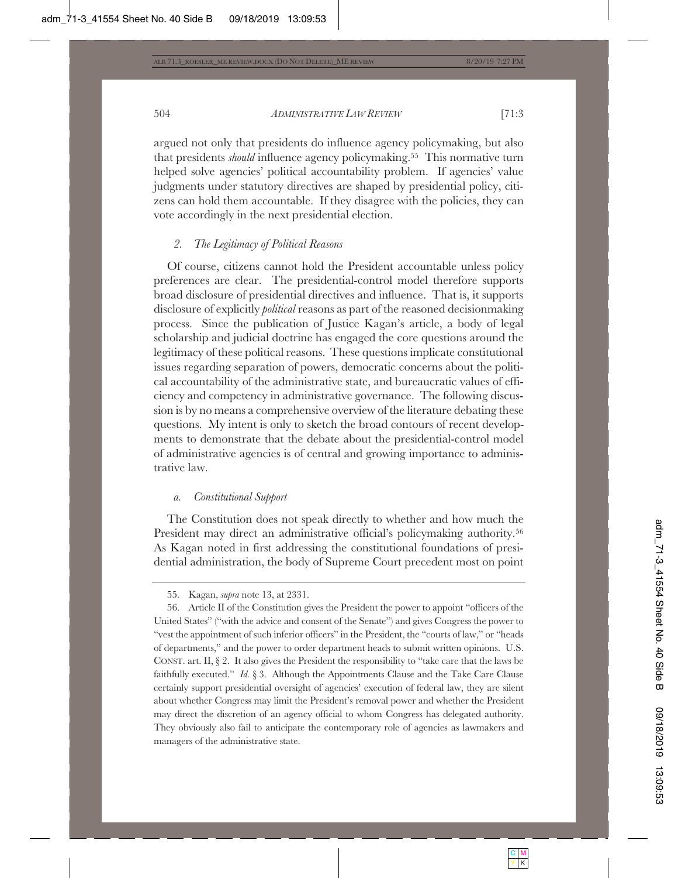argued not only that presidents do influence agency policymaking, but also that presidents *should* influence agency policymaking.[55] This normative turn helped solve agencies' political accountability problem. If agencies' value judgments under statutory directives are shaped by presidential policy, citizens can hold them accountable. If they disagree with the policies, they can vote accordingly in the next presidential election.

### *2. The Legitimacy of Political Reasons*

Of course, citizens cannot hold the President accountable unless policy preferences are clear. The presidential-control model therefore supports broad disclosure of presidential directives and influence. That is, it supports disclosure of explicitly *political* reasons as part of the reasoned decisionmaking process. Since the publication of Justice Kagan's article, a body of legal scholarship and judicial doctrine has engaged the core questions around the legitimacy of these political reasons. These questions implicate constitutional issues regarding separation of powers, democratic concerns about the political accountability of the administrative state, and bureaucratic values of efficiency and competency in administrative governance. The following discussion is by no means a comprehensive overview of the literature debating these questions. My intent is only to sketch the broad contours of recent developments to demonstrate that the debate about the presidential-control model of administrative agencies is of central and growing importance to administrative law.

#### *a. Constitutional Support*

The Constitution does not speak directly to whether and how much the President may direct an administrative official's policymaking authority.[56] As Kagan noted in first addressing the constitutional foundations of presidential administration, the body of Supreme Court precedent most on point

---

55. Kagan, *supra* note 13, at 2331.

56. Article II of the Constitution gives the President the power to appoint "officers of the United States" ("with the advice and consent of the Senate") and gives Congress the power to "vest the appointment of such inferior officers" in the President, the "courts of law," or "heads of departments," and the power to order department heads to submit written opinions. U.S. CONST. art. II, § 2. It also gives the President the responsibility to "take care that the laws be faithfully executed." *Id.* § 3. Although the Appointments Clause and the Take Care Clause certainly support presidential oversight of agencies' execution of federal law, they are silent about whether Congress may limit the President's removal power and whether the President may direct the discretion of an agency official to whom Congress has delegated authority. They obviously also fail to anticipate the contemporary role of agencies as lawmakers and managers of the administrative state.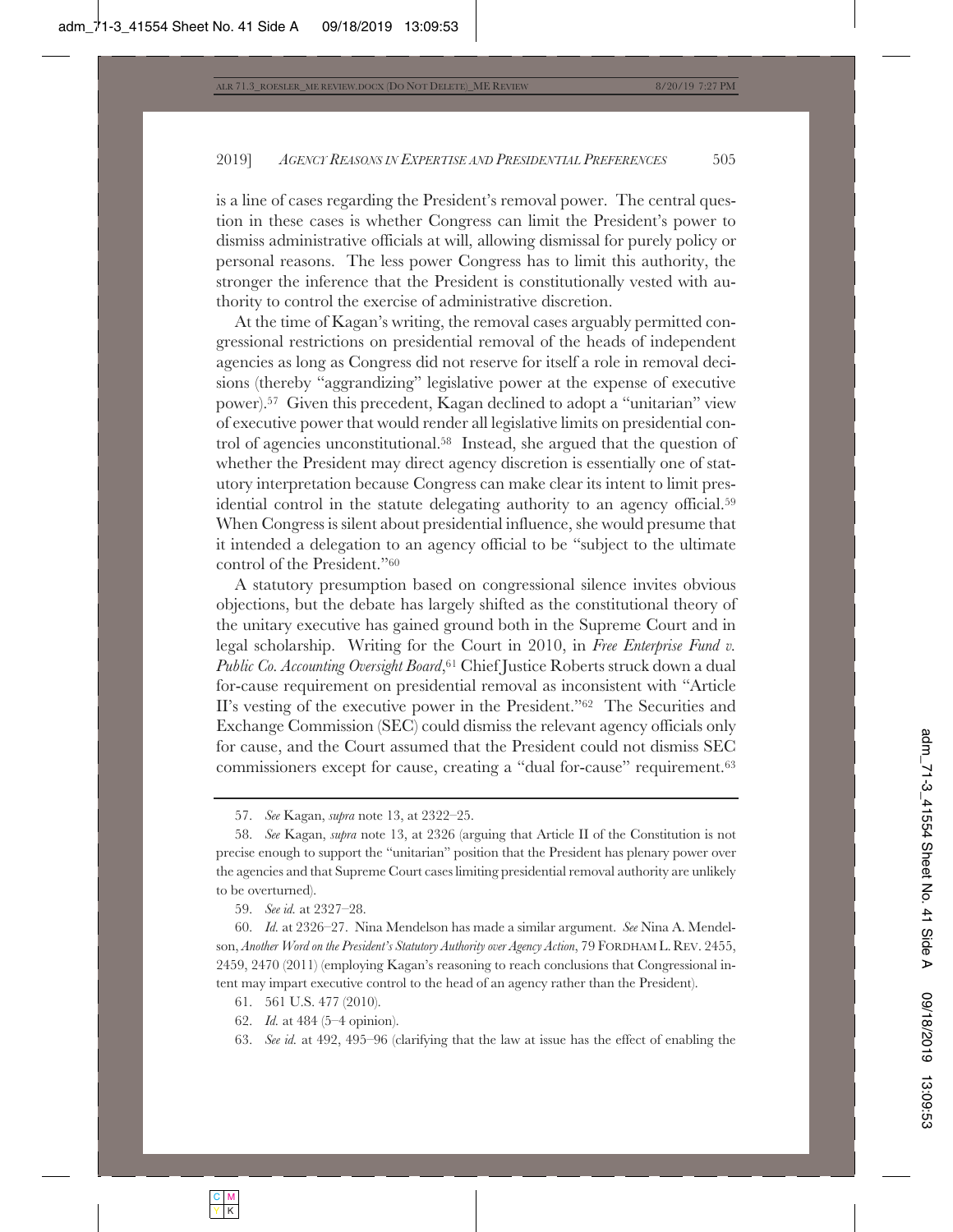is a line of cases regarding the President's removal power. The central question in these cases is whether Congress can limit the President's power to dismiss administrative officials at will, allowing dismissal for purely policy or personal reasons. The less power Congress has to limit this authority, the stronger the inference that the President is constitutionally vested with authority to control the exercise of administrative discretion.

At the time of Kagan's writing, the removal cases arguably permitted congressional restrictions on presidential removal of the heads of independent agencies as long as Congress did not reserve for itself a role in removal decisions (thereby "aggrandizing" legislative power at the expense of executive power).[57] Given this precedent, Kagan declined to adopt a "unitarian" view of executive power that would render all legislative limits on presidential control of agencies unconstitutional.[58] Instead, she argued that the question of whether the President may direct agency discretion is essentially one of statutory interpretation because Congress can make clear its intent to limit presidential control in the statute delegating authority to an agency official.[59] When Congress is silent about presidential influence, she would presume that it intended a delegation to an agency official to be "subject to the ultimate control of the President."[60]

A statutory presumption based on congressional silence invites obvious objections, but the debate has largely shifted as the constitutional theory of the unitary executive has gained ground both in the Supreme Court and in legal scholarship. Writing for the Court in 2010, in *Free Enterprise Fund v. Public Co. Accounting Oversight Board*,[61] Chief Justice Roberts struck down a dual for-cause requirement on presidential removal as inconsistent with "Article II's vesting of the executive power in the President."[62] The Securities and Exchange Commission (SEC) could dismiss the relevant agency officials only for cause, and the Court assumed that the President could not dismiss SEC commissioners except for cause, creating a "dual for-cause" requirement.[63]

---

57. *See* Kagan, *supra* note 13, at 2322–25.

58. *See* Kagan, *supra* note 13, at 2326 (arguing that Article II of the Constitution is not precise enough to support the "unitarian" position that the President has plenary power over the agencies and that Supreme Court cases limiting presidential removal authority are unlikely to be overturned).

59. *See id.* at 2327–28.

60. *Id.* at 2326–27. Nina Mendelson has made a similar argument. *See* Nina A. Mendelson, *Another Word on the President's Statutory Authority over Agency Action*, 79 FORDHAM L. REV. 2455, 2459, 2470 (2011) (employing Kagan's reasoning to reach conclusions that Congressional intent may impart executive control to the head of an agency rather than the President).

61. 561 U.S. 477 (2010).

62. *Id.* at 484 (5–4 opinion).

63. *See id.* at 492, 495–96 (clarifying that the law at issue has the effect of enabling the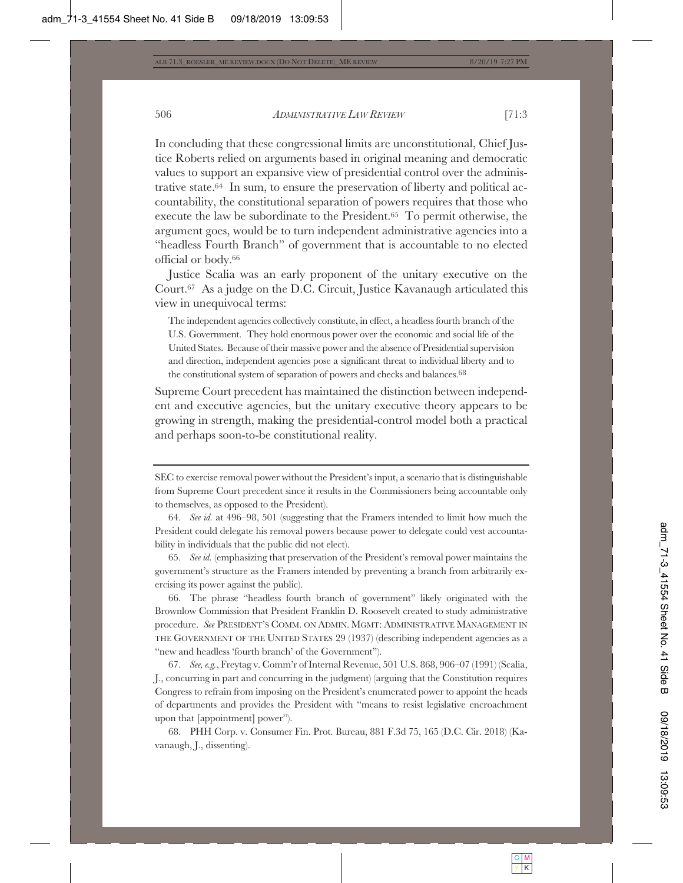In concluding that these congressional limits are unconstitutional, Chief Justice Roberts relied on arguments based in original meaning and democratic values to support an expansive view of presidential control over the administrative state.[64] In sum, to ensure the preservation of liberty and political accountability, the constitutional separation of powers requires that those who execute the law be subordinate to the President.[65] To permit otherwise, the argument goes, would be to turn independent administrative agencies into a "headless Fourth Branch" of government that is accountable to no elected official or body.[66]

Justice Scalia was an early proponent of the unitary executive on the Court.[67] As a judge on the D.C. Circuit, Justice Kavanaugh articulated this view in unequivocal terms:

> The independent agencies collectively constitute, in effect, a headless fourth branch of the U.S. Government. They hold enormous power over the economic and social life of the United States. Because of their massive power and the absence of Presidential supervision and direction, independent agencies pose a significant threat to individual liberty and to the constitutional system of separation of powers and checks and balances.[68]

Supreme Court precedent has maintained the distinction between independent and executive agencies, but the unitary executive theory appears to be growing in strength, making the presidential-control model both a practical and perhaps soon-to-be constitutional reality.

---

SEC to exercise removal power without the President's input, a scenario that is distinguishable from Supreme Court precedent since it results in the Commissioners being accountable only to themselves, as opposed to the President).

64. *See id.* at 496–98, 501 (suggesting that the Framers intended to limit how much the President could delegate his removal powers because power to delegate could vest accountability in individuals that the public did not elect).

65. *See id.* (emphasizing that preservation of the President's removal power maintains the government's structure as the Framers intended by preventing a branch from arbitrarily exercising its power against the public).

66. The phrase "headless fourth branch of government" likely originated with the Brownlow Commission that President Franklin D. Roosevelt created to study administrative procedure. *See* PRESIDENT'S COMM. ON ADMIN. MGMT: ADMINISTRATIVE MANAGEMENT IN THE GOVERNMENT OF THE UNITED STATES 29 (1937) (describing independent agencies as a "new and headless 'fourth branch' of the Government").

67. *See, e.g.*, Freytag v. Comm'r of Internal Revenue, 501 U.S. 868, 906–07 (1991) (Scalia, J., concurring in part and concurring in the judgment) (arguing that the Constitution requires Congress to refrain from imposing on the President's enumerated power to appoint the heads of departments and provides the President with "means to resist legislative encroachment upon that [appointment] power").

68. PHH Corp. v. Consumer Fin. Prot. Bureau, 881 F.3d 75, 165 (D.C. Cir. 2018) (Kavanaugh, J., dissenting).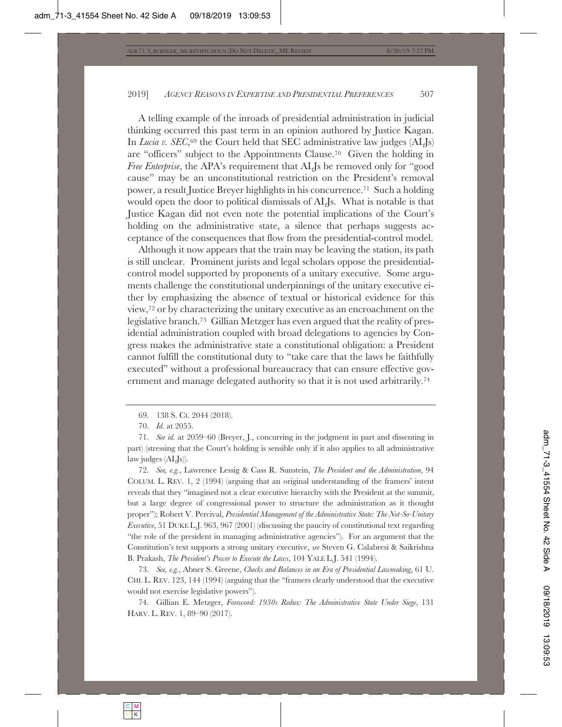A telling example of the inroads of presidential administration in judicial thinking occurred this past term in an opinion authored by Justice Kagan. In *Lucia v. SEC*,[69] the Court held that SEC administrative law judges (ALJs) are "officers" subject to the Appointments Clause.[70] Given the holding in *Free Enterprise*, the APA's requirement that ALJs be removed only for "good cause" may be an unconstitutional restriction on the President's removal power, a result Justice Breyer highlights in his concurrence.[71] Such a holding would open the door to political dismissals of ALJs. What is notable is that Justice Kagan did not even note the potential implications of the Court's holding on the administrative state, a silence that perhaps suggests acceptance of the consequences that flow from the presidential-control model.

Although it now appears that the train may be leaving the station, its path is still unclear. Prominent jurists and legal scholars oppose the presidential-control model supported by proponents of a unitary executive. Some arguments challenge the constitutional underpinnings of the unitary executive either by emphasizing the absence of textual or historical evidence for this view,[72] or by characterizing the unitary executive as an encroachment on the legislative branch.[73] Gillian Metzger has even argued that the reality of presidential administration coupled with broad delegations to agencies by Congress makes the administrative state a constitutional obligation: a President cannot fulfill the constitutional duty to "take care that the laws be faithfully executed" without a professional bureaucracy that can ensure effective government and manage delegated authority so that it is not used arbitrarily.[74]

---

69. 138 S. Ct. 2044 (2018).

70. *Id.* at 2055.

71. *See id.* at 2059–60 (Breyer, J., concurring in the judgment in part and dissenting in part) (stressing that the Court's holding is sensible only if it also applies to all administrative law judges (ALJs)).

72. *See, e.g.*, Lawrence Lessig & Cass R. Sunstein, *The President and the Administration*, 94 COLUM. L. REV. 1, 2 (1994) (arguing that an original understanding of the framers' intent reveals that they "imagined not a clear executive hierarchy with the President at the summit, but a large degree of congressional power to structure the administration as it thought proper"); Robert V. Percival, *Presidential Management of the Administrative State: The Not-So-Unitary Executive*, 51 DUKE L.J. 963, 967 (2001) (discussing the paucity of constitutional text regarding "the role of the president in managing administrative agencies"). For an argument that the Constitution's text supports a strong unitary executive, *see* Steven G. Calabresi & Saikrishna B. Prakash, *The President's Power to Execute the Laws*, 104 YALE L.J. 541 (1994).

73. *See, e.g.*, Abner S. Greene, *Checks and Balances in an Era of Presidential Lawmaking*, 61 U. CHI. L. REV. 123, 144 (1994) (arguing that the "framers clearly understood that the executive would not exercise legislative powers").

74. Gillian E. Metzger, *Foreword: 1930s Redux: The Administrative State Under Siege*, 131 HARV. L. REV. 1, 89–90 (2017).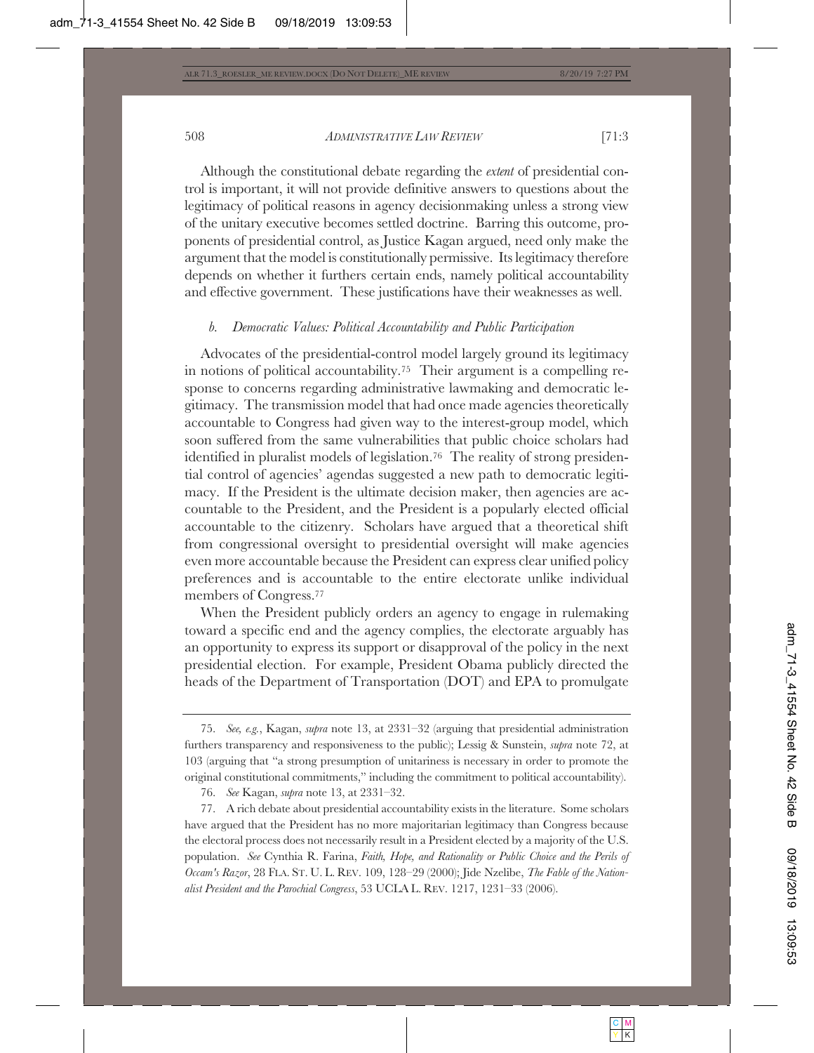Although the constitutional debate regarding the *extent* of presidential control is important, it will not provide definitive answers to questions about the legitimacy of political reasons in agency decisionmaking unless a strong view of the unitary executive becomes settled doctrine. Barring this outcome, proponents of presidential control, as Justice Kagan argued, need only make the argument that the model is constitutionally permissive. Its legitimacy therefore depends on whether it furthers certain ends, namely political accountability and effective government. These justifications have their weaknesses as well.

*b. Democratic Values: Political Accountability and Public Participation*

Advocates of the presidential-control model largely ground its legitimacy in notions of political accountability.[75] Their argument is a compelling response to concerns regarding administrative lawmaking and democratic legitimacy. The transmission model that had once made agencies theoretically accountable to Congress had given way to the interest-group model, which soon suffered from the same vulnerabilities that public choice scholars had identified in pluralist models of legislation.[76] The reality of strong presidential control of agencies' agendas suggested a new path to democratic legitimacy. If the President is the ultimate decision maker, then agencies are accountable to the President, and the President is a popularly elected official accountable to the citizenry. Scholars have argued that a theoretical shift from congressional oversight to presidential oversight will make agencies even more accountable because the President can express clear unified policy preferences and is accountable to the entire electorate unlike individual members of Congress.[77]

When the President publicly orders an agency to engage in rulemaking toward a specific end and the agency complies, the electorate arguably has an opportunity to express its support or disapproval of the policy in the next presidential election. For example, President Obama publicly directed the heads of the Department of Transportation (DOT) and EPA to promulgate

---

75. *See, e.g.*, Kagan, *supra* note 13, at 2331–32 (arguing that presidential administration furthers transparency and responsiveness to the public); Lessig & Sunstein, *supra* note 72, at 103 (arguing that "a strong presumption of unitariness is necessary in order to promote the original constitutional commitments," including the commitment to political accountability).

76. *See* Kagan, *supra* note 13, at 2331–32.

77. A rich debate about presidential accountability exists in the literature. Some scholars have argued that the President has no more majoritarian legitimacy than Congress because the electoral process does not necessarily result in a President elected by a majority of the U.S. population. *See* Cynthia R. Farina, *Faith, Hope, and Rationality or Public Choice and the Perils of Occam's Razor*, 28 FLA. ST. U. L. REV. 109, 128–29 (2000); Jide Nzelibe, *The Fable of the Nationalist President and the Parochial Congress*, 53 UCLA L. REV. 1217, 1231–33 (2006).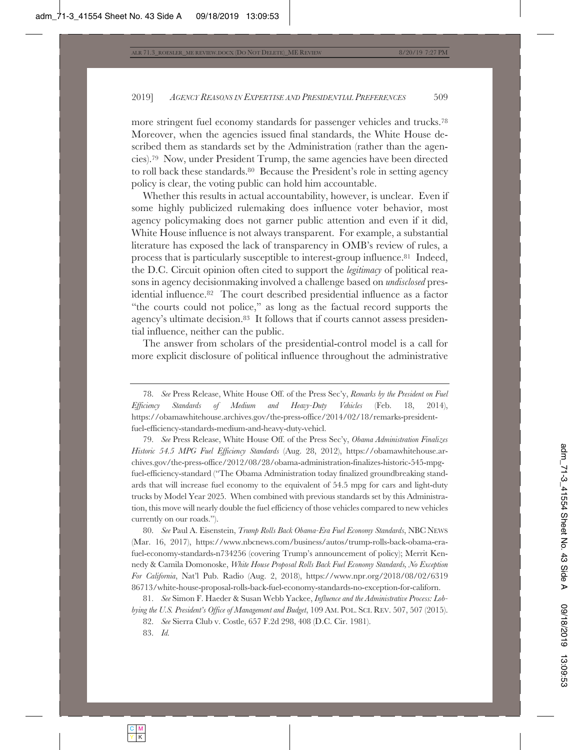more stringent fuel economy standards for passenger vehicles and trucks.[78] Moreover, when the agencies issued final standards, the White House described them as standards set by the Administration (rather than the agencies).[79] Now, under President Trump, the same agencies have been directed to roll back these standards.[80] Because the President's role in setting agency policy is clear, the voting public can hold him accountable.

Whether this results in actual accountability, however, is unclear. Even if some highly publicized rulemaking does influence voter behavior, most agency policymaking does not garner public attention and even if it did, White House influence is not always transparent. For example, a substantial literature has exposed the lack of transparency in OMB's review of rules, a process that is particularly susceptible to interest-group influence.[81] Indeed, the D.C. Circuit opinion often cited to support the *legitimacy* of political reasons in agency decisionmaking involved a challenge based on *undisclosed* presidential influence.[82] The court described presidential influence as a factor "the courts could not police," as long as the factual record supports the agency's ultimate decision.[83] It follows that if courts cannot assess presidential influence, neither can the public.

The answer from scholars of the presidential-control model is a call for more explicit disclosure of political influence throughout the administrative

---

78. *See* Press Release, White House Off. of the Press Sec'y, *Remarks by the President on Fuel Efficiency Standards of Medium and Heavy-Duty Vehicles* (Feb. 18, 2014), https://obamawhitehouse.archives.gov/the-press-office/2014/02/18/remarks-president-fuel-efficiency-standards-medium-and-heavy-duty-vehicl.

79. *See* Press Release, White House Off. of the Press Sec'y, *Obama Administration Finalizes Historic 54.5 MPG Fuel Efficiency Standards* (Aug. 28, 2012), https://obamawhitehouse.archives.gov/the-press-office/2012/08/28/obama-administration-finalizes-historic-545-mpg-fuel-efficiency-standard ("The Obama Administration today finalized groundbreaking standards that will increase fuel economy to the equivalent of 54.5 mpg for cars and light-duty trucks by Model Year 2025. When combined with previous standards set by this Administration, this move will nearly double the fuel efficiency of those vehicles compared to new vehicles currently on our roads.").

80. *See* Paul A. Eisenstein, *Trump Rolls Back Obama-Era Fuel Economy Standards*, NBC NEWS (Mar. 16, 2017), https://www.nbcnews.com/business/autos/trump-rolls-back-obama-era-fuel-economy-standards-n734256 (covering Trump's announcement of policy); Merrit Kennedy & Camila Domonoske, *White House Proposal Rolls Back Fuel Economy Standards, No Exception For California*, Nat'l Pub. Radio (Aug. 2, 2018), https://www.npr.org/2018/08/02/631986713/white-house-proposal-rolls-back-fuel-economy-standards-no-exception-for-californ.

81. *See* Simon F. Haeder & Susan Webb Yackee, *Influence and the Administrative Process: Lobbying the U.S. President's Office of Management and Budget*, 109 AM. POL. SCI. REV. 507, 507 (2015).

82. *See* Sierra Club v. Costle, 657 F.2d 298, 408 (D.C. Cir. 1981).

83. *Id.*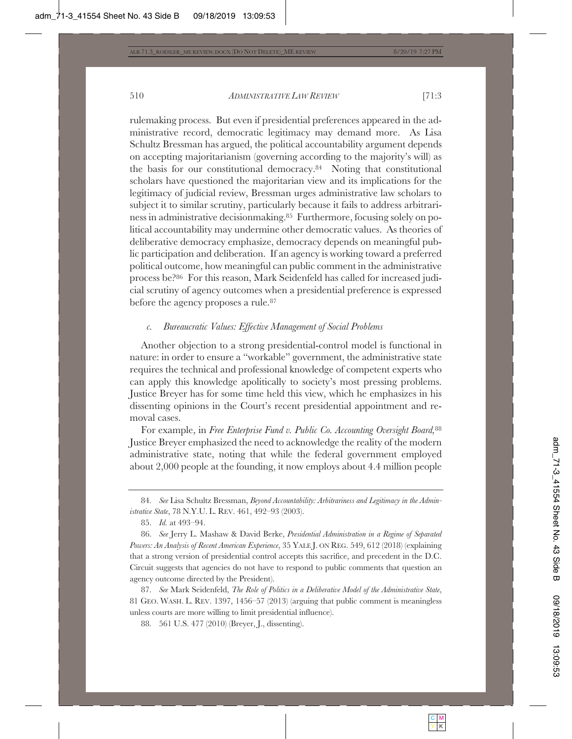rulemaking process. But even if presidential preferences appeared in the administrative record, democratic legitimacy may demand more. As Lisa Schultz Bressman has argued, the political accountability argument depends on accepting majoritarianism (governing according to the majority's will) as the basis for our constitutional democracy.[84] Noting that constitutional scholars have questioned the majoritarian view and its implications for the legitimacy of judicial review, Bressman urges administrative law scholars to subject it to similar scrutiny, particularly because it fails to address arbitrariness in administrative decisionmaking.[85] Furthermore, focusing solely on political accountability may undermine other democratic values. As theories of deliberative democracy emphasize, democracy depends on meaningful public participation and deliberation. If an agency is working toward a preferred political outcome, how meaningful can public comment in the administrative process be?[86] For this reason, Mark Seidenfeld has called for increased judicial scrutiny of agency outcomes when a presidential preference is expressed before the agency proposes a rule.[87]

#### *c. Bureaucratic Values: Effective Management of Social Problems*

Another objection to a strong presidential-control model is functional in nature: in order to ensure a "workable" government, the administrative state requires the technical and professional knowledge of competent experts who can apply this knowledge apolitically to society's most pressing problems. Justice Breyer has for some time held this view, which he emphasizes in his dissenting opinions in the Court's recent presidential appointment and removal cases.

For example, in *Free Enterprise Fund v. Public Co. Accounting Oversight Board*,[88] Justice Breyer emphasized the need to acknowledge the reality of the modern administrative state, noting that while the federal government employed about 2,000 people at the founding, it now employs about 4.4 million people

---

84. *See* Lisa Schultz Bressman, *Beyond Accountability: Arbitrariness and Legitimacy in the Administrative State*, 78 N.Y.U. L. REV. 461, 492–93 (2003).

85. *Id.* at 493–94.

86. *See* Jerry L. Mashaw & David Berke, *Presidential Administration in a Regime of Separated Powers: An Analysis of Recent American Experience*, 35 YALE J. ON REG. 549, 612 (2018) (explaining that a strong version of presidential control accepts this sacrifice, and precedent in the D.C. Circuit suggests that agencies do not have to respond to public comments that question an agency outcome directed by the President).

87. *See* Mark Seidenfeld, *The Role of Politics in a Deliberative Model of the Administrative State*, 81 GEO. WASH. L. REV. 1397, 1456–57 (2013) (arguing that public comment is meaningless unless courts are more willing to limit presidential influence).

88. 561 U.S. 477 (2010) (Breyer, J., dissenting).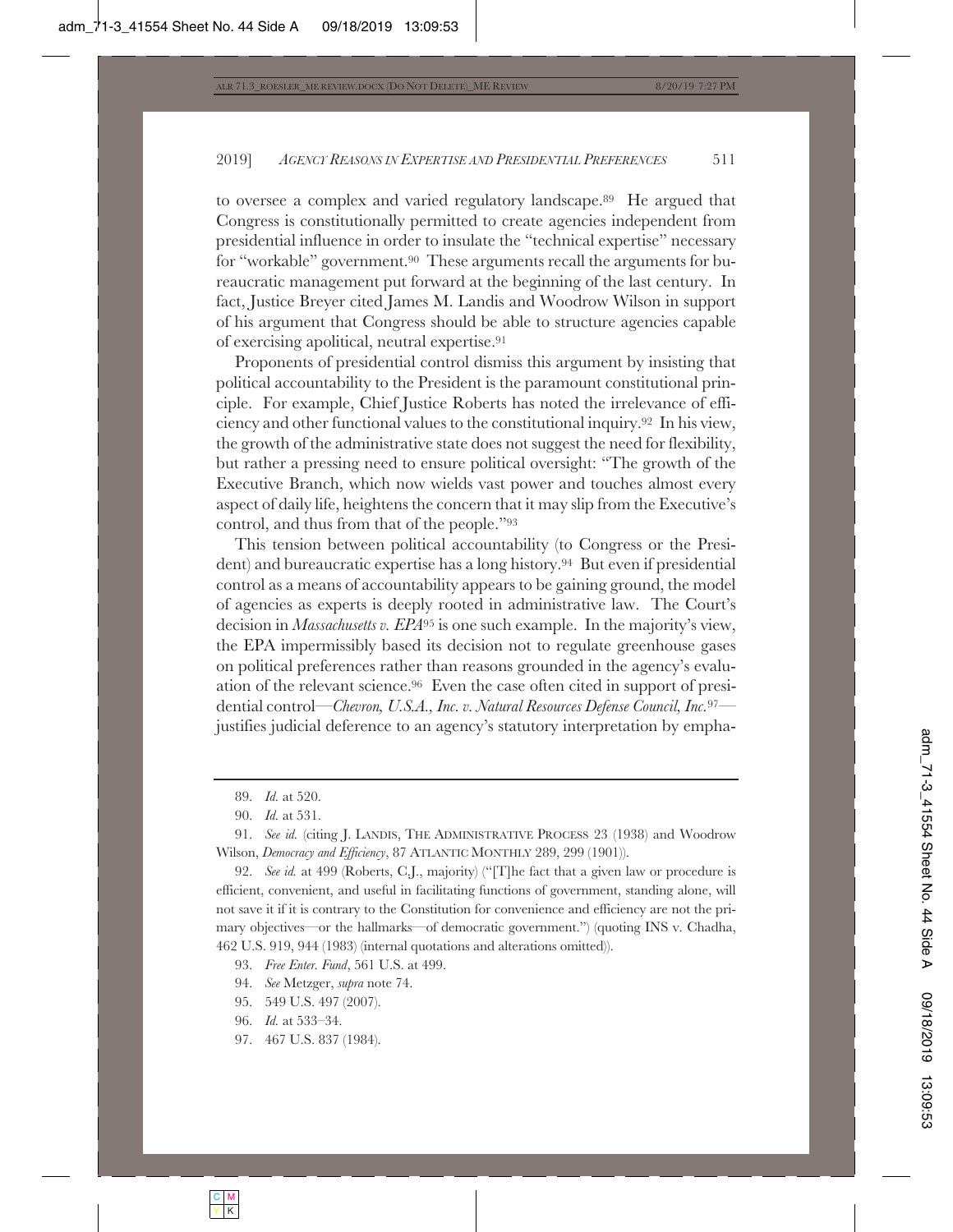to oversee a complex and varied regulatory landscape.[89] He argued that Congress is constitutionally permitted to create agencies independent from presidential influence in order to insulate the "technical expertise" necessary for "workable" government.[90] These arguments recall the arguments for bureaucratic management put forward at the beginning of the last century. In fact, Justice Breyer cited James M. Landis and Woodrow Wilson in support of his argument that Congress should be able to structure agencies capable of exercising apolitical, neutral expertise.[91]

Proponents of presidential control dismiss this argument by insisting that political accountability to the President is the paramount constitutional principle. For example, Chief Justice Roberts has noted the irrelevance of efficiency and other functional values to the constitutional inquiry.[92] In his view, the growth of the administrative state does not suggest the need for flexibility, but rather a pressing need to ensure political oversight: "The growth of the Executive Branch, which now wields vast power and touches almost every aspect of daily life, heightens the concern that it may slip from the Executive's control, and thus from that of the people."[93]

This tension between political accountability (to Congress or the President) and bureaucratic expertise has a long history.[94] But even if presidential control as a means of accountability appears to be gaining ground, the model of agencies as experts is deeply rooted in administrative law. The Court's decision in *Massachusetts v. EPA*[95] is one such example. In the majority's view, the EPA impermissibly based its decision not to regulate greenhouse gases on political preferences rather than reasons grounded in the agency's evaluation of the relevant science.[96] Even the case often cited in support of presidential control—*Chevron, U.S.A., Inc. v. Natural Resources Defense Council, Inc.*[97]—justifies judicial deference to an agency's statutory interpretation by empha-

---

89. *Id.* at 520.

90. *Id.* at 531.

91. *See id.* (citing J. LANDIS, THE ADMINISTRATIVE PROCESS 23 (1938) and Woodrow Wilson, *Democracy and Efficiency*, 87 ATLANTIC MONTHLY 289, 299 (1901)).

92. *See id.* at 499 (Roberts, C.J., majority) ("[T]he fact that a given law or procedure is efficient, convenient, and useful in facilitating functions of government, standing alone, will not save it if it is contrary to the Constitution for convenience and efficiency are not the primary objectives—or the hallmarks—of democratic government.") (quoting INS v. Chadha, 462 U.S. 919, 944 (1983) (internal quotations and alterations omitted)).

93. *Free Enter. Fund*, 561 U.S. at 499.

94. *See* Metzger, *supra* note 74.

95. 549 U.S. 497 (2007).

96. *Id.* at 533–34.

97. 467 U.S. 837 (1984).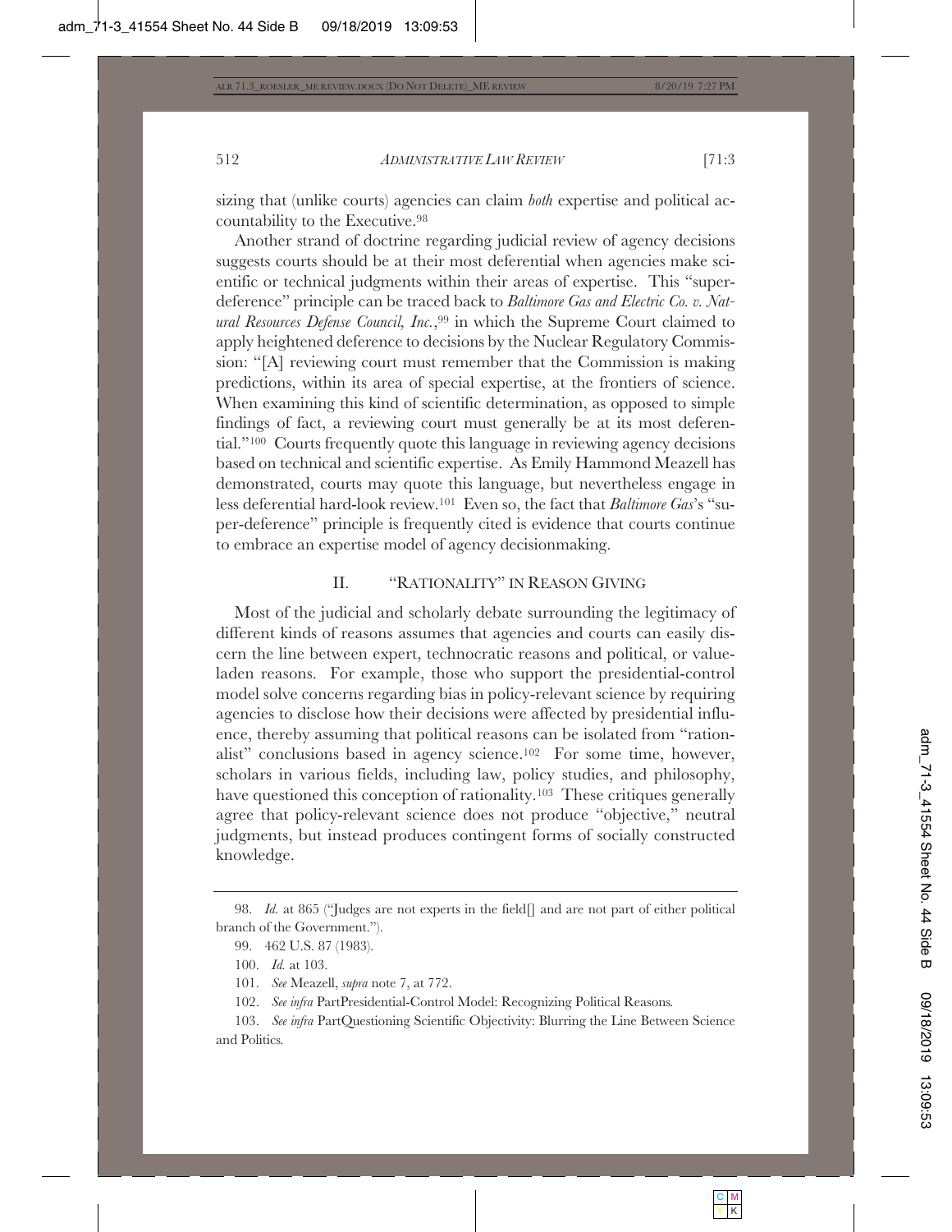sizing that (unlike courts) agencies can claim *both* expertise and political accountability to the Executive.[98]

Another strand of doctrine regarding judicial review of agency decisions suggests courts should be at their most deferential when agencies make scientific or technical judgments within their areas of expertise. This "super-deference" principle can be traced back to *Baltimore Gas and Electric Co. v. Natural Resources Defense Council, Inc.*,[99] in which the Supreme Court claimed to apply heightened deference to decisions by the Nuclear Regulatory Commission: "[A] reviewing court must remember that the Commission is making predictions, within its area of special expertise, at the frontiers of science. When examining this kind of scientific determination, as opposed to simple findings of fact, a reviewing court must generally be at its most deferential."[100] Courts frequently quote this language in reviewing agency decisions based on technical and scientific expertise. As Emily Hammond Meazell has demonstrated, courts may quote this language, but nevertheless engage in less deferential hard-look review.[101] Even so, the fact that *Baltimore Gas*'s "super-deference" principle is frequently cited is evidence that courts continue to embrace an expertise model of agency decisionmaking.

## II. "RATIONALITY" IN REASON GIVING

Most of the judicial and scholarly debate surrounding the legitimacy of different kinds of reasons assumes that agencies and courts can easily discern the line between expert, technocratic reasons and political, or value-laden reasons. For example, those who support the presidential-control model solve concerns regarding bias in policy-relevant science by requiring agencies to disclose how their decisions were affected by presidential influence, thereby assuming that political reasons can be isolated from "rationalist" conclusions based in agency science.[102] For some time, however, scholars in various fields, including law, policy studies, and philosophy, have questioned this conception of rationality.[103] These critiques generally agree that policy-relevant science does not produce "objective," neutral judgments, but instead produces contingent forms of socially constructed knowledge.

---

98. *Id.* at 865 ("Judges are not experts in the field[] and are not part of either political branch of the Government.").

99. 462 U.S. 87 (1983).

100. *Id.* at 103.

101. *See* Meazell, *supra* note 7, at 772.

102. *See infra* PartPresidential-Control Model: Recognizing Political Reasons.

103. *See infra* PartQuestioning Scientific Objectivity: Blurring the Line Between Science and Politics.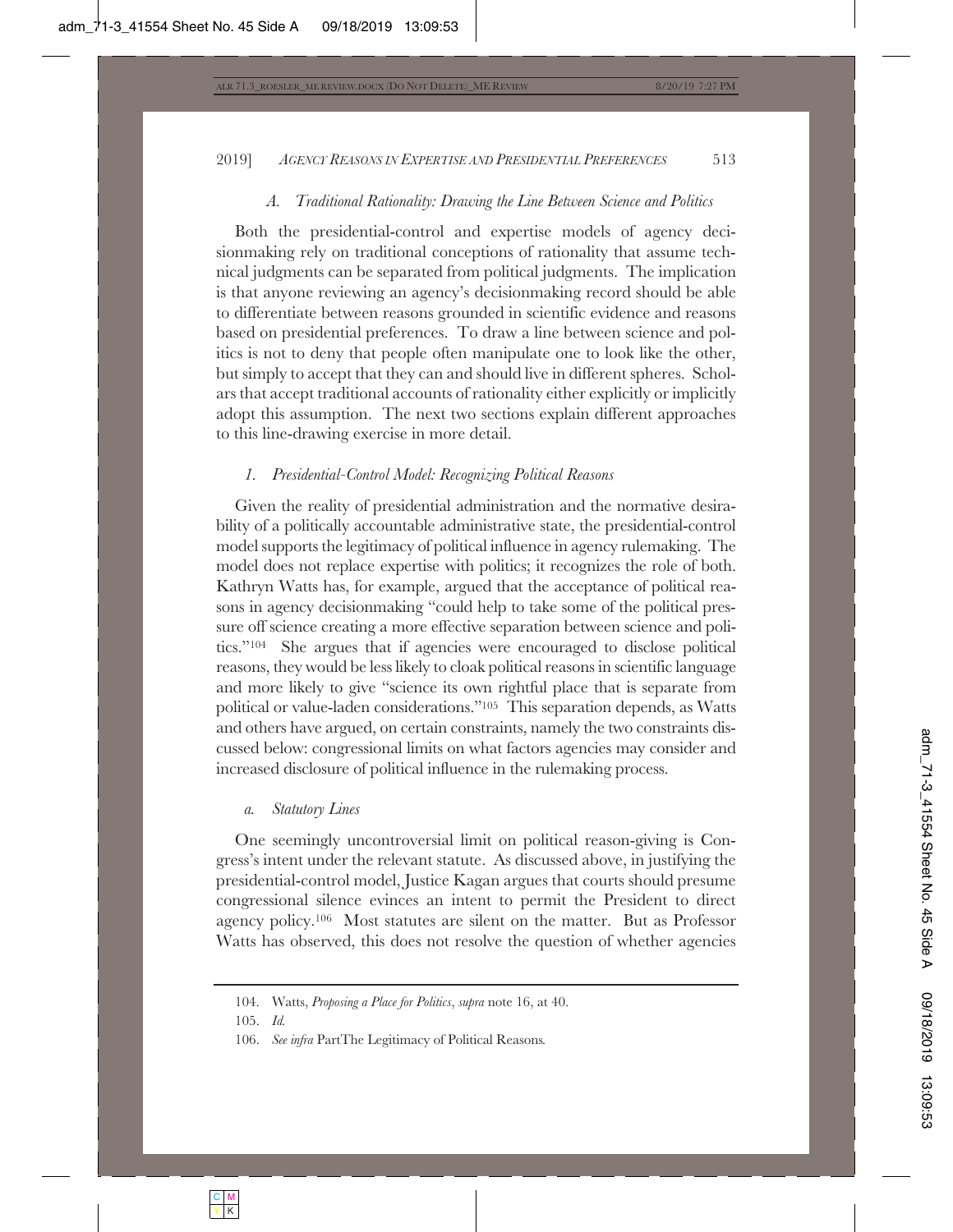### A. *Traditional Rationality: Drawing the Line Between Science and Politics*

Both the presidential-control and expertise models of agency decisionmaking rely on traditional conceptions of rationality that assume technical judgments can be separated from political judgments. The implication is that anyone reviewing an agency's decisionmaking record should be able to differentiate between reasons grounded in scientific evidence and reasons based on presidential preferences. To draw a line between science and politics is not to deny that people often manipulate one to look like the other, but simply to accept that they can and should live in different spheres. Scholars that accept traditional accounts of rationality either explicitly or implicitly adopt this assumption. The next two sections explain different approaches to this line-drawing exercise in more detail.

#### 1. *Presidential-Control Model: Recognizing Political Reasons*

Given the reality of presidential administration and the normative desirability of a politically accountable administrative state, the presidential-control model supports the legitimacy of political influence in agency rulemaking. The model does not replace expertise with politics; it recognizes the role of both. Kathryn Watts has, for example, argued that the acceptance of political reasons in agency decisionmaking "could help to take some of the political pressure off science creating a more effective separation between science and politics."[104] She argues that if agencies were encouraged to disclose political reasons, they would be less likely to cloak political reasons in scientific language and more likely to give "science its own rightful place that is separate from political or value-laden considerations."[105] This separation depends, as Watts and others have argued, on certain constraints, namely the two constraints discussed below: congressional limits on what factors agencies may consider and increased disclosure of political influence in the rulemaking process.

##### a. *Statutory Lines*

One seemingly uncontroversial limit on political reason-giving is Congress's intent under the relevant statute. As discussed above, in justifying the presidential-control model, Justice Kagan argues that courts should presume congressional silence evinces an intent to permit the President to direct agency policy.[106] Most statutes are silent on the matter. But as Professor Watts has observed, this does not resolve the question of whether agencies

---

104. Watts, *Proposing a Place for Politics*, *supra* note 16, at 40.

105. *Id.*

106. *See infra* PartThe Legitimacy of Political Reasons.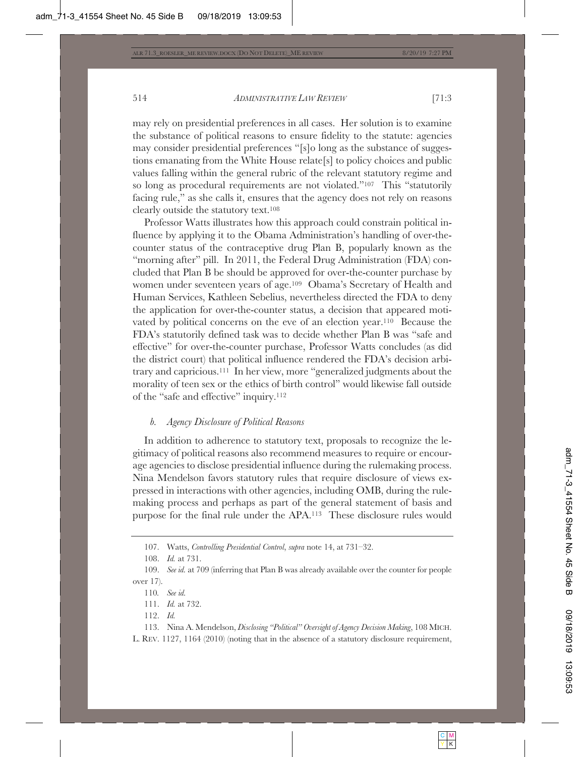may rely on presidential preferences in all cases. Her solution is to examine the substance of political reasons to ensure fidelity to the statute: agencies may consider presidential preferences "[s]o long as the substance of suggestions emanating from the White House relate[s] to policy choices and public values falling within the general rubric of the relevant statutory regime and so long as procedural requirements are not violated."[107] This "statutorily facing rule," as she calls it, ensures that the agency does not rely on reasons clearly outside the statutory text.[108]

Professor Watts illustrates how this approach could constrain political influence by applying it to the Obama Administration's handling of over-the-counter status of the contraceptive drug Plan B, popularly known as the "morning after" pill. In 2011, the Federal Drug Administration (FDA) concluded that Plan B be should be approved for over-the-counter purchase by women under seventeen years of age.[109] Obama's Secretary of Health and Human Services, Kathleen Sebelius, nevertheless directed the FDA to deny the application for over-the-counter status, a decision that appeared motivated by political concerns on the eve of an election year.[110] Because the FDA's statutorily defined task was to decide whether Plan B was "safe and effective" for over-the-counter purchase, Professor Watts concludes (as did the district court) that political influence rendered the FDA's decision arbitrary and capricious.[111] In her view, more "generalized judgments about the morality of teen sex or the ethics of birth control" would likewise fall outside of the "safe and effective" inquiry.[112]

### *b. Agency Disclosure of Political Reasons*

In addition to adherence to statutory text, proposals to recognize the legitimacy of political reasons also recommend measures to require or encourage agencies to disclose presidential influence during the rulemaking process. Nina Mendelson favors statutory rules that require disclosure of views expressed in interactions with other agencies, including OMB, during the rulemaking process and perhaps as part of the general statement of basis and purpose for the final rule under the APA.[113] These disclosure rules would

---

107. Watts, *Controlling Presidential Control*, *supra* note 14, at 731–32.

108. *Id.* at 731.

109. *See id.* at 709 (inferring that Plan B was already available over the counter for people over 17).

110. *See id.*

111. *Id.* at 732.

112. *Id.*

113. Nina A. Mendelson, *Disclosing "Political" Oversight of Agency Decision Making*, 108 MICH. L. REV. 1127, 1164 (2010) (noting that in the absence of a statutory disclosure requirement,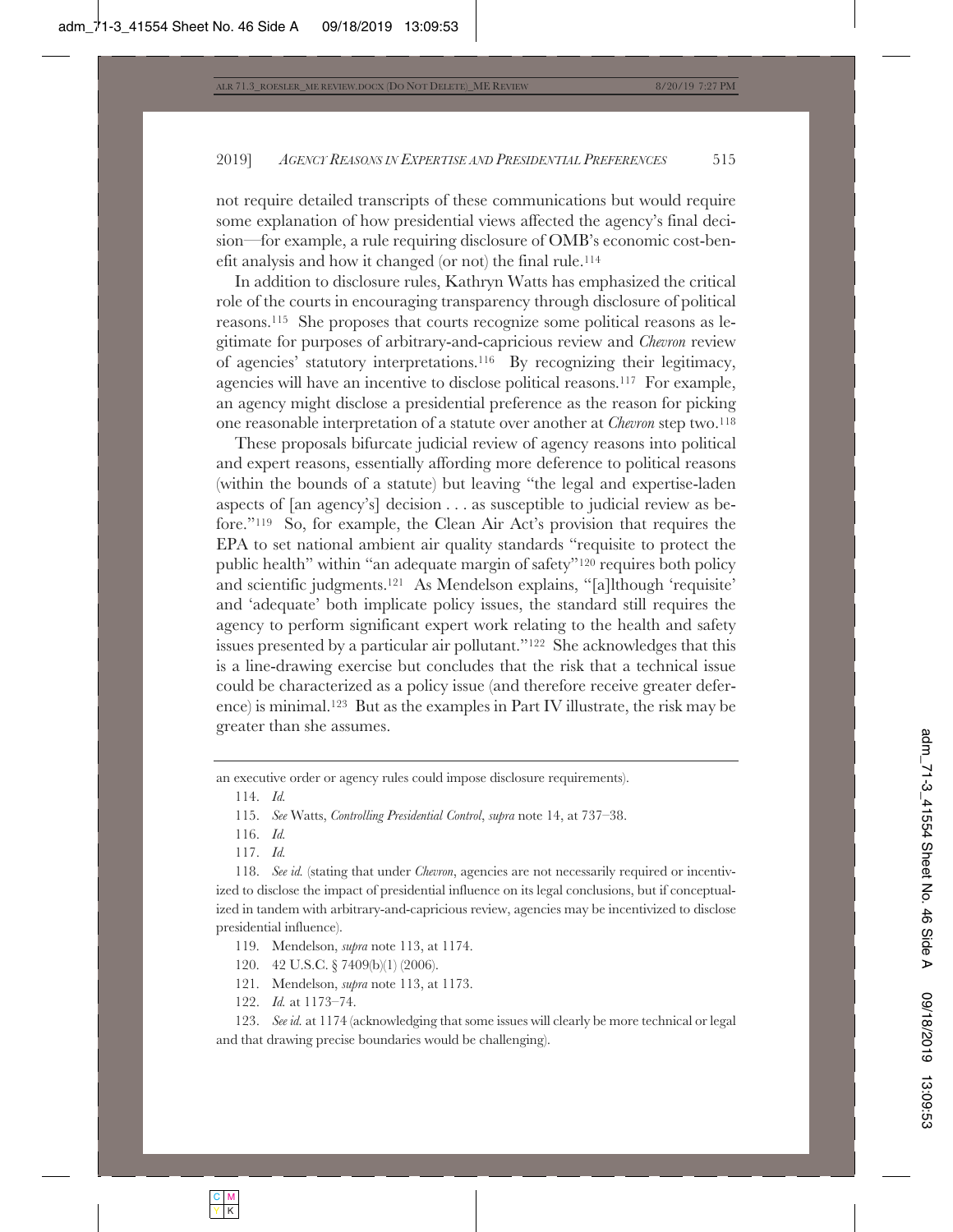not require detailed transcripts of these communications but would require some explanation of how presidential views affected the agency's final decision—for example, a rule requiring disclosure of OMB's economic cost-benefit analysis and how it changed (or not) the final rule.[114]

In addition to disclosure rules, Kathryn Watts has emphasized the critical role of the courts in encouraging transparency through disclosure of political reasons.[115] She proposes that courts recognize some political reasons as legitimate for purposes of arbitrary-and-capricious review and *Chevron* review of agencies' statutory interpretations.[116] By recognizing their legitimacy, agencies will have an incentive to disclose political reasons.[117] For example, an agency might disclose a presidential preference as the reason for picking one reasonable interpretation of a statute over another at *Chevron* step two.[118]

These proposals bifurcate judicial review of agency reasons into political and expert reasons, essentially affording more deference to political reasons (within the bounds of a statute) but leaving "the legal and expertise-laden aspects of [an agency's] decision . . . as susceptible to judicial review as before."[119] So, for example, the Clean Air Act's provision that requires the EPA to set national ambient air quality standards "requisite to protect the public health" within "an adequate margin of safety"[120] requires both policy and scientific judgments.[121] As Mendelson explains, "[a]lthough 'requisite' and 'adequate' both implicate policy issues, the standard still requires the agency to perform significant expert work relating to the health and safety issues presented by a particular air pollutant."[122] She acknowledges that this is a line-drawing exercise but concludes that the risk that a technical issue could be characterized as a policy issue (and therefore receive greater deference) is minimal.[123] But as the examples in Part IV illustrate, the risk may be greater than she assumes.

---

an executive order or agency rules could impose disclosure requirements).

114. *Id.*

115. *See* Watts, *Controlling Presidential Control*, *supra* note 14, at 737–38.

116. *Id.*

117. *Id.*

118. *See id.* (stating that under *Chevron*, agencies are not necessarily required or incentivized to disclose the impact of presidential influence on its legal conclusions, but if conceptualized in tandem with arbitrary-and-capricious review, agencies may be incentivized to disclose presidential influence).

119. Mendelson, *supra* note 113, at 1174.

120. 42 U.S.C. § 7409(b)(1) (2006).

121. Mendelson, *supra* note 113, at 1173.

122. *Id.* at 1173–74.

123. *See id.* at 1174 (acknowledging that some issues will clearly be more technical or legal and that drawing precise boundaries would be challenging).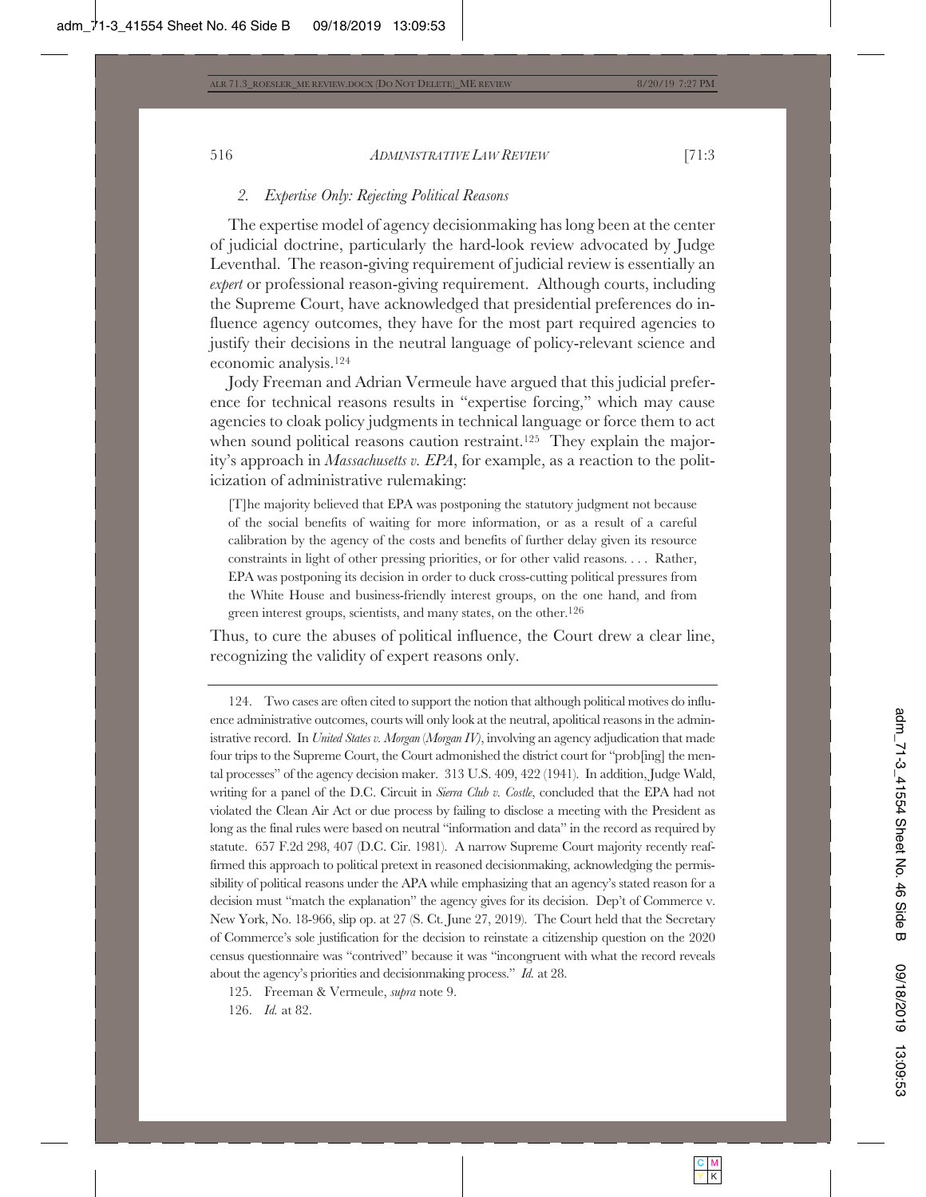### *2. Expertise Only: Rejecting Political Reasons*

The expertise model of agency decisionmaking has long been at the center of judicial doctrine, particularly the hard-look review advocated by Judge Leventhal. The reason-giving requirement of judicial review is essentially an *expert* or professional reason-giving requirement. Although courts, including the Supreme Court, have acknowledged that presidential preferences do influence agency outcomes, they have for the most part required agencies to justify their decisions in the neutral language of policy-relevant science and economic analysis.[124]

Jody Freeman and Adrian Vermeule have argued that this judicial preference for technical reasons results in "expertise forcing," which may cause agencies to cloak policy judgments in technical language or force them to act when sound political reasons caution restraint.[125] They explain the majority's approach in *Massachusetts v. EPA*, for example, as a reaction to the politicization of administrative rulemaking:

> [T]he majority believed that EPA was postponing the statutory judgment not because of the social benefits of waiting for more information, or as a result of a careful calibration by the agency of the costs and benefits of further delay given its resource constraints in light of other pressing priorities, or for other valid reasons. . . . Rather, EPA was postponing its decision in order to duck cross-cutting political pressures from the White House and business-friendly interest groups, on the one hand, and from green interest groups, scientists, and many states, on the other.[126]

Thus, to cure the abuses of political influence, the Court drew a clear line, recognizing the validity of expert reasons only.

---

124. Two cases are often cited to support the notion that although political motives do influence administrative outcomes, courts will only look at the neutral, apolitical reasons in the administrative record. In *United States v. Morgan* (*Morgan IV*), involving an agency adjudication that made four trips to the Supreme Court, the Court admonished the district court for "prob[ing] the mental processes" of the agency decision maker. 313 U.S. 409, 422 (1941). In addition, Judge Wald, writing for a panel of the D.C. Circuit in *Sierra Club v. Costle*, concluded that the EPA had not violated the Clean Air Act or due process by failing to disclose a meeting with the President as long as the final rules were based on neutral "information and data" in the record as required by statute. 657 F.2d 298, 407 (D.C. Cir. 1981). A narrow Supreme Court majority recently reaffirmed this approach to political pretext in reasoned decisionmaking, acknowledging the permissibility of political reasons under the APA while emphasizing that an agency's stated reason for a decision must "match the explanation" the agency gives for its decision. Dep't of Commerce v. New York, No. 18-966, slip op. at 27 (S. Ct. June 27, 2019). The Court held that the Secretary of Commerce's sole justification for the decision to reinstate a citizenship question on the 2020 census questionnaire was "contrived" because it was "incongruent with what the record reveals about the agency's priorities and decisionmaking process." *Id.* at 28.

125. Freeman & Vermeule, *supra* note 9.

126. *Id.* at 82.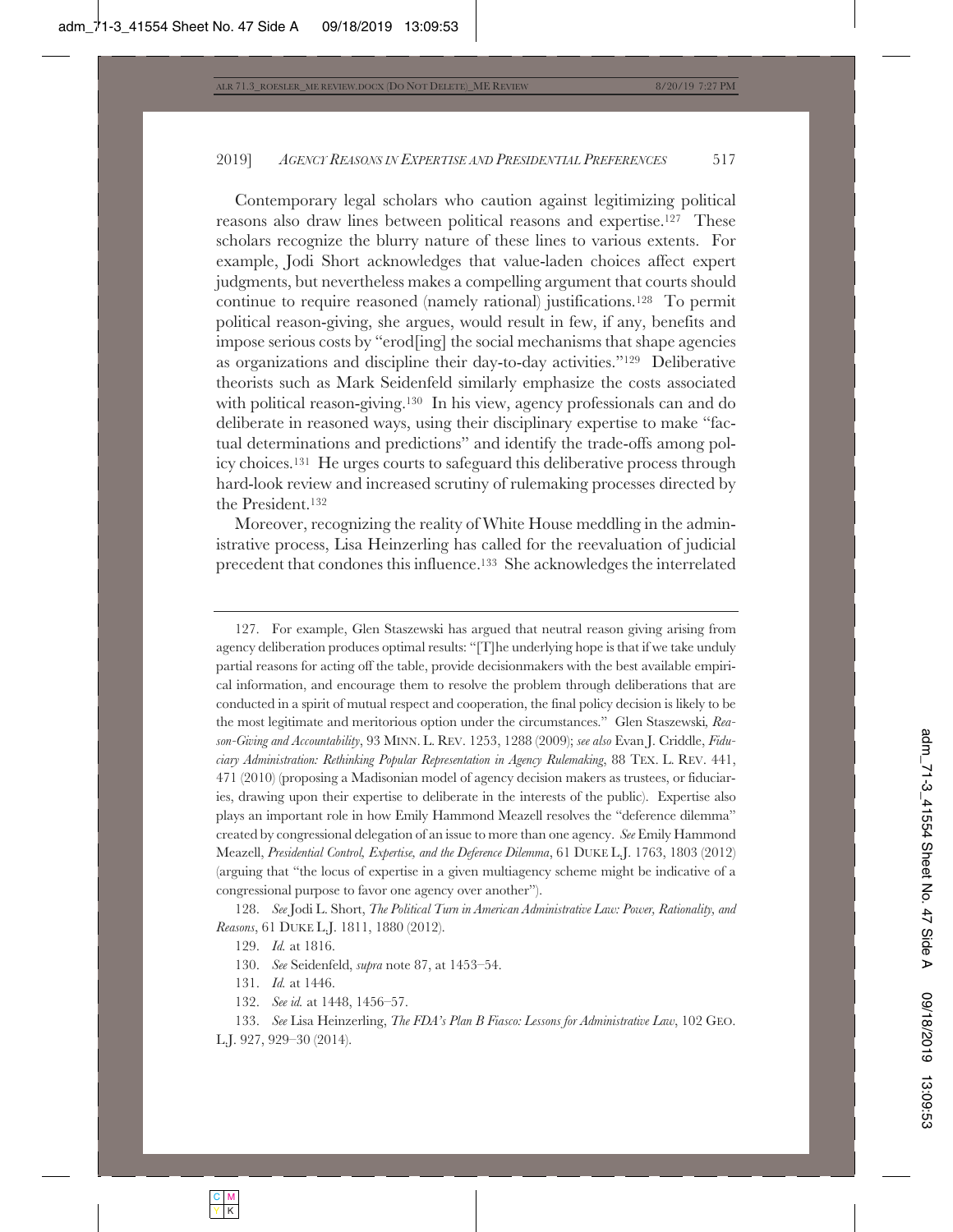Contemporary legal scholars who caution against legitimizing political reasons also draw lines between political reasons and expertise.[127] These scholars recognize the blurry nature of these lines to various extents. For example, Jodi Short acknowledges that value-laden choices affect expert judgments, but nevertheless makes a compelling argument that courts should continue to require reasoned (namely rational) justifications.[128] To permit political reason-giving, she argues, would result in few, if any, benefits and impose serious costs by "erod[ing] the social mechanisms that shape agencies as organizations and discipline their day-to-day activities."[129] Deliberative theorists such as Mark Seidenfeld similarly emphasize the costs associated with political reason-giving.[130] In his view, agency professionals can and do deliberate in reasoned ways, using their disciplinary expertise to make "factual determinations and predictions" and identify the trade-offs among policy choices.[131] He urges courts to safeguard this deliberative process through hard-look review and increased scrutiny of rulemaking processes directed by the President.[132]

Moreover, recognizing the reality of White House meddling in the administrative process, Lisa Heinzerling has called for the reevaluation of judicial precedent that condones this influence.[133] She acknowledges the interrelated

---

127. For example, Glen Staszewski has argued that neutral reason giving arising from agency deliberation produces optimal results: "[T]he underlying hope is that if we take unduly partial reasons for acting off the table, provide decisionmakers with the best available empirical information, and encourage them to resolve the problem through deliberations that are conducted in a spirit of mutual respect and cooperation, the final policy decision is likely to be the most legitimate and meritorious option under the circumstances." Glen Staszewski, *Reason-Giving and Accountability*, 93 MINN. L. REV. 1253, 1288 (2009); *see also* Evan J. Criddle, *Fiduciary Administration: Rethinking Popular Representation in Agency Rulemaking*, 88 TEX. L. REV. 441, 471 (2010) (proposing a Madisonian model of agency decision makers as trustees, or fiduciaries, drawing upon their expertise to deliberate in the interests of the public). Expertise also plays an important role in how Emily Hammond Meazell resolves the "deference dilemma" created by congressional delegation of an issue to more than one agency. *See* Emily Hammond Meazell, *Presidential Control, Expertise, and the Deference Dilemma*, 61 DUKE L.J. 1763, 1803 (2012) (arguing that "the locus of expertise in a given multiagency scheme might be indicative of a congressional purpose to favor one agency over another").

128. *See* Jodi L. Short, *The Political Turn in American Administrative Law: Power, Rationality, and Reasons*, 61 DUKE L.J. 1811, 1880 (2012).

129. *Id.* at 1816.

130. *See* Seidenfeld, *supra* note 87, at 1453–54.

131. *Id.* at 1446.

132. *See id.* at 1448, 1456–57.

133. *See* Lisa Heinzerling, *The FDA's Plan B Fiasco: Lessons for Administrative Law*, 102 GEO. L.J. 927, 929–30 (2014).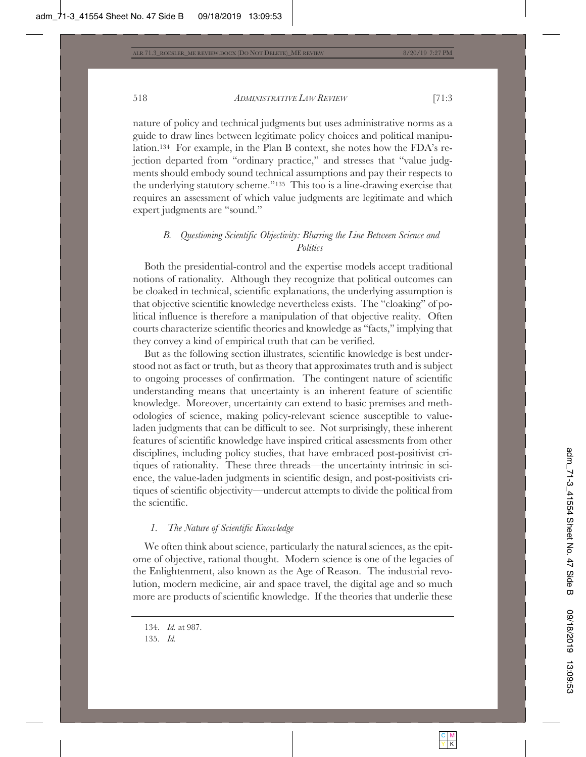nature of policy and technical judgments but uses administrative norms as a guide to draw lines between legitimate policy choices and political manipulation.[134] For example, in the Plan B context, she notes how the FDA's rejection departed from "ordinary practice," and stresses that "value judgments should embody sound technical assumptions and pay their respects to the underlying statutory scheme."[135] This too is a line-drawing exercise that requires an assessment of which value judgments are legitimate and which expert judgments are "sound."

### *B. Questioning Scientific Objectivity: Blurring the Line Between Science and Politics*

Both the presidential-control and the expertise models accept traditional notions of rationality. Although they recognize that political outcomes can be cloaked in technical, scientific explanations, the underlying assumption is that objective scientific knowledge nevertheless exists. The "cloaking" of political influence is therefore a manipulation of that objective reality. Often courts characterize scientific theories and knowledge as "facts," implying that they convey a kind of empirical truth that can be verified.

But as the following section illustrates, scientific knowledge is best understood not as fact or truth, but as theory that approximates truth and is subject to ongoing processes of confirmation. The contingent nature of scientific understanding means that uncertainty is an inherent feature of scientific knowledge. Moreover, uncertainty can extend to basic premises and methodologies of science, making policy-relevant science susceptible to value-laden judgments that can be difficult to see. Not surprisingly, these inherent features of scientific knowledge have inspired critical assessments from other disciplines, including policy studies, that have embraced post-positivist critiques of rationality. These three threads—the uncertainty intrinsic in science, the value-laden judgments in scientific design, and post-positivists critiques of scientific objectivity—undercut attempts to divide the political from the scientific.

#### *1. The Nature of Scientific Knowledge*

We often think about science, particularly the natural sciences, as the epitome of objective, rational thought. Modern science is one of the legacies of the Enlightenment, also known as the Age of Reason. The industrial revolution, modern medicine, air and space travel, the digital age and so much more are products of scientific knowledge. If the theories that underlie these

---

134. *Id.* at 987.

135. *Id.*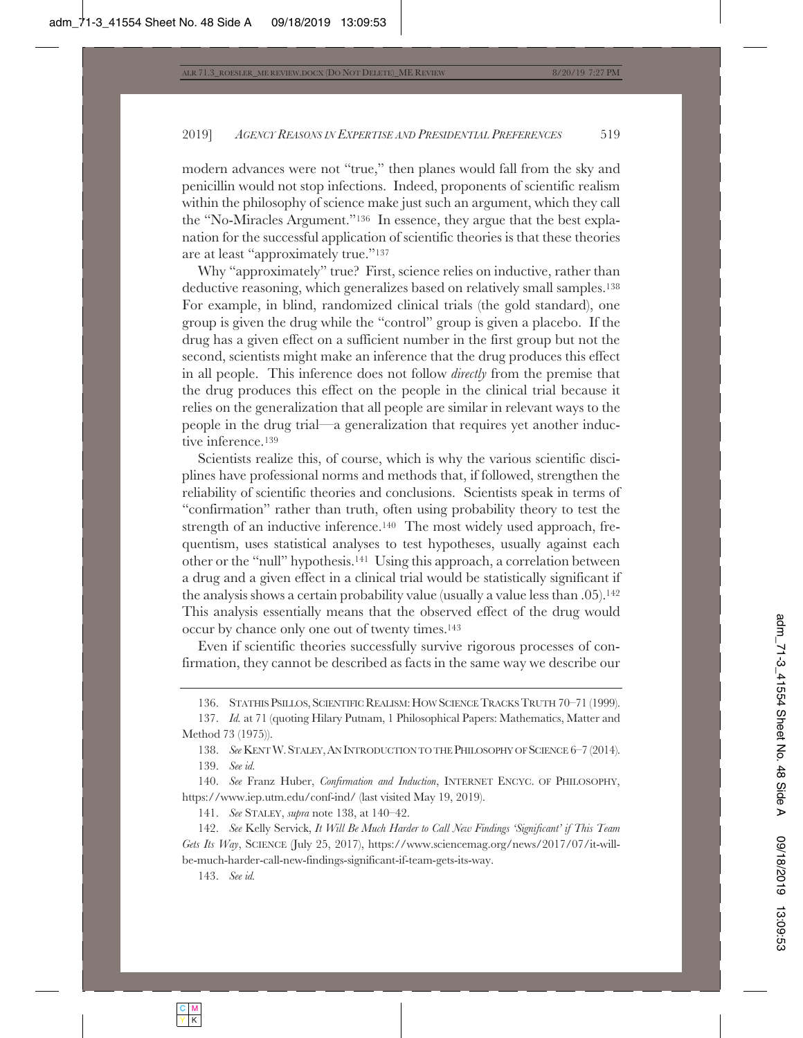modern advances were not "true," then planes would fall from the sky and penicillin would not stop infections. Indeed, proponents of scientific realism within the philosophy of science make just such an argument, which they call the "No-Miracles Argument."[136] In essence, they argue that the best explanation for the successful application of scientific theories is that these theories are at least "approximately true."[137]

Why "approximately" true? First, science relies on inductive, rather than deductive reasoning, which generalizes based on relatively small samples.[138] For example, in blind, randomized clinical trials (the gold standard), one group is given the drug while the "control" group is given a placebo. If the drug has a given effect on a sufficient number in the first group but not the second, scientists might make an inference that the drug produces this effect in all people. This inference does not follow *directly* from the premise that the drug produces this effect on the people in the clinical trial because it relies on the generalization that all people are similar in relevant ways to the people in the drug trial—a generalization that requires yet another inductive inference.[139]

Scientists realize this, of course, which is why the various scientific disciplines have professional norms and methods that, if followed, strengthen the reliability of scientific theories and conclusions. Scientists speak in terms of "confirmation" rather than truth, often using probability theory to test the strength of an inductive inference.[140] The most widely used approach, frequentism, uses statistical analyses to test hypotheses, usually against each other or the "null" hypothesis.[141] Using this approach, a correlation between a drug and a given effect in a clinical trial would be statistically significant if the analysis shows a certain probability value (usually a value less than .05).[142] This analysis essentially means that the observed effect of the drug would occur by chance only one out of twenty times.[143]

Even if scientific theories successfully survive rigorous processes of confirmation, they cannot be described as facts in the same way we describe our

---

136. Stathis Psillos, Scientific Realism: How Science Tracks Truth 70–71 (1999).

137. *Id.* at 71 (quoting Hilary Putnam, 1 Philosophical Papers: Mathematics, Matter and Method 73 (1975)).

138. *See* Kent W. Staley, An Introduction to the Philosophy of Science 6–7 (2014).

139. *See id.*

140. *See* Franz Huber, *Confirmation and Induction*, Internet Encyc. of Philosophy, https://www.iep.utm.edu/conf-ind/ (last visited May 19, 2019).

141. *See* Staley, *supra* note 138, at 140–42.

142. *See* Kelly Servick, *It Will Be Much Harder to Call New Findings 'Significant' if This Team Gets Its Way*, Science (July 25, 2017), https://www.sciencemag.org/news/2017/07/it-will-be-much-harder-call-new-findings-significant-if-team-gets-its-way.

143. *See id.*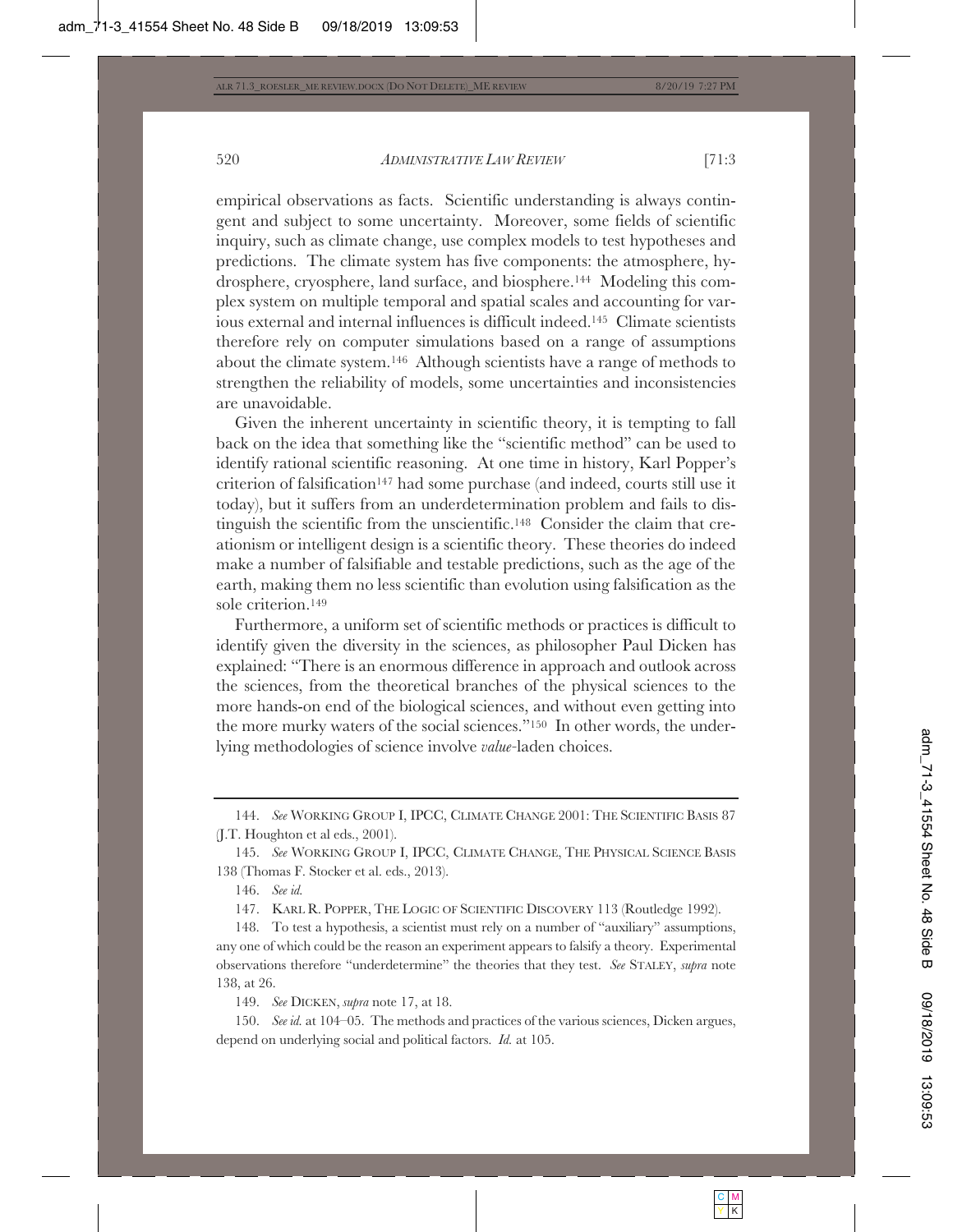empirical observations as facts. Scientific understanding is always contingent and subject to some uncertainty. Moreover, some fields of scientific inquiry, such as climate change, use complex models to test hypotheses and predictions. The climate system has five components: the atmosphere, hydrosphere, cryosphere, land surface, and biosphere.[144] Modeling this complex system on multiple temporal and spatial scales and accounting for various external and internal influences is difficult indeed.[145] Climate scientists therefore rely on computer simulations based on a range of assumptions about the climate system.[146] Although scientists have a range of methods to strengthen the reliability of models, some uncertainties and inconsistencies are unavoidable.

Given the inherent uncertainty in scientific theory, it is tempting to fall back on the idea that something like the "scientific method" can be used to identify rational scientific reasoning. At one time in history, Karl Popper's criterion of falsification[147] had some purchase (and indeed, courts still use it today), but it suffers from an underdetermination problem and fails to distinguish the scientific from the unscientific.[148] Consider the claim that creationism or intelligent design is a scientific theory. These theories do indeed make a number of falsifiable and testable predictions, such as the age of the earth, making them no less scientific than evolution using falsification as the sole criterion.[149]

Furthermore, a uniform set of scientific methods or practices is difficult to identify given the diversity in the sciences, as philosopher Paul Dicken has explained: "There is an enormous difference in approach and outlook across the sciences, from the theoretical branches of the physical sciences to the more hands-on end of the biological sciences, and without even getting into the more murky waters of the social sciences."[150] In other words, the underlying methodologies of science involve *value*-laden choices.

---

144. *See* WORKING GROUP I, IPCC, CLIMATE CHANGE 2001: THE SCIENTIFIC BASIS 87 (J.T. Houghton et al eds., 2001).

145. *See* WORKING GROUP I, IPCC, CLIMATE CHANGE, THE PHYSICAL SCIENCE BASIS 138 (Thomas F. Stocker et al. eds., 2013).

146. *See id.*

147. KARL R. POPPER, THE LOGIC OF SCIENTIFIC DISCOVERY 113 (Routledge 1992).

148. To test a hypothesis, a scientist must rely on a number of "auxiliary" assumptions, any one of which could be the reason an experiment appears to falsify a theory. Experimental observations therefore "underdetermine" the theories that they test. *See* STALEY, *supra* note 138, at 26.

149. *See* DICKEN, *supra* note 17, at 18.

150. *See id.* at 104–05. The methods and practices of the various sciences, Dicken argues, depend on underlying social and political factors. *Id.* at 105.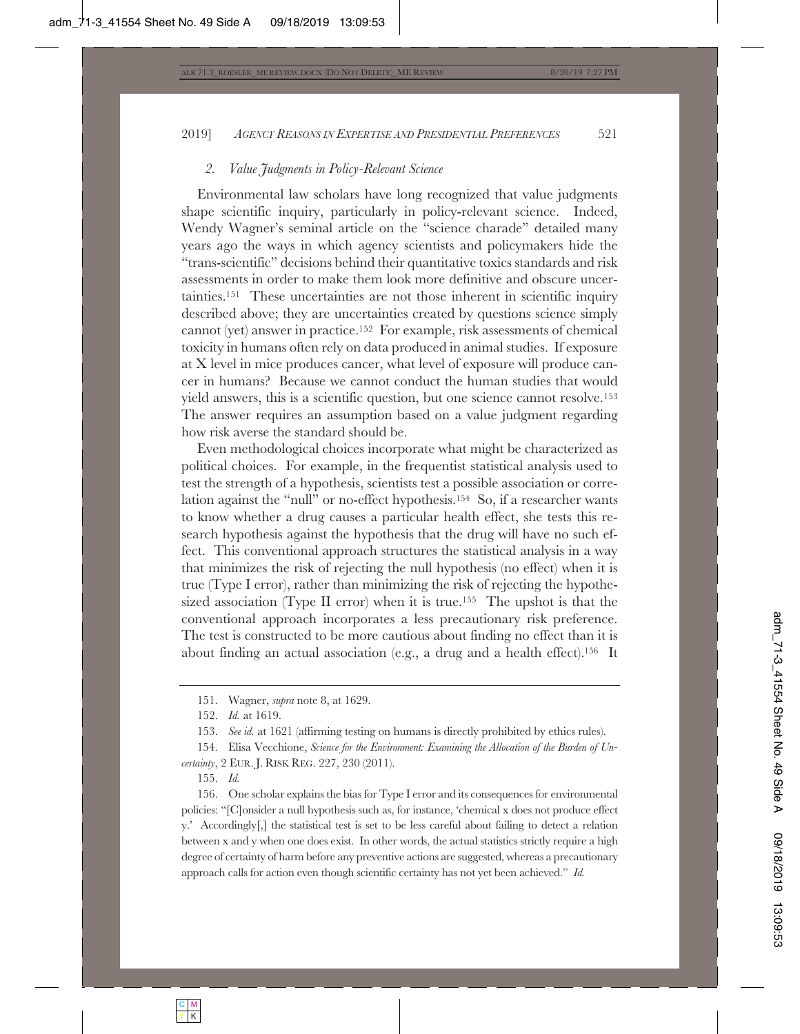### 2. *Value Judgments in Policy-Relevant Science*

Environmental law scholars have long recognized that value judgments shape scientific inquiry, particularly in policy-relevant science. Indeed, Wendy Wagner's seminal article on the "science charade" detailed many years ago the ways in which agency scientists and policymakers hide the "trans-scientific" decisions behind their quantitative toxics standards and risk assessments in order to make them look more definitive and obscure uncertainties.[151] These uncertainties are not those inherent in scientific inquiry described above; they are uncertainties created by questions science simply cannot (yet) answer in practice.[152] For example, risk assessments of chemical toxicity in humans often rely on data produced in animal studies. If exposure at X level in mice produces cancer, what level of exposure will produce cancer in humans? Because we cannot conduct the human studies that would yield answers, this is a scientific question, but one science cannot resolve.[153] The answer requires an assumption based on a value judgment regarding how risk averse the standard should be.

Even methodological choices incorporate what might be characterized as political choices. For example, in the frequentist statistical analysis used to test the strength of a hypothesis, scientists test a possible association or correlation against the "null" or no-effect hypothesis.[154] So, if a researcher wants to know whether a drug causes a particular health effect, she tests this research hypothesis against the hypothesis that the drug will have no such effect. This conventional approach structures the statistical analysis in a way that minimizes the risk of rejecting the null hypothesis (no effect) when it is true (Type I error), rather than minimizing the risk of rejecting the hypothesized association (Type II error) when it is true.[155] The upshot is that the conventional approach incorporates a less precautionary risk preference. The test is constructed to be more cautious about finding no effect than it is about finding an actual association (e.g., a drug and a health effect).[156] It

---

151. Wagner, *supra* note 8, at 1629.

152. *Id.* at 1619.

153. *See id.* at 1621 (affirming testing on humans is directly prohibited by ethics rules).

154. Elisa Vecchione, *Science for the Environment: Examining the Allocation of the Burden of Uncertainty*, 2 EUR. J. RISK REG. 227, 230 (2011).

155. *Id.*

156. One scholar explains the bias for Type I error and its consequences for environmental policies: "[C]onsider a null hypothesis such as, for instance, 'chemical x does not produce effect y.' Accordingly[,] the statistical test is set to be less careful about failing to detect a relation between x and y when one does exist. In other words, the actual statistics strictly require a high degree of certainty of harm before any preventive actions are suggested, whereas a precautionary approach calls for action even though scientific certainty has not yet been achieved." *Id.*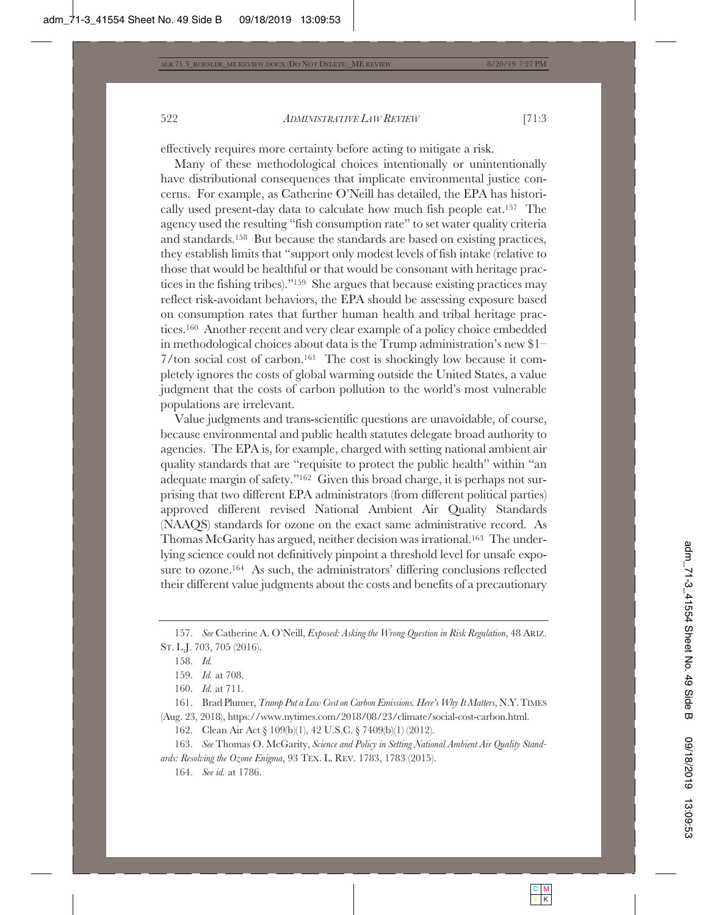effectively requires more certainty before acting to mitigate a risk.

Many of these methodological choices intentionally or unintentionally have distributional consequences that implicate environmental justice concerns. For example, as Catherine O'Neill has detailed, the EPA has historically used present-day data to calculate how much fish people eat.[157] The agency used the resulting "fish consumption rate" to set water quality criteria and standards.[158] But because the standards are based on existing practices, they establish limits that "support only modest levels of fish intake (relative to those that would be healthful or that would be consonant with heritage practices in the fishing tribes)."[159] She argues that because existing practices may reflect risk-avoidant behaviors, the EPA should be assessing exposure based on consumption rates that further human health and tribal heritage practices.[160] Another recent and very clear example of a policy choice embedded in methodological choices about data is the Trump administration's new $1–7/ton social cost of carbon.[161] The cost is shockingly low because it completely ignores the costs of global warming outside the United States, a value judgment that the costs of carbon pollution to the world's most vulnerable populations are irrelevant.

Value judgments and trans-scientific questions are unavoidable, of course, because environmental and public health statutes delegate broad authority to agencies. The EPA is, for example, charged with setting national ambient air quality standards that are "requisite to protect the public health" within "an adequate margin of safety."[162] Given this broad charge, it is perhaps not surprising that two different EPA administrators (from different political parties) approved different revised National Ambient Air Quality Standards (NAAQS) standards for ozone on the exact same administrative record. As Thomas McGarity has argued, neither decision was irrational.[163] The underlying science could not definitively pinpoint a threshold level for unsafe exposure to ozone.[164] As such, the administrators' differing conclusions reflected their different value judgments about the costs and benefits of a precautionary

---

157. *See* Catherine A. O'Neill, *Exposed: Asking the Wrong Question in Risk Regulation*, 48 ARIZ. ST. L.J. 703, 705 (2016).

158. *Id.*

159. *Id.* at 708.

160. *Id.* at 711.

161. Brad Plumer, *Trump Put a Low Cost on Carbon Emissions. Here's Why It Matters*, N.Y. TIMES (Aug. 23, 2018), https://www.nytimes.com/2018/08/23/climate/social-cost-carbon.html.

162. Clean Air Act § 109(b)(1), 42 U.S.C. § 7409(b)(1) (2012).

163. *See* Thomas O. McGarity, *Science and Policy in Setting National Ambient Air Quality Standards: Resolving the Ozone Enigma*, 93 TEX. L. REV. 1783, 1783 (2015).

164. *See id.* at 1786.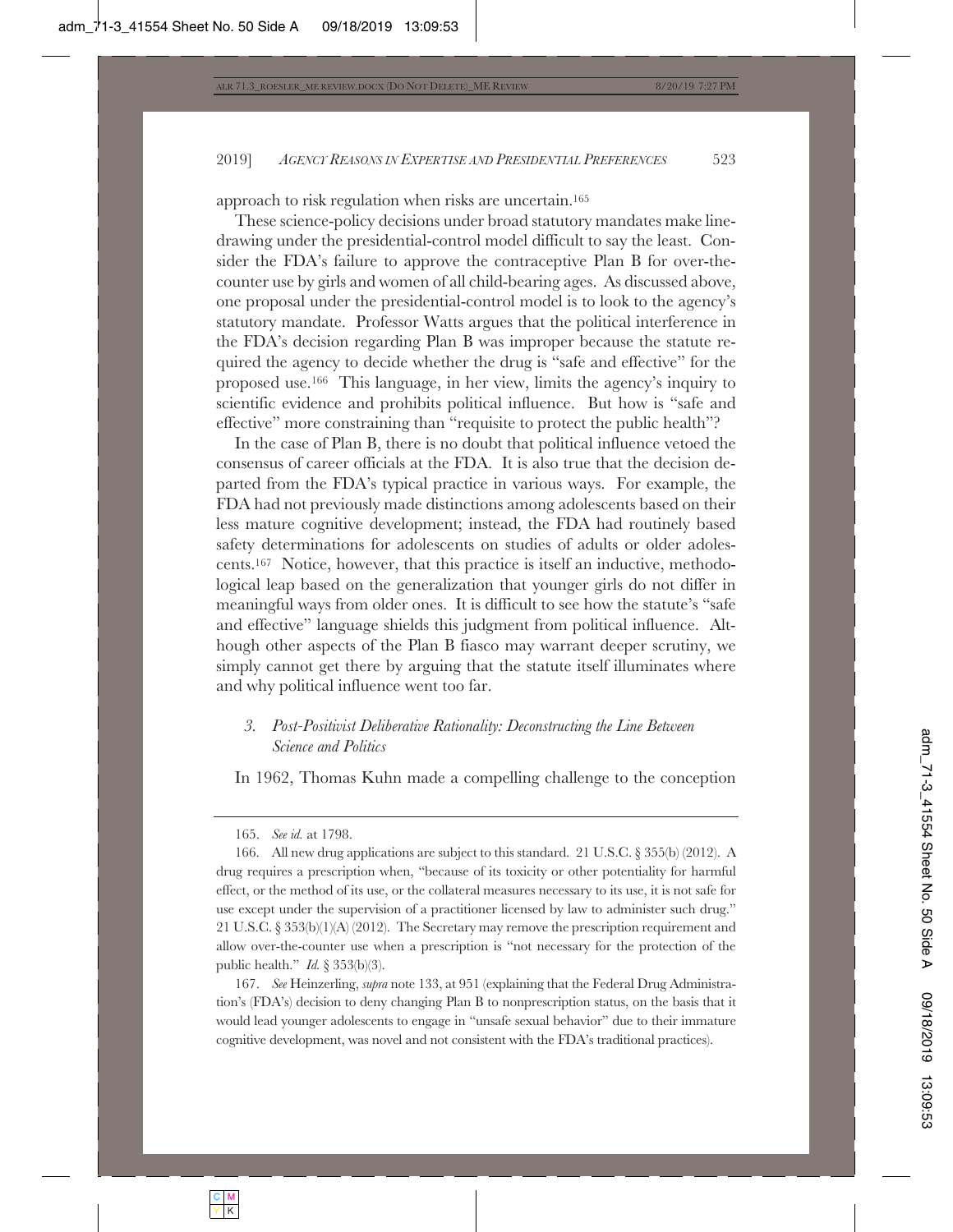approach to risk regulation when risks are uncertain.[165]

These science-policy decisions under broad statutory mandates make line-drawing under the presidential-control model difficult to say the least. Consider the FDA's failure to approve the contraceptive Plan B for over-the-counter use by girls and women of all child-bearing ages. As discussed above, one proposal under the presidential-control model is to look to the agency's statutory mandate. Professor Watts argues that the political interference in the FDA's decision regarding Plan B was improper because the statute required the agency to decide whether the drug is "safe and effective" for the proposed use.[166] This language, in her view, limits the agency's inquiry to scientific evidence and prohibits political influence. But how is "safe and effective" more constraining than "requisite to protect the public health"?

In the case of Plan B, there is no doubt that political influence vetoed the consensus of career officials at the FDA. It is also true that the decision departed from the FDA's typical practice in various ways. For example, the FDA had not previously made distinctions among adolescents based on their less mature cognitive development; instead, the FDA had routinely based safety determinations for adolescents on studies of adults or older adolescents.[167] Notice, however, that this practice is itself an inductive, methodological leap based on the generalization that younger girls do not differ in meaningful ways from older ones. It is difficult to see how the statute's "safe and effective" language shields this judgment from political influence. Although other aspects of the Plan B fiasco may warrant deeper scrutiny, we simply cannot get there by arguing that the statute itself illuminates where and why political influence went too far.

### 3. *Post-Positivist Deliberative Rationality: Deconstructing the Line Between Science and Politics*

In 1962, Thomas Kuhn made a compelling challenge to the conception

---

165. *See id.* at 1798.

166. All new drug applications are subject to this standard. 21 U.S.C. § 355(b) (2012). A drug requires a prescription when, "because of its toxicity or other potentiality for harmful effect, or the method of its use, or the collateral measures necessary to its use, it is not safe for use except under the supervision of a practitioner licensed by law to administer such drug." 21 U.S.C. § 353(b)(1)(A) (2012). The Secretary may remove the prescription requirement and allow over-the-counter use when a prescription is "not necessary for the protection of the public health." *Id.* § 353(b)(3).

167. *See* Heinzerling, *supra* note 133, at 951 (explaining that the Federal Drug Administration's (FDA's) decision to deny changing Plan B to nonprescription status, on the basis that it would lead younger adolescents to engage in "unsafe sexual behavior" due to their immature cognitive development, was novel and not consistent with the FDA's traditional practices).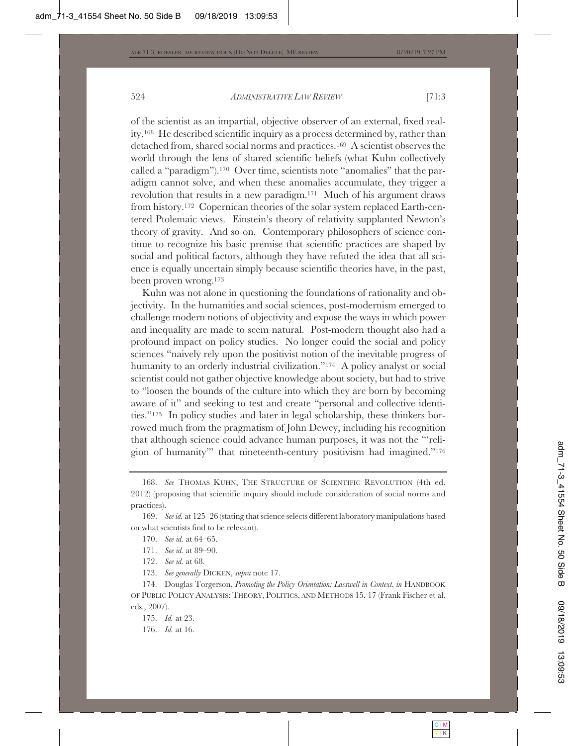of the scientist as an impartial, objective observer of an external, fixed reality.[168] He described scientific inquiry as a process determined by, rather than detached from, shared social norms and practices.[169] A scientist observes the world through the lens of shared scientific beliefs (what Kuhn collectively called a "paradigm").[170] Over time, scientists note "anomalies" that the paradigm cannot solve, and when these anomalies accumulate, they trigger a revolution that results in a new paradigm.[171] Much of his argument draws from history.[172] Copernican theories of the solar system replaced Earth-centered Ptolemaic views. Einstein's theory of relativity supplanted Newton's theory of gravity. And so on. Contemporary philosophers of science continue to recognize his basic premise that scientific practices are shaped by social and political factors, although they have refuted the idea that all science is equally uncertain simply because scientific theories have, in the past, been proven wrong.[173]

Kuhn was not alone in questioning the foundations of rationality and objectivity. In the humanities and social sciences, post-modernism emerged to challenge modern notions of objectivity and expose the ways in which power and inequality are made to seem natural. Post-modern thought also had a profound impact on policy studies. No longer could the social and policy sciences "naively rely upon the positivist notion of the inevitable progress of humanity to an orderly industrial civilization."[174] A policy analyst or social scientist could not gather objective knowledge about society, but had to strive to "loosen the bounds of the culture into which they are born by becoming aware of it" and seeking to test and create "personal and collective identities."[175] In policy studies and later in legal scholarship, these thinkers borrowed much from the pragmatism of John Dewey, including his recognition that although science could advance human purposes, it was not the "'religion of humanity'" that nineteenth-century positivism had imagined."[176]

---

168. *See* THOMAS KUHN, THE STRUCTURE OF SCIENTIFIC REVOLUTION (4th ed. 2012) (proposing that scientific inquiry should include consideration of social norms and practices).

169. *See id.* at 125–26 (stating that science selects different laboratory manipulations based on what scientists find to be relevant).

170. *See id.* at 64–65.

171. *See id.* at 89–90.

172. *See id.* at 68.

173. *See generally* DICKEN, *supra* note 17.

174. Douglas Torgerson, *Promoting the Policy Orientation: Lasswell in Context*, *in* HANDBOOK OF PUBLIC POLICY ANALYSIS: THEORY, POLITICS, AND METHODS 15, 17 (Frank Fischer et al. eds., 2007).

175. *Id.* at 23.

176. *Id.* at 16.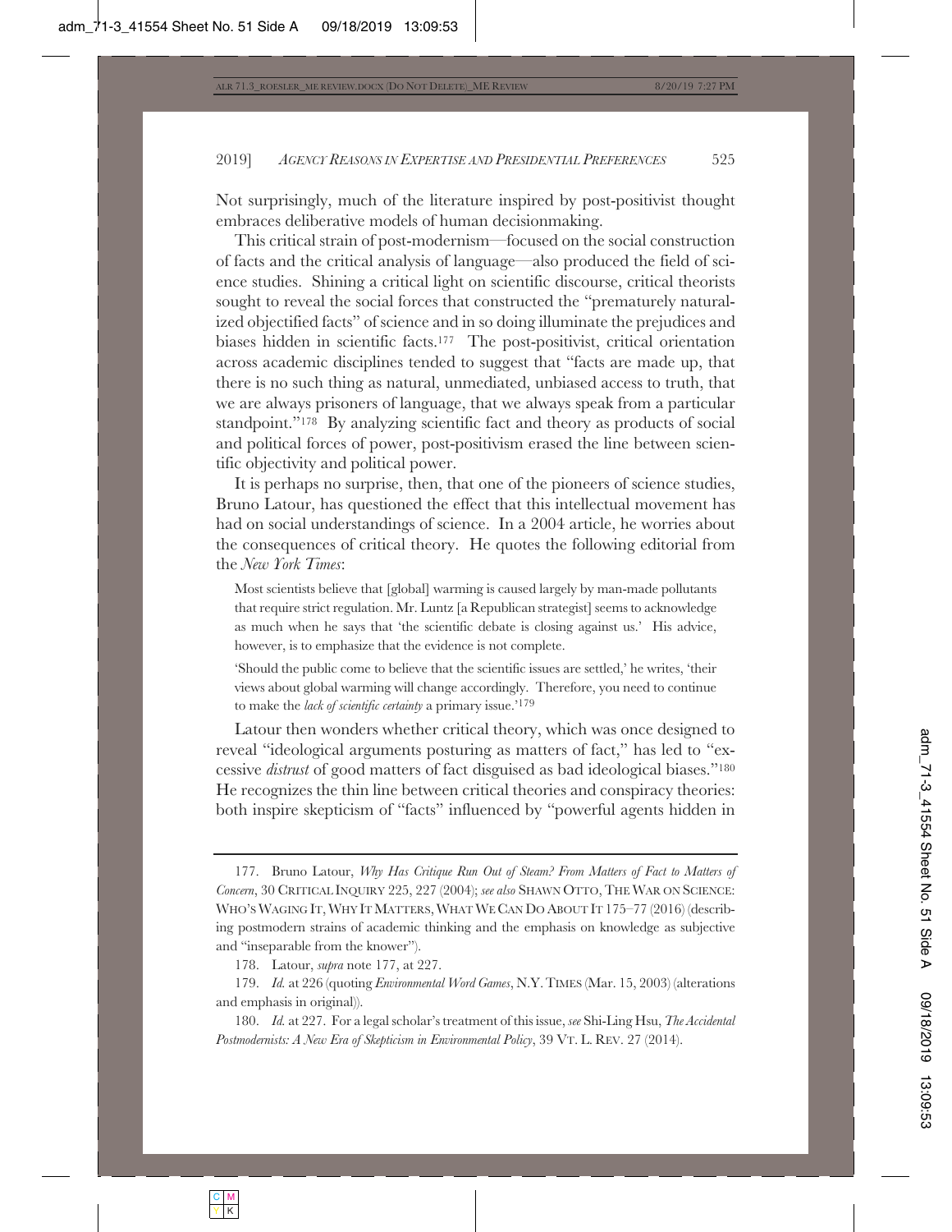Not surprisingly, much of the literature inspired by post-positivist thought embraces deliberative models of human decisionmaking.

This critical strain of post-modernism—focused on the social construction of facts and the critical analysis of language—also produced the field of science studies. Shining a critical light on scientific discourse, critical theorists sought to reveal the social forces that constructed the "prematurely naturalized objectified facts" of science and in so doing illuminate the prejudices and biases hidden in scientific facts.[177] The post-positivist, critical orientation across academic disciplines tended to suggest that "facts are made up, that there is no such thing as natural, unmediated, unbiased access to truth, that we are always prisoners of language, that we always speak from a particular standpoint."[178] By analyzing scientific fact and theory as products of social and political forces of power, post-positivism erased the line between scientific objectivity and political power.

It is perhaps no surprise, then, that one of the pioneers of science studies, Bruno Latour, has questioned the effect that this intellectual movement has had on social understandings of science. In a 2004 article, he worries about the consequences of critical theory. He quotes the following editorial from the *New York Times*:

> Most scientists believe that [global] warming is caused largely by man-made pollutants that require strict regulation. Mr. Luntz [a Republican strategist] seems to acknowledge as much when he says that 'the scientific debate is closing against us.' His advice, however, is to emphasize that the evidence is not complete.
>
> 'Should the public come to believe that the scientific issues are settled,' he writes, 'their views about global warming will change accordingly. Therefore, you need to continue to make the *lack of scientific certainty* a primary issue.'[179]

Latour then wonders whether critical theory, which was once designed to reveal "ideological arguments posturing as matters of fact," has led to "excessive *distrust* of good matters of fact disguised as bad ideological biases."[180] He recognizes the thin line between critical theories and conspiracy theories: both inspire skepticism of "facts" influenced by "powerful agents hidden in

---

177. Bruno Latour, *Why Has Critique Run Out of Steam? From Matters of Fact to Matters of Concern*, 30 CRITICAL INQUIRY 225, 227 (2004); *see also* SHAWN OTTO, THE WAR ON SCIENCE: WHO'S WAGING IT, WHY IT MATTERS, WHAT WE CAN DO ABOUT IT 175–77 (2016) (describing postmodern strains of academic thinking and the emphasis on knowledge as subjective and "inseparable from the knower").

178. Latour, *supra* note 177, at 227.

179. *Id.* at 226 (quoting *Environmental Word Games*, N.Y. TIMES (Mar. 15, 2003) (alterations and emphasis in original)).

180. *Id.* at 227. For a legal scholar's treatment of this issue, *see* Shi-Ling Hsu, *The Accidental Postmodernists: A New Era of Skepticism in Environmental Policy*, 39 VT. L. REV. 27 (2014).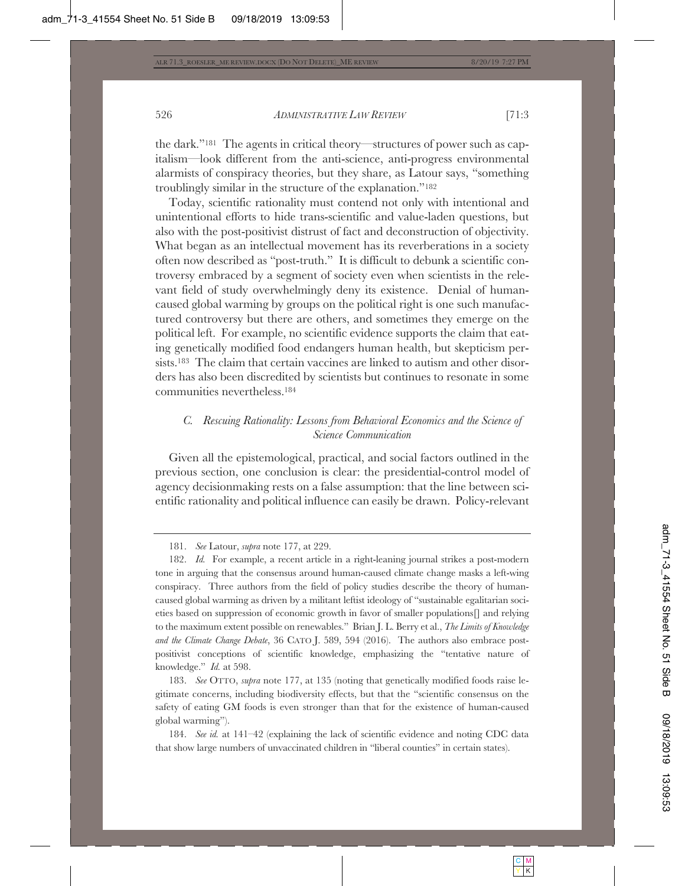the dark."[181] The agents in critical theory—structures of power such as capitalism—look different from the anti-science, anti-progress environmental alarmists of conspiracy theories, but they share, as Latour says, "something troublingly similar in the structure of the explanation."[182]

Today, scientific rationality must contend not only with intentional and unintentional efforts to hide trans-scientific and value-laden questions, but also with the post-positivist distrust of fact and deconstruction of objectivity. What began as an intellectual movement has its reverberations in a society often now described as "post-truth." It is difficult to debunk a scientific controversy embraced by a segment of society even when scientists in the relevant field of study overwhelmingly deny its existence. Denial of human-caused global warming by groups on the political right is one such manufactured controversy but there are others, and sometimes they emerge on the political left. For example, no scientific evidence supports the claim that eating genetically modified food endangers human health, but skepticism persists.[183] The claim that certain vaccines are linked to autism and other disorders has also been discredited by scientists but continues to resonate in some communities nevertheless.[184]

### *C. Rescuing Rationality: Lessons from Behavioral Economics and the Science of Science Communication*

Given all the epistemological, practical, and social factors outlined in the previous section, one conclusion is clear: the presidential-control model of agency decisionmaking rests on a false assumption: that the line between scientific rationality and political influence can easily be drawn. Policy-relevant

---

181. *See* Latour, *supra* note 177, at 229.

182. *Id.* For example, a recent article in a right-leaning journal strikes a post-modern tone in arguing that the consensus around human-caused climate change masks a left-wing conspiracy. Three authors from the field of policy studies describe the theory of human-caused global warming as driven by a militant leftist ideology of "sustainable egalitarian societies based on suppression of economic growth in favor of smaller populations[] and relying to the maximum extent possible on renewables." Brian J. L. Berry et al., *The Limits of Knowledge and the Climate Change Debate*, 36 CATO J. 589, 594 (2016). The authors also embrace post-positivist conceptions of scientific knowledge, emphasizing the "tentative nature of knowledge." *Id.* at 598.

183. *See* OTTO, *supra* note 177, at 135 (noting that genetically modified foods raise legitimate concerns, including biodiversity effects, but that the "scientific consensus on the safety of eating GM foods is even stronger than that for the existence of human-caused global warming").

184. *See id.* at 141–42 (explaining the lack of scientific evidence and noting CDC data that show large numbers of unvaccinated children in "liberal counties" in certain states).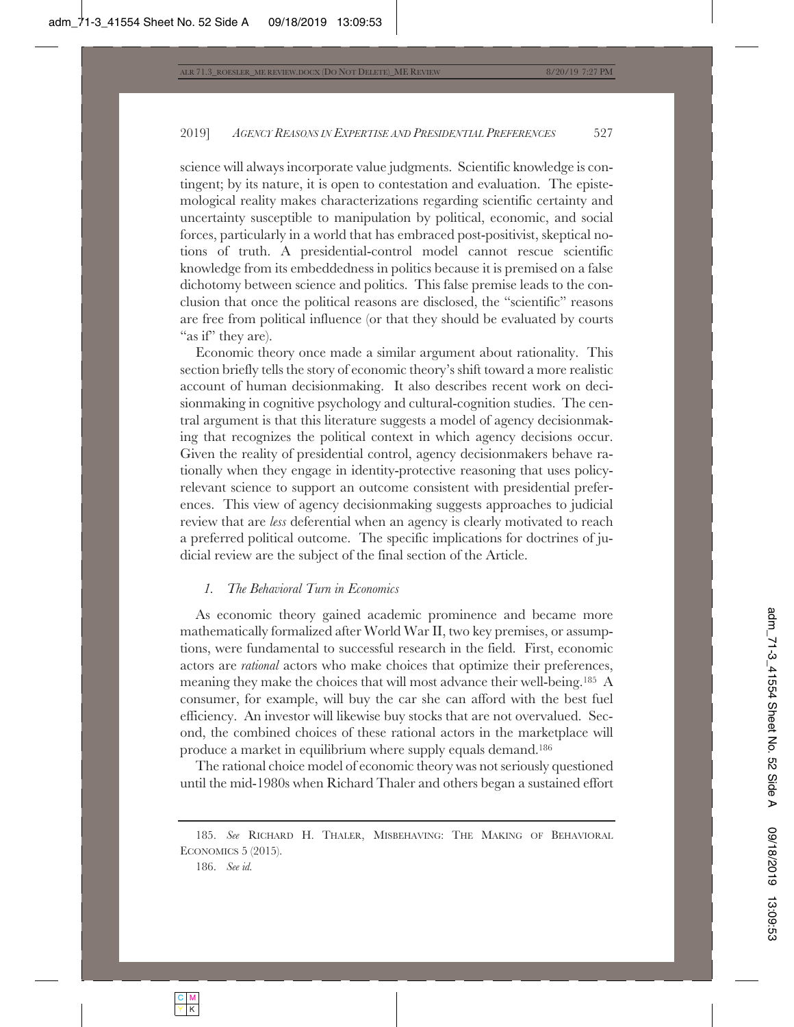science will always incorporate value judgments. Scientific knowledge is contingent; by its nature, it is open to contestation and evaluation. The epistemological reality makes characterizations regarding scientific certainty and uncertainty susceptible to manipulation by political, economic, and social forces, particularly in a world that has embraced post-positivist, skeptical notions of truth. A presidential-control model cannot rescue scientific knowledge from its embeddedness in politics because it is premised on a false dichotomy between science and politics. This false premise leads to the conclusion that once the political reasons are disclosed, the "scientific" reasons are free from political influence (or that they should be evaluated by courts "as if" they are).

Economic theory once made a similar argument about rationality. This section briefly tells the story of economic theory's shift toward a more realistic account of human decisionmaking. It also describes recent work on decisionmaking in cognitive psychology and cultural-cognition studies. The central argument is that this literature suggests a model of agency decisionmaking that recognizes the political context in which agency decisions occur. Given the reality of presidential control, agency decisionmakers behave rationally when they engage in identity-protective reasoning that uses policy-relevant science to support an outcome consistent with presidential preferences. This view of agency decisionmaking suggests approaches to judicial review that are *less* deferential when an agency is clearly motivated to reach a preferred political outcome. The specific implications for doctrines of judicial review are the subject of the final section of the Article.

#### *1. The Behavioral Turn in Economics*

As economic theory gained academic prominence and became more mathematically formalized after World War II, two key premises, or assumptions, were fundamental to successful research in the field. First, economic actors are *rational* actors who make choices that optimize their preferences, meaning they make the choices that will most advance their well-being.[185] A consumer, for example, will buy the car she can afford with the best fuel efficiency. An investor will likewise buy stocks that are not overvalued. Second, the combined choices of these rational actors in the marketplace will produce a market in equilibrium where supply equals demand.[186]

The rational choice model of economic theory was not seriously questioned until the mid-1980s when Richard Thaler and others began a sustained effort

---

185. *See* RICHARD H. THALER, MISBEHAVING: THE MAKING OF BEHAVIORAL ECONOMICS 5 (2015).

186. *See id.*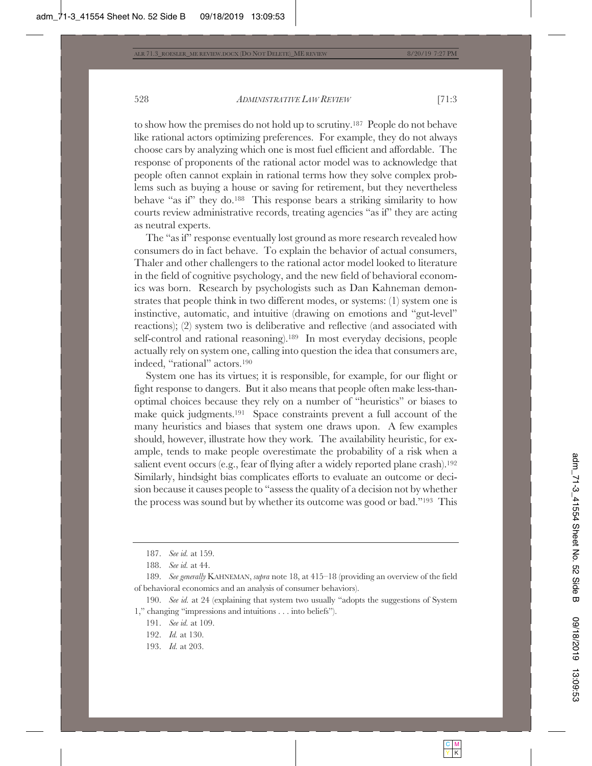to show how the premises do not hold up to scrutiny.[187] People do not behave like rational actors optimizing preferences. For example, they do not always choose cars by analyzing which one is most fuel efficient and affordable. The response of proponents of the rational actor model was to acknowledge that people often cannot explain in rational terms how they solve complex problems such as buying a house or saving for retirement, but they nevertheless behave "as if" they do.[188] This response bears a striking similarity to how courts review administrative records, treating agencies "as if" they are acting as neutral experts.

The "as if" response eventually lost ground as more research revealed how consumers do in fact behave. To explain the behavior of actual consumers, Thaler and other challengers to the rational actor model looked to literature in the field of cognitive psychology, and the new field of behavioral economics was born. Research by psychologists such as Dan Kahneman demonstrates that people think in two different modes, or systems: (1) system one is instinctive, automatic, and intuitive (drawing on emotions and "gut-level" reactions); (2) system two is deliberative and reflective (and associated with self-control and rational reasoning).[189] In most everyday decisions, people actually rely on system one, calling into question the idea that consumers are, indeed, "rational" actors.[190]

System one has its virtues; it is responsible, for example, for our flight or fight response to dangers. But it also means that people often make less-than-optimal choices because they rely on a number of "heuristics" or biases to make quick judgments.[191] Space constraints prevent a full account of the many heuristics and biases that system one draws upon. A few examples should, however, illustrate how they work. The availability heuristic, for example, tends to make people overestimate the probability of a risk when a salient event occurs (e.g., fear of flying after a widely reported plane crash).[192] Similarly, hindsight bias complicates efforts to evaluate an outcome or decision because it causes people to "assess the quality of a decision not by whether the process was sound but by whether its outcome was good or bad."[193] This

---

187. *See id.* at 159.

188. *See id.* at 44.

189. *See generally* KAHNEMAN, *supra* note 18, at 415–18 (providing an overview of the field of behavioral economics and an analysis of consumer behaviors).

190. *See id.* at 24 (explaining that system two usually "adopts the suggestions of System 1," changing "impressions and intuitions . . . into beliefs").

191. *See id.* at 109.

192. *Id.* at 130.

193. *Id.* at 203.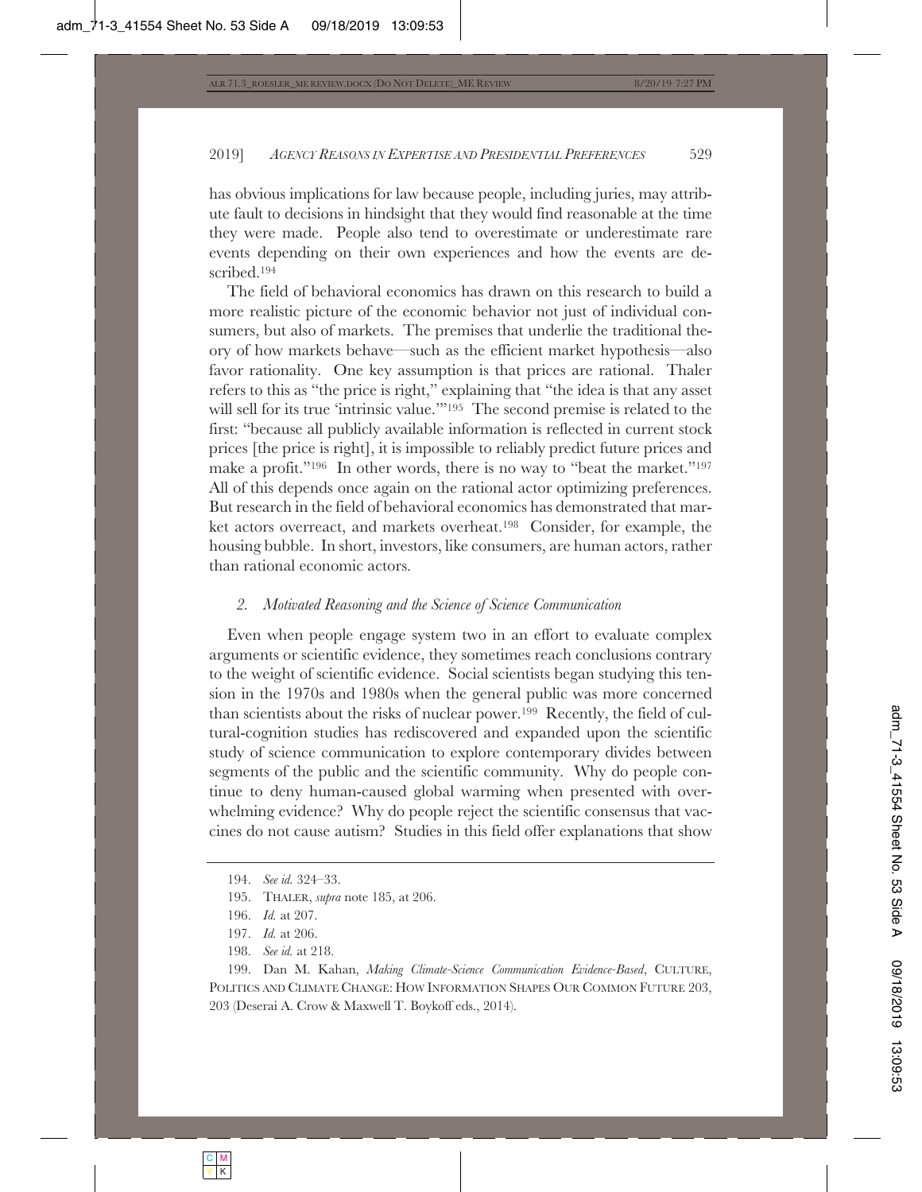has obvious implications for law because people, including juries, may attribute fault to decisions in hindsight that they would find reasonable at the time they were made. People also tend to overestimate or underestimate rare events depending on their own experiences and how the events are described.[194]

The field of behavioral economics has drawn on this research to build a more realistic picture of the economic behavior not just of individual consumers, but also of markets. The premises that underlie the traditional theory of how markets behave—such as the efficient market hypothesis—also favor rationality. One key assumption is that prices are rational. Thaler refers to this as "the price is right," explaining that "the idea is that any asset will sell for its true 'intrinsic value.'"[195] The second premise is related to the first: "because all publicly available information is reflected in current stock prices [the price is right], it is impossible to reliably predict future prices and make a profit."[196] In other words, there is no way to "beat the market."[197] All of this depends once again on the rational actor optimizing preferences. But research in the field of behavioral economics has demonstrated that market actors overreact, and markets overheat.[198] Consider, for example, the housing bubble. In short, investors, like consumers, are human actors, rather than rational economic actors.

### *2. Motivated Reasoning and the Science of Science Communication*

Even when people engage system two in an effort to evaluate complex arguments or scientific evidence, they sometimes reach conclusions contrary to the weight of scientific evidence. Social scientists began studying this tension in the 1970s and 1980s when the general public was more concerned than scientists about the risks of nuclear power.[199] Recently, the field of cultural-cognition studies has rediscovered and expanded upon the scientific study of science communication to explore contemporary divides between segments of the public and the scientific community. Why do people continue to deny human-caused global warming when presented with overwhelming evidence? Why do people reject the scientific consensus that vaccines do not cause autism? Studies in this field offer explanations that show

---

194. *See id.* 324–33.

195. THALER, *supra* note 185, at 206.

196. *Id.* at 207.

197. *Id.* at 206.

198. *See id.* at 218.

199. Dan M. Kahan, *Making Climate-Science Communication Evidence-Based*, CULTURE, POLITICS AND CLIMATE CHANGE: HOW INFORMATION SHAPES OUR COMMON FUTURE 203, 203 (Deserai A. Crow & Maxwell T. Boykoff eds., 2014).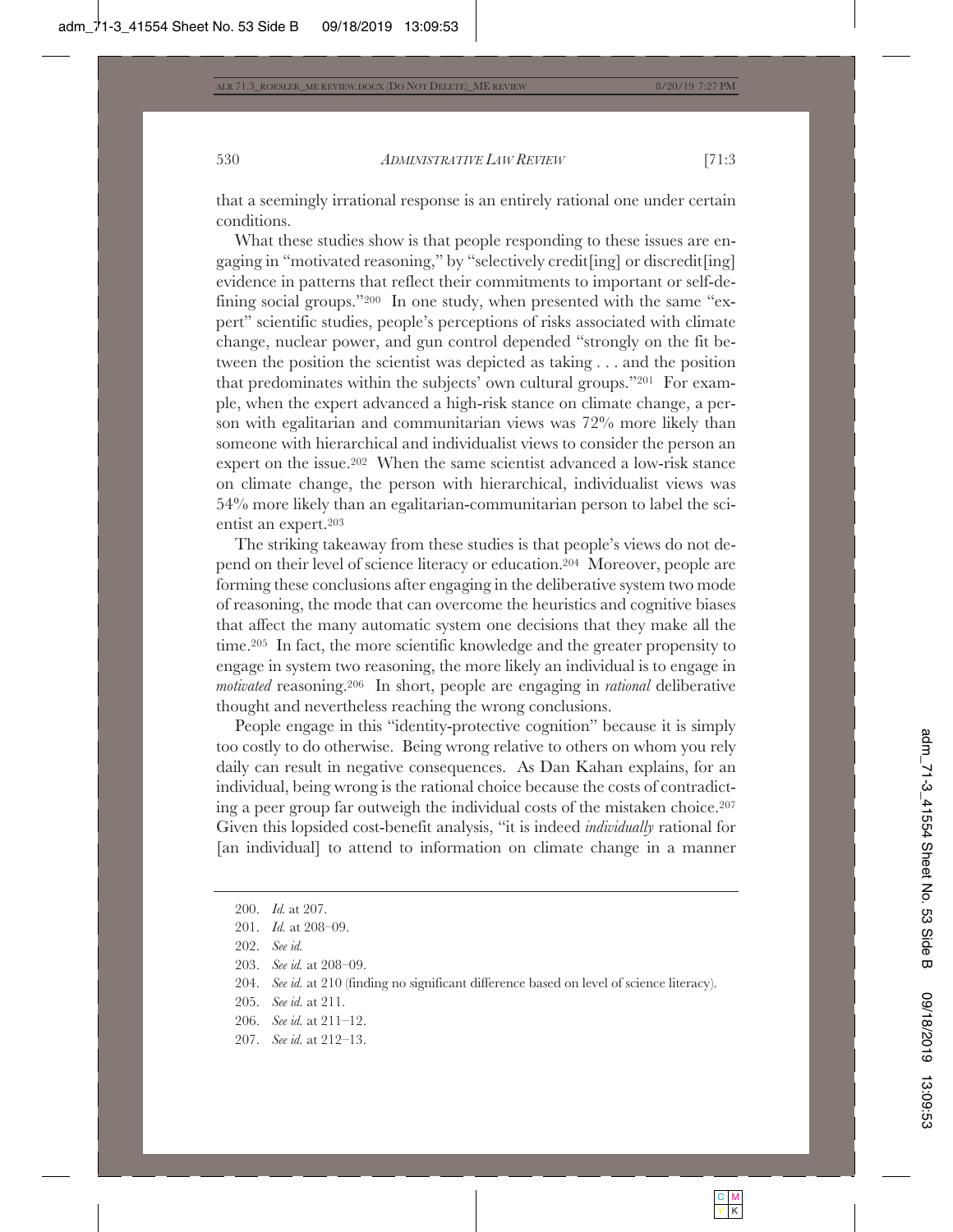that a seemingly irrational response is an entirely rational one under certain conditions.

What these studies show is that people responding to these issues are engaging in "motivated reasoning," by "selectively credit[ing] or discredit[ing] evidence in patterns that reflect their commitments to important or self-defining social groups."[200] In one study, when presented with the same "expert" scientific studies, people's perceptions of risks associated with climate change, nuclear power, and gun control depended "strongly on the fit between the position the scientist was depicted as taking . . . and the position that predominates within the subjects' own cultural groups."[201] For example, when the expert advanced a high-risk stance on climate change, a person with egalitarian and communitarian views was 72% more likely than someone with hierarchical and individualist views to consider the person an expert on the issue.[202] When the same scientist advanced a low-risk stance on climate change, the person with hierarchical, individualist views was 54% more likely than an egalitarian-communitarian person to label the scientist an expert.[203]

The striking takeaway from these studies is that people's views do not depend on their level of science literacy or education.[204] Moreover, people are forming these conclusions after engaging in the deliberative system two mode of reasoning, the mode that can overcome the heuristics and cognitive biases that affect the many automatic system one decisions that they make all the time.[205] In fact, the more scientific knowledge and the greater propensity to engage in system two reasoning, the more likely an individual is to engage in *motivated* reasoning.[206] In short, people are engaging in *rational* deliberative thought and nevertheless reaching the wrong conclusions.

People engage in this "identity-protective cognition" because it is simply too costly to do otherwise. Being wrong relative to others on whom you rely daily can result in negative consequences. As Dan Kahan explains, for an individual, being wrong is the rational choice because the costs of contradicting a peer group far outweigh the individual costs of the mistaken choice.[207] Given this lopsided cost-benefit analysis, "it is indeed *individually* rational for [an individual] to attend to information on climate change in a manner

---

200. *Id.* at 207.

201. *Id.* at 208–09.

202. *See id.*

203. *See id.* at 208–09.

204. *See id.* at 210 (finding no significant difference based on level of science literacy).

205. *See id.* at 211.

206. *See id.* at 211–12.

207. *See id.* at 212–13.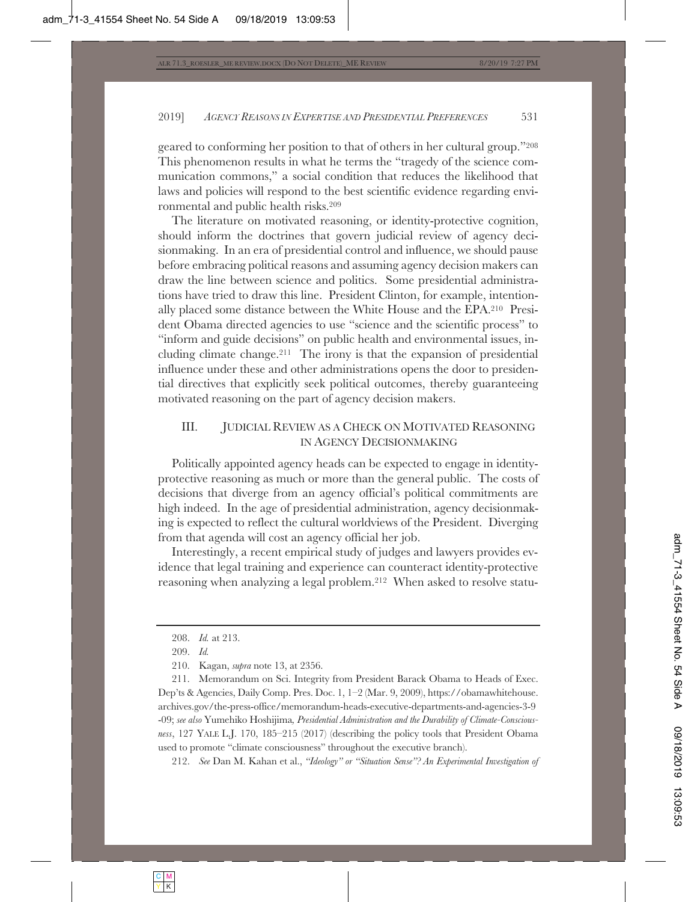geared to conforming her position to that of others in her cultural group."[208] This phenomenon results in what he terms the "tragedy of the science communication commons," a social condition that reduces the likelihood that laws and policies will respond to the best scientific evidence regarding environmental and public health risks.[209]

The literature on motivated reasoning, or identity-protective cognition, should inform the doctrines that govern judicial review of agency decisionmaking. In an era of presidential control and influence, we should pause before embracing political reasons and assuming agency decision makers can draw the line between science and politics. Some presidential administrations have tried to draw this line. President Clinton, for example, intentionally placed some distance between the White House and the EPA.[210] President Obama directed agencies to use "science and the scientific process" to "inform and guide decisions" on public health and environmental issues, including climate change.[211] The irony is that the expansion of presidential influence under these and other administrations opens the door to presidential directives that explicitly seek political outcomes, thereby guaranteeing motivated reasoning on the part of agency decision makers.

## III. JUDICIAL REVIEW AS A CHECK ON MOTIVATED REASONING IN AGENCY DECISIONMAKING

Politically appointed agency heads can be expected to engage in identity-protective reasoning as much or more than the general public. The costs of decisions that diverge from an agency official's political commitments are high indeed. In the age of presidential administration, agency decisionmaking is expected to reflect the cultural worldviews of the President. Diverging from that agenda will cost an agency official her job.

Interestingly, a recent empirical study of judges and lawyers provides evidence that legal training and experience can counteract identity-protective reasoning when analyzing a legal problem.[212] When asked to resolve statu-

---

208. *Id.* at 213.

209. *Id.*

210. Kagan, *supra* note 13, at 2356.

211. Memorandum on Sci. Integrity from President Barack Obama to Heads of Exec. Dep'ts & Agencies, Daily Comp. Pres. Doc. 1, 1–2 (Mar. 9, 2009), https://obamawhitehouse.archives.gov/the-press-office/memorandum-heads-executive-departments-and-agencies-3-9-09; *see also* Yumehiko Hoshijima, *Presidential Administration and the Durability of Climate-Consciousness*, 127 YALE L.J. 170, 185–215 (2017) (describing the policy tools that President Obama used to promote "climate consciousness" throughout the executive branch).

212. *See* Dan M. Kahan et al., *"Ideology" or "Situation Sense"? An Experimental Investigation of*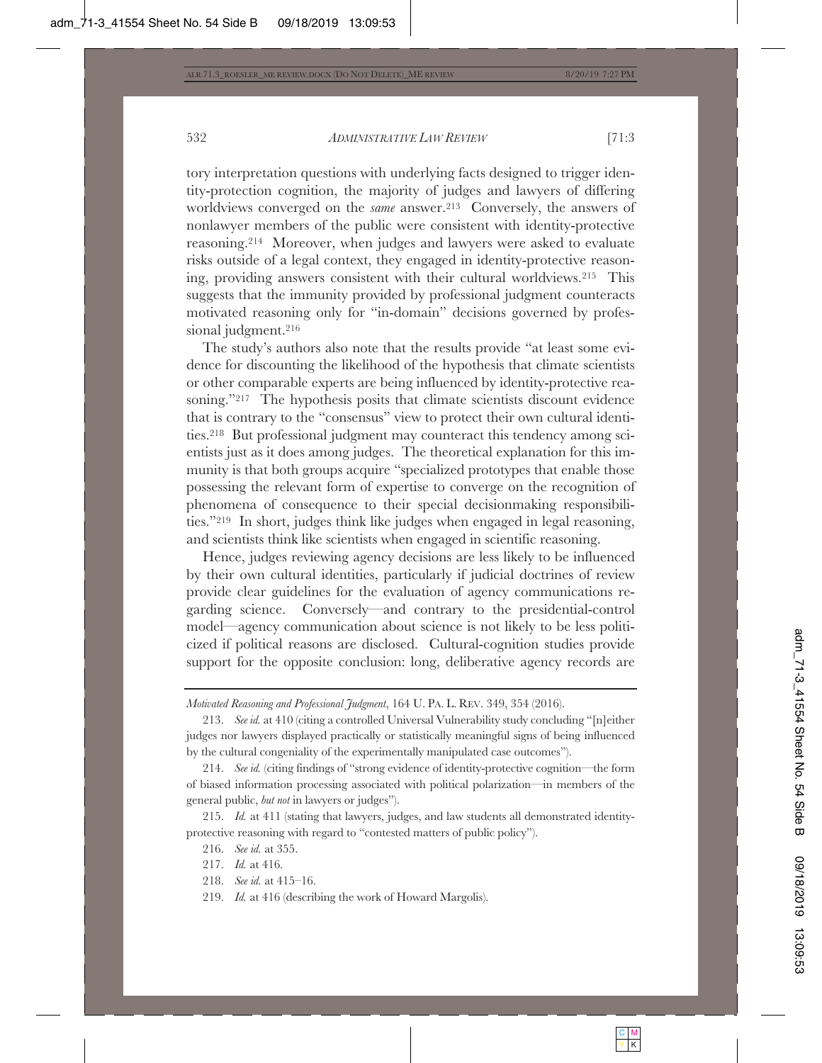tory interpretation questions with underlying facts designed to trigger identity-protection cognition, the majority of judges and lawyers of differing worldviews converged on the *same* answer.[213] Conversely, the answers of nonlawyer members of the public were consistent with identity-protective reasoning.[214] Moreover, when judges and lawyers were asked to evaluate risks outside of a legal context, they engaged in identity-protective reasoning, providing answers consistent with their cultural worldviews.[215] This suggests that the immunity provided by professional judgment counteracts motivated reasoning only for "in-domain" decisions governed by professional judgment.[216]

The study's authors also note that the results provide "at least some evidence for discounting the likelihood of the hypothesis that climate scientists or other comparable experts are being influenced by identity-protective reasoning."[217] The hypothesis posits that climate scientists discount evidence that is contrary to the "consensus" view to protect their own cultural identities.[218] But professional judgment may counteract this tendency among scientists just as it does among judges. The theoretical explanation for this immunity is that both groups acquire "specialized prototypes that enable those possessing the relevant form of expertise to converge on the recognition of phenomena of consequence to their special decisionmaking responsibilities."[219] In short, judges think like judges when engaged in legal reasoning, and scientists think like scientists when engaged in scientific reasoning.

Hence, judges reviewing agency decisions are less likely to be influenced by their own cultural identities, particularly if judicial doctrines of review provide clear guidelines for the evaluation of agency communications regarding science. Conversely—and contrary to the presidential-control model—agency communication about science is not likely to be less politicized if political reasons are disclosed. Cultural-cognition studies provide support for the opposite conclusion: long, deliberative agency records are

---

*Motivated Reasoning and Professional Judgment*, 164 U. PA. L. REV. 349, 354 (2016).

213. *See id.* at 410 (citing a controlled Universal Vulnerability study concluding "[n]either judges nor lawyers displayed practically or statistically meaningful signs of being influenced by the cultural congeniality of the experimentally manipulated case outcomes").

214. *See id.* (citing findings of "strong evidence of identity-protective cognition—the form of biased information processing associated with political polarization—in members of the general public, *but not* in lawyers or judges").

215. *Id.* at 411 (stating that lawyers, judges, and law students all demonstrated identity-protective reasoning with regard to "contested matters of public policy").

216. *See id.* at 355.

217. *Id.* at 416.

218. *See id.* at 415–16.

219. *Id.* at 416 (describing the work of Howard Margolis).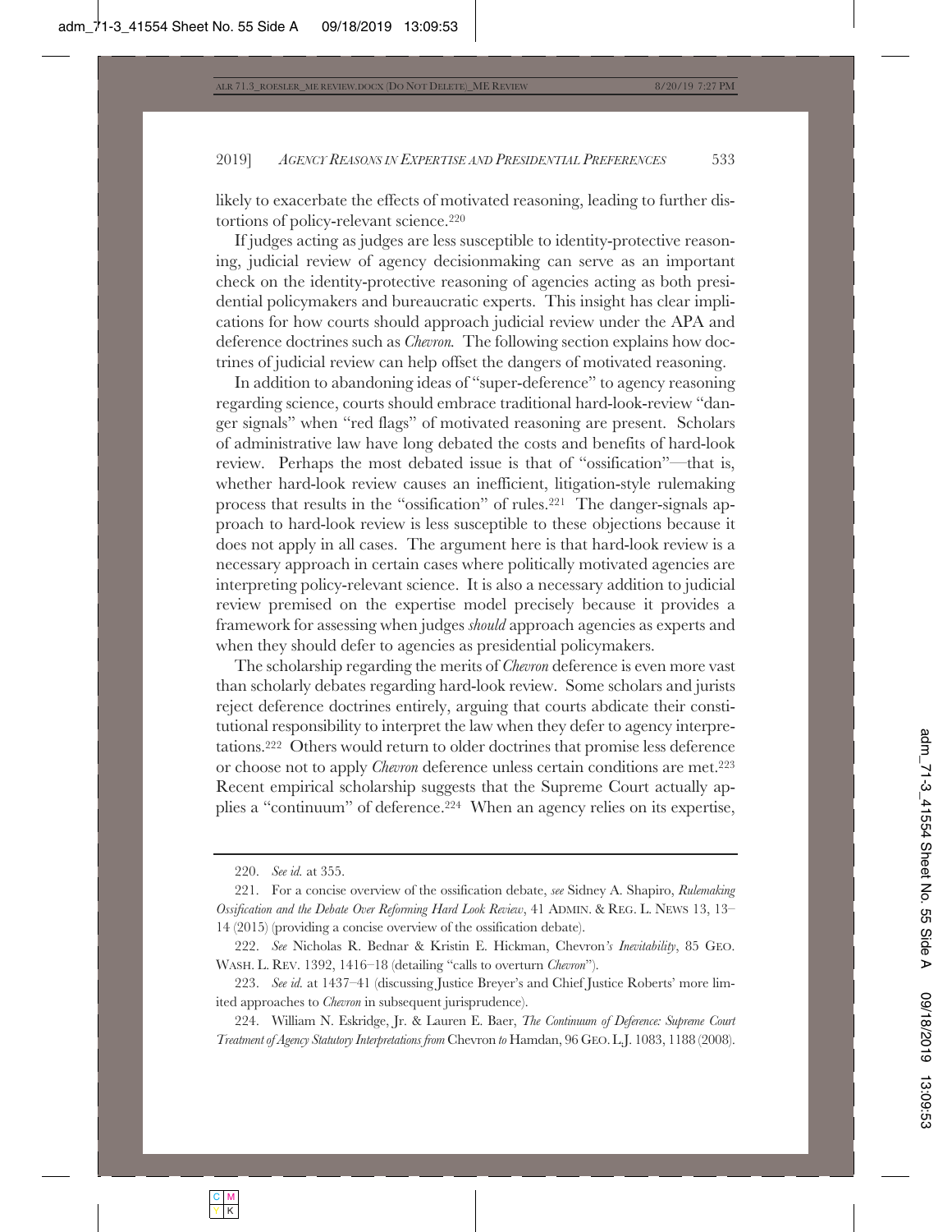likely to exacerbate the effects of motivated reasoning, leading to further distortions of policy-relevant science.[220]

If judges acting as judges are less susceptible to identity-protective reasoning, judicial review of agency decisionmaking can serve as an important check on the identity-protective reasoning of agencies acting as both presidential policymakers and bureaucratic experts. This insight has clear implications for how courts should approach judicial review under the APA and deference doctrines such as *Chevron*. The following section explains how doctrines of judicial review can help offset the dangers of motivated reasoning.

In addition to abandoning ideas of "super-deference" to agency reasoning regarding science, courts should embrace traditional hard-look-review "danger signals" when "red flags" of motivated reasoning are present. Scholars of administrative law have long debated the costs and benefits of hard-look review. Perhaps the most debated issue is that of "ossification"—that is, whether hard-look review causes an inefficient, litigation-style rulemaking process that results in the "ossification" of rules.[221] The danger-signals approach to hard-look review is less susceptible to these objections because it does not apply in all cases. The argument here is that hard-look review is a necessary approach in certain cases where politically motivated agencies are interpreting policy-relevant science. It is also a necessary addition to judicial review premised on the expertise model precisely because it provides a framework for assessing when judges *should* approach agencies as experts and when they should defer to agencies as presidential policymakers.

The scholarship regarding the merits of *Chevron* deference is even more vast than scholarly debates regarding hard-look review. Some scholars and jurists reject deference doctrines entirely, arguing that courts abdicate their constitutional responsibility to interpret the law when they defer to agency interpretations.[222] Others would return to older doctrines that promise less deference or choose not to apply *Chevron* deference unless certain conditions are met.[223] Recent empirical scholarship suggests that the Supreme Court actually applies a "continuum" of deference.[224] When an agency relies on its expertise,

---

220. *See id.* at 355.

221. For a concise overview of the ossification debate, *see* Sidney A. Shapiro, *Rulemaking Ossification and the Debate Over Reforming Hard Look Review*, 41 ADMIN. & REG. L. NEWS 13, 13–14 (2015) (providing a concise overview of the ossification debate).

222. *See* Nicholas R. Bednar & Kristin E. Hickman, Chevron*'s Inevitability*, 85 GEO. WASH. L. REV. 1392, 1416–18 (detailing "calls to overturn *Chevron*").

223. *See id.* at 1437–41 (discussing Justice Breyer's and Chief Justice Roberts' more limited approaches to *Chevron* in subsequent jurisprudence).

224. William N. Eskridge, Jr. & Lauren E. Baer, *The Continuum of Deference: Supreme Court Treatment of Agency Statutory Interpretations from* Chevron *to* Hamdan, 96 GEO. L.J. 1083, 1188 (2008).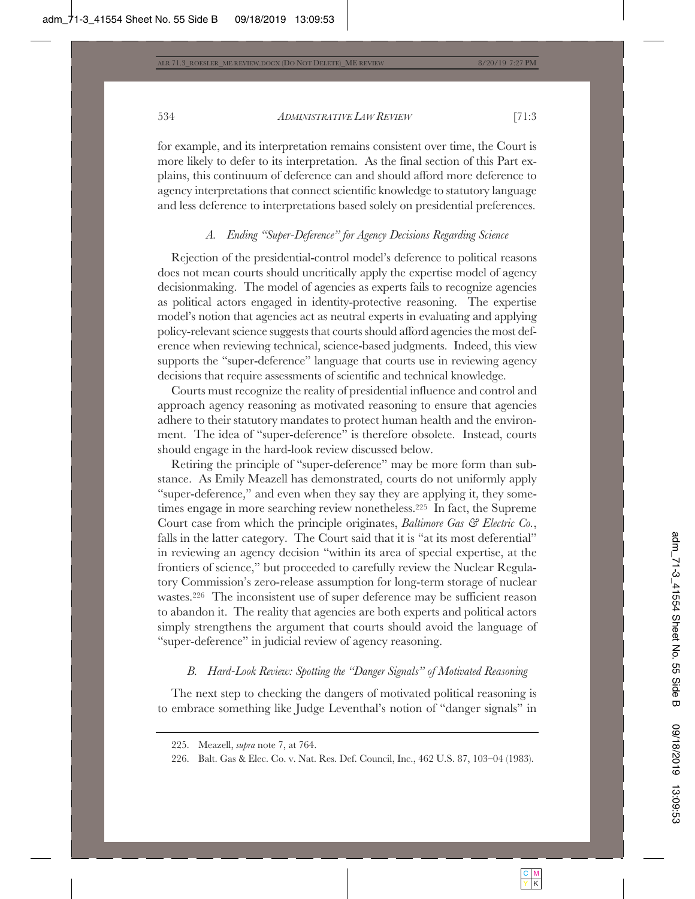for example, and its interpretation remains consistent over time, the Court is more likely to defer to its interpretation. As the final section of this Part explains, this continuum of deference can and should afford more deference to agency interpretations that connect scientific knowledge to statutory language and less deference to interpretations based solely on presidential preferences.

### *A. Ending "Super-Deference" for Agency Decisions Regarding Science*

Rejection of the presidential-control model's deference to political reasons does not mean courts should uncritically apply the expertise model of agency decisionmaking. The model of agencies as experts fails to recognize agencies as political actors engaged in identity-protective reasoning. The expertise model's notion that agencies act as neutral experts in evaluating and applying policy-relevant science suggests that courts should afford agencies the most deference when reviewing technical, science-based judgments. Indeed, this view supports the "super-deference" language that courts use in reviewing agency decisions that require assessments of scientific and technical knowledge.

Courts must recognize the reality of presidential influence and control and approach agency reasoning as motivated reasoning to ensure that agencies adhere to their statutory mandates to protect human health and the environment. The idea of "super-deference" is therefore obsolete. Instead, courts should engage in the hard-look review discussed below.

Retiring the principle of "super-deference" may be more form than substance. As Emily Meazell has demonstrated, courts do not uniformly apply "super-deference," and even when they say they are applying it, they sometimes engage in more searching review nonetheless.[225] In fact, the Supreme Court case from which the principle originates, *Baltimore Gas & Electric Co.*, falls in the latter category. The Court said that it is "at its most deferential" in reviewing an agency decision "within its area of special expertise, at the frontiers of science," but proceeded to carefully review the Nuclear Regulatory Commission's zero-release assumption for long-term storage of nuclear wastes.[226] The inconsistent use of super deference may be sufficient reason to abandon it. The reality that agencies are both experts and political actors simply strengthens the argument that courts should avoid the language of "super-deference" in judicial review of agency reasoning.

### *B. Hard-Look Review: Spotting the "Danger Signals" of Motivated Reasoning*

The next step to checking the dangers of motivated political reasoning is to embrace something like Judge Leventhal's notion of "danger signals" in

---

225. Meazell, *supra* note 7, at 764.

226. Balt. Gas & Elec. Co. v. Nat. Res. Def. Council, Inc., 462 U.S. 87, 103–04 (1983).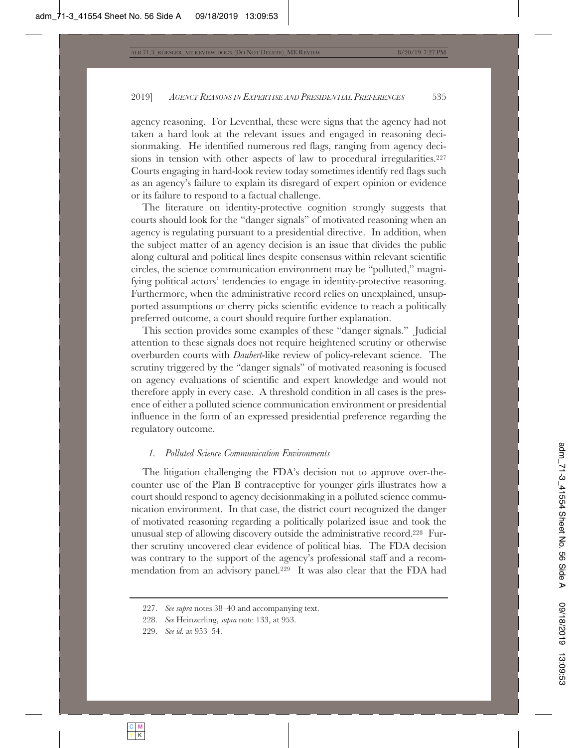agency reasoning. For Leventhal, these were signs that the agency had not taken a hard look at the relevant issues and engaged in reasoning decisionmaking. He identified numerous red flags, ranging from agency decisions in tension with other aspects of law to procedural irregularities.[227] Courts engaging in hard-look review today sometimes identify red flags such as an agency's failure to explain its disregard of expert opinion or evidence or its failure to respond to a factual challenge.

The literature on identity-protective cognition strongly suggests that courts should look for the "danger signals" of motivated reasoning when an agency is regulating pursuant to a presidential directive. In addition, when the subject matter of an agency decision is an issue that divides the public along cultural and political lines despite consensus within relevant scientific circles, the science communication environment may be "polluted," magnifying political actors' tendencies to engage in identity-protective reasoning. Furthermore, when the administrative record relies on unexplained, unsupported assumptions or cherry picks scientific evidence to reach a politically preferred outcome, a court should require further explanation.

This section provides some examples of these "danger signals." Judicial attention to these signals does not require heightened scrutiny or otherwise overburden courts with *Daubert*-like review of policy-relevant science. The scrutiny triggered by the "danger signals" of motivated reasoning is focused on agency evaluations of scientific and expert knowledge and would not therefore apply in every case. A threshold condition in all cases is the presence of either a polluted science communication environment or presidential influence in the form of an expressed presidential preference regarding the regulatory outcome.

### *1. Polluted Science Communication Environments*

The litigation challenging the FDA's decision not to approve over-the-counter use of the Plan B contraceptive for younger girls illustrates how a court should respond to agency decisionmaking in a polluted science communication environment. In that case, the district court recognized the danger of motivated reasoning regarding a politically polarized issue and took the unusual step of allowing discovery outside the administrative record.[228] Further scrutiny uncovered clear evidence of political bias. The FDA decision was contrary to the support of the agency's professional staff and a recommendation from an advisory panel.[229] It was also clear that the FDA had

---

227. *See supra* notes 38–40 and accompanying text.

228. *See* Heinzerling, *supra* note 133, at 953.

229. *See id.* at 953–54.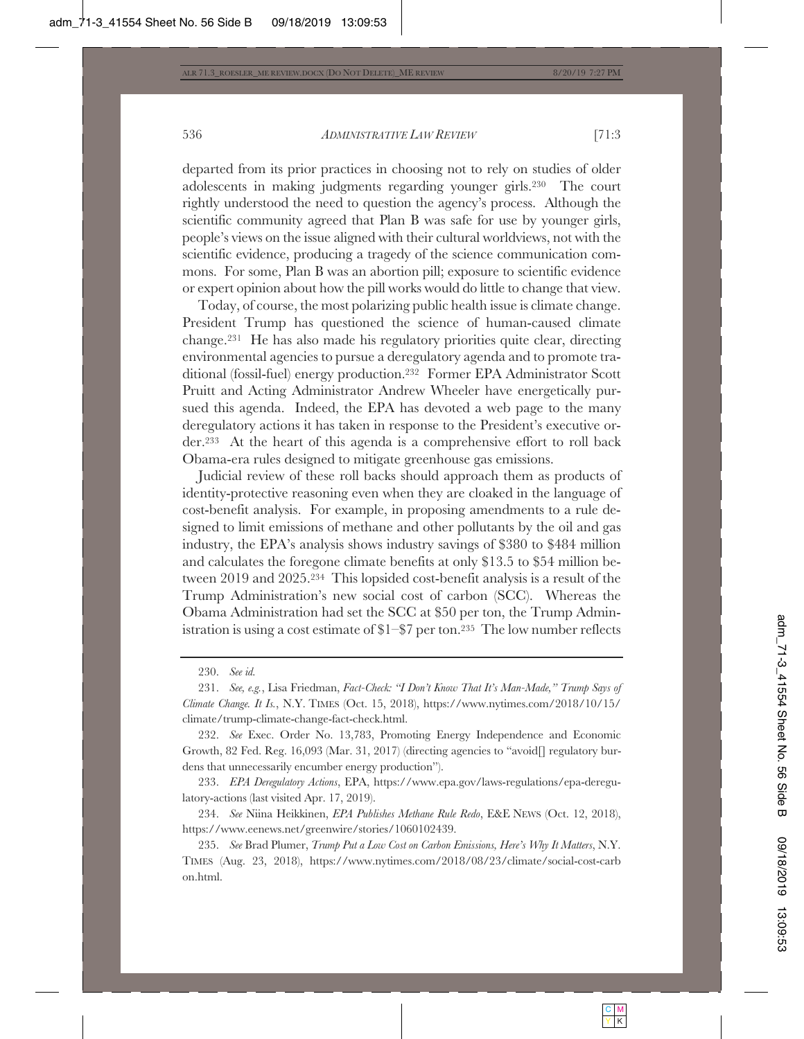departed from its prior practices in choosing not to rely on studies of older adolescents in making judgments regarding younger girls.[230] The court rightly understood the need to question the agency's process. Although the scientific community agreed that Plan B was safe for use by younger girls, people's views on the issue aligned with their cultural worldviews, not with the scientific evidence, producing a tragedy of the science communication commons. For some, Plan B was an abortion pill; exposure to scientific evidence or expert opinion about how the pill works would do little to change that view.

Today, of course, the most polarizing public health issue is climate change. President Trump has questioned the science of human-caused climate change.[231] He has also made his regulatory priorities quite clear, directing environmental agencies to pursue a deregulatory agenda and to promote traditional (fossil-fuel) energy production.[232] Former EPA Administrator Scott Pruitt and Acting Administrator Andrew Wheeler have energetically pursued this agenda. Indeed, the EPA has devoted a web page to the many deregulatory actions it has taken in response to the President's executive order.[233] At the heart of this agenda is a comprehensive effort to roll back Obama-era rules designed to mitigate greenhouse gas emissions.

Judicial review of these roll backs should approach them as products of identity-protective reasoning even when they are cloaked in the language of cost-benefit analysis. For example, in proposing amendments to a rule designed to limit emissions of methane and other pollutants by the oil and gas industry, the EPA's analysis shows industry savings of $380 to $484 million and calculates the foregone climate benefits at only $13.5 to $54 million between 2019 and 2025.[234] This lopsided cost-benefit analysis is a result of the Trump Administration's new social cost of carbon (SCC). Whereas the Obama Administration had set the SCC at $50 per ton, the Trump Administration is using a cost estimate of $1–$7 per ton.[235] The low number reflects

---

230. *See id.*

231. *See, e.g.*, Lisa Friedman, *Fact-Check: "I Don't Know That It's Man-Made," Trump Says of Climate Change. It Is.*, N.Y. TIMES (Oct. 15, 2018), https://www.nytimes.com/2018/10/15/climate/trump-climate-change-fact-check.html.

232. *See* Exec. Order No. 13,783, Promoting Energy Independence and Economic Growth, 82 Fed. Reg. 16,093 (Mar. 31, 2017) (directing agencies to "avoid[] regulatory burdens that unnecessarily encumber energy production").

233. *EPA Deregulatory Actions*, EPA, https://www.epa.gov/laws-regulations/epa-deregulatory-actions (last visited Apr. 17, 2019).

234. *See* Niina Heikkinen, *EPA Publishes Methane Rule Redo*, E&E NEWS (Oct. 12, 2018), https://www.eenews.net/greenwire/stories/1060102439.

235. *See* Brad Plumer, *Trump Put a Low Cost on Carbon Emissions, Here's Why It Matters*, N.Y. TIMES (Aug. 23, 2018), https://www.nytimes.com/2018/08/23/climate/social-cost-carbon.html.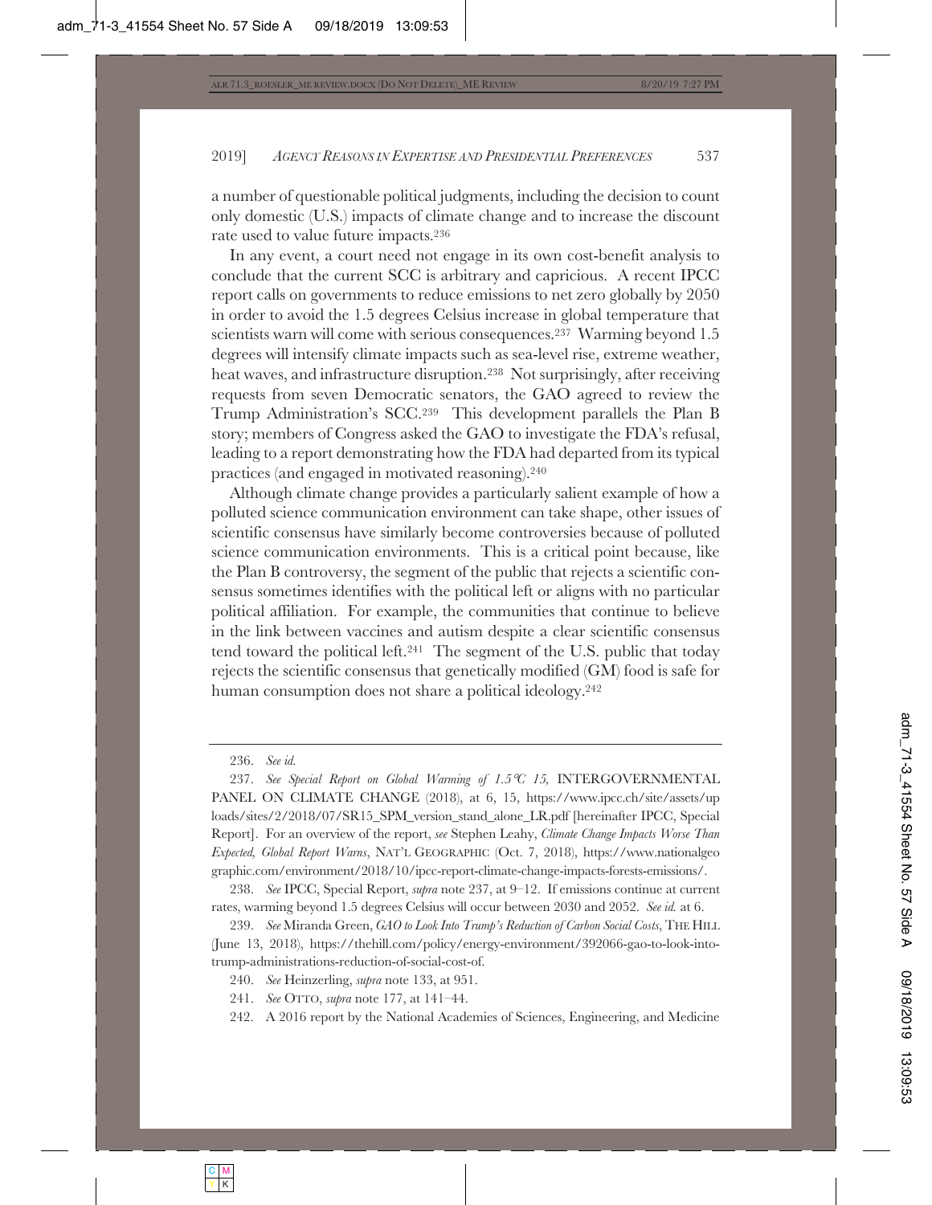a number of questionable political judgments, including the decision to count only domestic (U.S.) impacts of climate change and to increase the discount rate used to value future impacts.[236]

In any event, a court need not engage in its own cost-benefit analysis to conclude that the current SCC is arbitrary and capricious. A recent IPCC report calls on governments to reduce emissions to net zero globally by 2050 in order to avoid the 1.5 degrees Celsius increase in global temperature that scientists warn will come with serious consequences.[237] Warming beyond 1.5 degrees will intensify climate impacts such as sea-level rise, extreme weather, heat waves, and infrastructure disruption.[238] Not surprisingly, after receiving requests from seven Democratic senators, the GAO agreed to review the Trump Administration's SCC.[239] This development parallels the Plan B story; members of Congress asked the GAO to investigate the FDA's refusal, leading to a report demonstrating how the FDA had departed from its typical practices (and engaged in motivated reasoning).[240]

Although climate change provides a particularly salient example of how a polluted science communication environment can take shape, other issues of scientific consensus have similarly become controversies because of polluted science communication environments. This is a critical point because, like the Plan B controversy, the segment of the public that rejects a scientific consensus sometimes identifies with the political left or aligns with no particular political affiliation. For example, the communities that continue to believe in the link between vaccines and autism despite a clear scientific consensus tend toward the political left.[241] The segment of the U.S. public that today rejects the scientific consensus that genetically modified (GM) food is safe for human consumption does not share a political ideology.[242]

---

236. *See id.*

237. *See Special Report on Global Warming of 1.5°C 15*, INTERGOVERNMENTAL PANEL ON CLIMATE CHANGE (2018), at 6, 15, https://www.ipcc.ch/site/assets/uploads/sites/2/2018/07/SR15_SPM_version_stand_alone_LR.pdf [hereinafter IPCC, Special Report]. For an overview of the report, *see* Stephen Leahy, *Climate Change Impacts Worse Than Expected, Global Report Warns*, NAT'L GEOGRAPHIC (Oct. 7, 2018), https://www.nationalgeographic.com/environment/2018/10/ipcc-report-climate-change-impacts-forests-emissions/.

238. *See* IPCC, Special Report, *supra* note 237, at 9–12. If emissions continue at current rates, warming beyond 1.5 degrees Celsius will occur between 2030 and 2052. *See id.* at 6.

239. *See* Miranda Green, *GAO to Look Into Trump's Reduction of Carbon Social Costs*, THE HILL (June 13, 2018), https://thehill.com/policy/energy-environment/392066-gao-to-look-into-trump-administrations-reduction-of-social-cost-of.

240. *See* Heinzerling, *supra* note 133, at 951.

241. *See* OTTO, *supra* note 177, at 141–44.

242. A 2016 report by the National Academies of Sciences, Engineering, and Medicine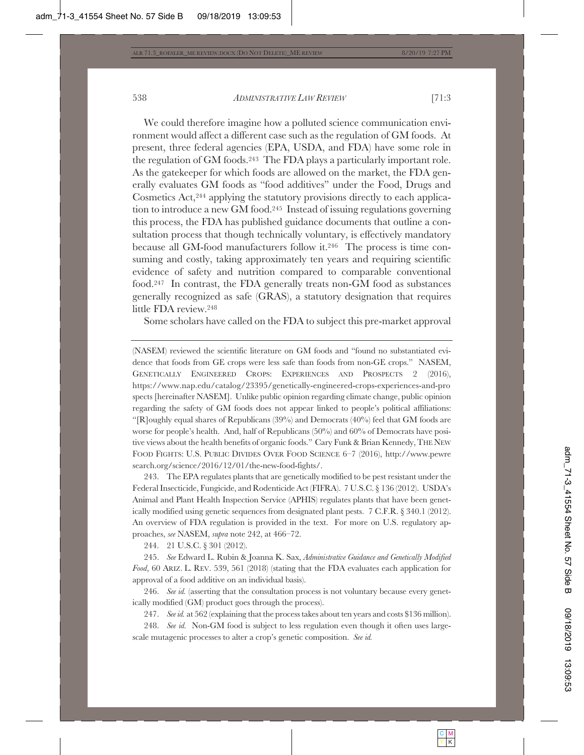We could therefore imagine how a polluted science communication environment would affect a different case such as the regulation of GM foods. At present, three federal agencies (EPA, USDA, and FDA) have some role in the regulation of GM foods.[243] The FDA plays a particularly important role. As the gatekeeper for which foods are allowed on the market, the FDA generally evaluates GM foods as "food additives" under the Food, Drugs and Cosmetics Act,[244] applying the statutory provisions directly to each application to introduce a new GM food.[245] Instead of issuing regulations governing this process, the FDA has published guidance documents that outline a consultation process that though technically voluntary, is effectively mandatory because all GM-food manufacturers follow it.[246] The process is time consuming and costly, taking approximately ten years and requiring scientific evidence of safety and nutrition compared to comparable conventional food.[247] In contrast, the FDA generally treats non-GM food as substances generally recognized as safe (GRAS), a statutory designation that requires little FDA review.[248]

Some scholars have called on the FDA to subject this pre-market approval

---

(NASEM) reviewed the scientific literature on GM foods and "found no substantiated evidence that foods from GE crops were less safe than foods from non-GE crops." NASEM, GENETICALLY ENGINEERED CROPS: EXPERIENCES AND PROSPECTS 2 (2016), https://www.nap.edu/catalog/23395/genetically-engineered-crops-experiences-and-prospects [hereinafter NASEM]. Unlike public opinion regarding climate change, public opinion regarding the safety of GM foods does not appear linked to people's political affiliations: "[R]oughly equal shares of Republicans (39%) and Democrats (40%) feel that GM foods are worse for people's health. And, half of Republicans (50%) and 60% of Democrats have positive views about the health benefits of organic foods." Cary Funk & Brian Kennedy, THE NEW FOOD FIGHTS: U.S. PUBLIC DIVIDES OVER FOOD SCIENCE 6–7 (2016), http://www.pewresearch.org/science/2016/12/01/the-new-food-fights/.

243. The EPA regulates plants that are genetically modified to be pest resistant under the Federal Insecticide, Fungicide, and Rodenticide Act (FIFRA). 7 U.S.C. § 136 (2012). USDA's Animal and Plant Health Inspection Service (APHIS) regulates plants that have been genetically modified using genetic sequences from designated plant pests. 7 C.F.R. § 340.1 (2012). An overview of FDA regulation is provided in the text. For more on U.S. regulatory approaches, *see* NASEM, *supra* note 242, at 466–72.

244. 21 U.S.C. § 301 (2012).

245. *See* Edward L. Rubin & Joanna K. Sax, *Administrative Guidance and Genetically Modified Food*, 60 ARIZ. L. REV. 539, 561 (2018) (stating that the FDA evaluates each application for approval of a food additive on an individual basis).

246. *See id.* (asserting that the consultation process is not voluntary because every genetically modified (GM) product goes through the process).

247. *See id.* at 562 (explaining that the process takes about ten years and costs $136 million).

248. *See id.* Non-GM food is subject to less regulation even though it often uses large-scale mutagenic processes to alter a crop's genetic composition. *See id.*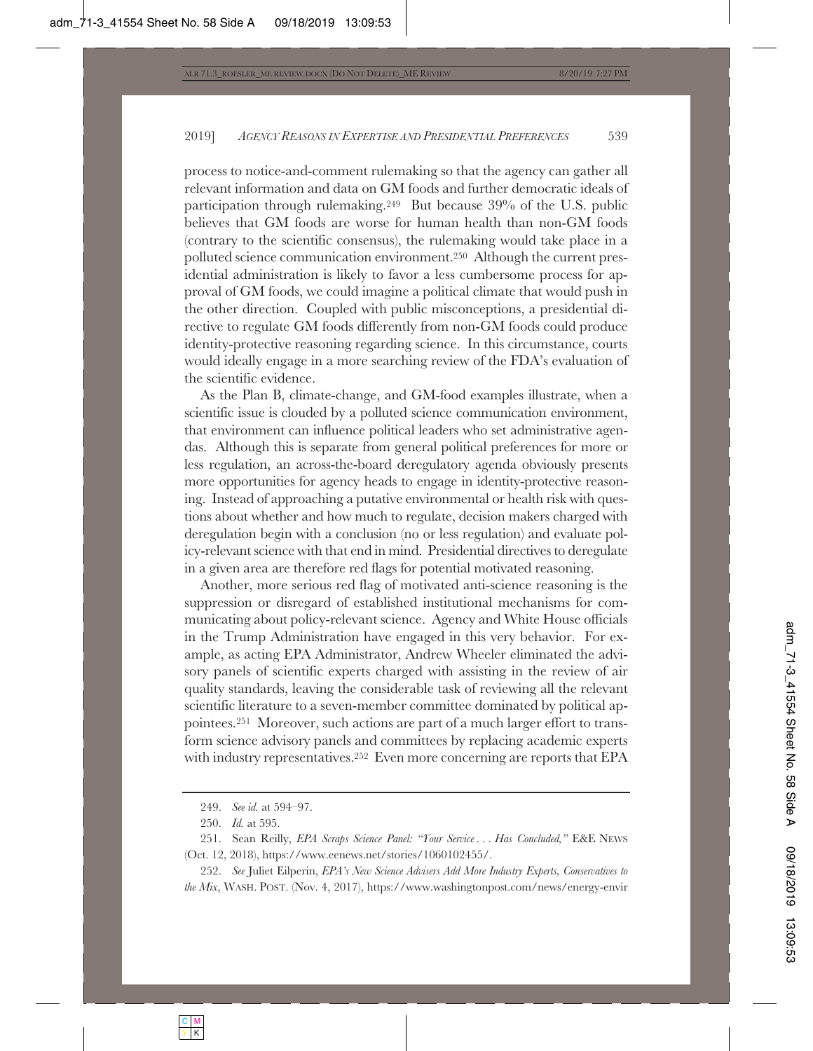process to notice-and-comment rulemaking so that the agency can gather all relevant information and data on GM foods and further democratic ideals of participation through rulemaking.[249] But because 39% of the U.S. public believes that GM foods are worse for human health than non-GM foods (contrary to the scientific consensus), the rulemaking would take place in a polluted science communication environment.[250] Although the current presidential administration is likely to favor a less cumbersome process for approval of GM foods, we could imagine a political climate that would push in the other direction. Coupled with public misconceptions, a presidential directive to regulate GM foods differently from non-GM foods could produce identity-protective reasoning regarding science. In this circumstance, courts would ideally engage in a more searching review of the FDA's evaluation of the scientific evidence.

As the Plan B, climate-change, and GM-food examples illustrate, when a scientific issue is clouded by a polluted science communication environment, that environment can influence political leaders who set administrative agendas. Although this is separate from general political preferences for more or less regulation, an across-the-board deregulatory agenda obviously presents more opportunities for agency heads to engage in identity-protective reasoning. Instead of approaching a putative environmental or health risk with questions about whether and how much to regulate, decision makers charged with deregulation begin with a conclusion (no or less regulation) and evaluate policy-relevant science with that end in mind. Presidential directives to deregulate in a given area are therefore red flags for potential motivated reasoning.

Another, more serious red flag of motivated anti-science reasoning is the suppression or disregard of established institutional mechanisms for communicating about policy-relevant science. Agency and White House officials in the Trump Administration have engaged in this very behavior. For example, as acting EPA Administrator, Andrew Wheeler eliminated the advisory panels of scientific experts charged with assisting in the review of air quality standards, leaving the considerable task of reviewing all the relevant scientific literature to a seven-member committee dominated by political appointees.[251] Moreover, such actions are part of a much larger effort to transform science advisory panels and committees by replacing academic experts with industry representatives.[252] Even more concerning are reports that EPA

---

249. *See id.* at 594–97.

250. *Id.* at 595.

251. Sean Reilly, *EPA Scraps Science Panel: "Your Service . . . Has Concluded,"* E&E NEWS (Oct. 12, 2018), https://www.eenews.net/stories/1060102455/.

252. *See* Juliet Eilperin, *EPA's New Science Advisers Add More Industry Experts, Conservatives to the Mix*, WASH. POST. (Nov. 4, 2017), https://www.washingtonpost.com/news/energy-envir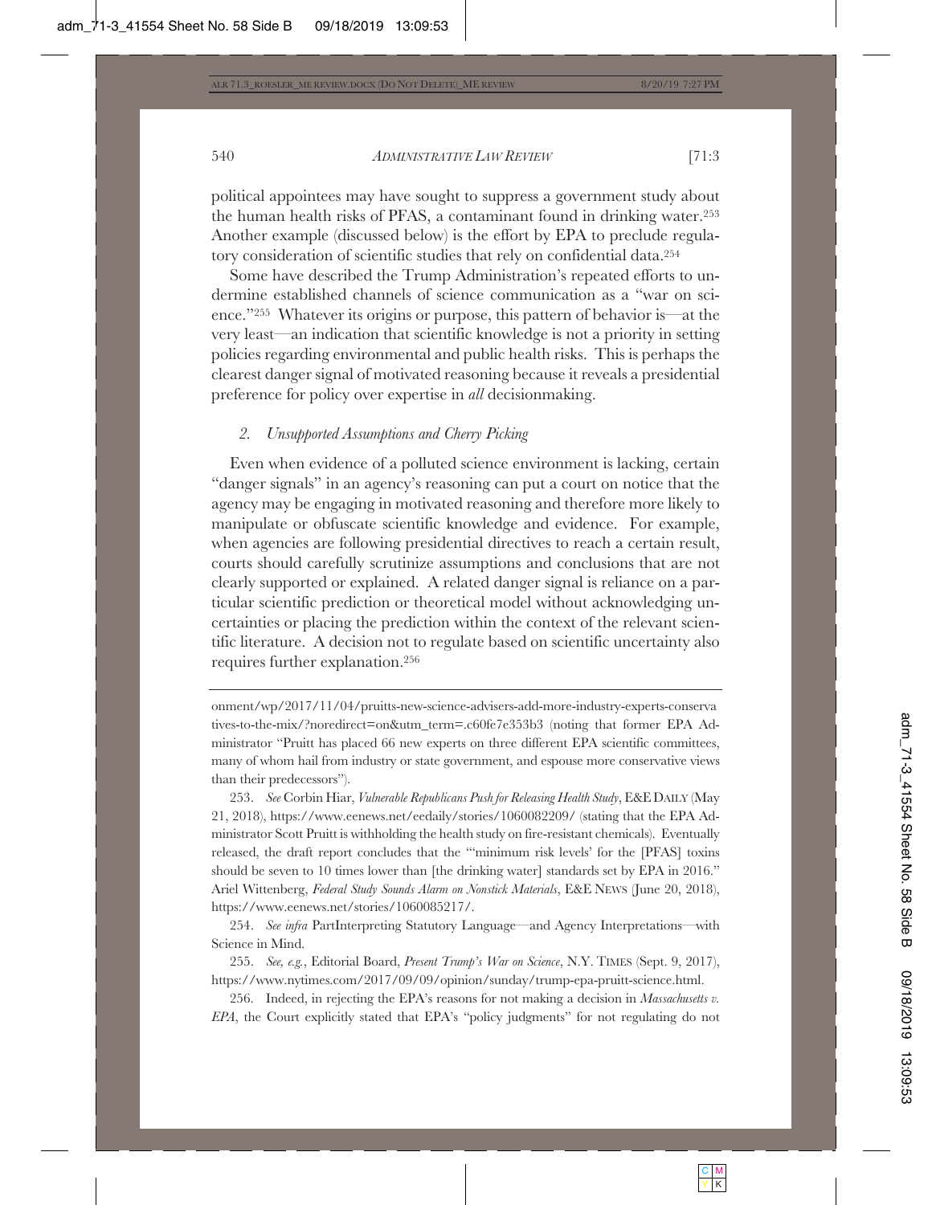political appointees may have sought to suppress a government study about the human health risks of PFAS, a contaminant found in drinking water.[253] Another example (discussed below) is the effort by EPA to preclude regulatory consideration of scientific studies that rely on confidential data.[254]

Some have described the Trump Administration's repeated efforts to undermine established channels of science communication as a "war on science."[255] Whatever its origins or purpose, this pattern of behavior is—at the very least—an indication that scientific knowledge is not a priority in setting policies regarding environmental and public health risks. This is perhaps the clearest danger signal of motivated reasoning because it reveals a presidential preference for policy over expertise in *all* decisionmaking.

### *2. Unsupported Assumptions and Cherry Picking*

Even when evidence of a polluted science environment is lacking, certain "danger signals" in an agency's reasoning can put a court on notice that the agency may be engaging in motivated reasoning and therefore more likely to manipulate or obfuscate scientific knowledge and evidence. For example, when agencies are following presidential directives to reach a certain result, courts should carefully scrutinize assumptions and conclusions that are not clearly supported or explained. A related danger signal is reliance on a particular scientific prediction or theoretical model without acknowledging uncertainties or placing the prediction within the context of the relevant scientific literature. A decision not to regulate based on scientific uncertainty also requires further explanation.[256]

---

onment/wp/2017/11/04/pruitts-new-science-advisers-add-more-industry-experts-conservatives-to-the-mix/?noredirect=on&utm_term=.c60fe7e353b3 (noting that former EPA Administrator "Pruitt has placed 66 new experts on three different EPA scientific committees, many of whom hail from industry or state government, and espouse more conservative views than their predecessors").

253. *See* Corbin Hiar, *Vulnerable Republicans Push for Releasing Health Study*, E&E DAILY (May 21, 2018), https://www.eenews.net/eedaily/stories/1060082209/ (stating that the EPA Administrator Scott Pruitt is withholding the health study on fire-resistant chemicals). Eventually released, the draft report concludes that the "'minimum risk levels' for the [PFAS] toxins should be seven to 10 times lower than [the drinking water] standards set by EPA in 2016." Ariel Wittenberg, *Federal Study Sounds Alarm on Nonstick Materials*, E&E NEWS (June 20, 2018), https://www.eenews.net/stories/1060085217/.

254. *See infra* PartInterpreting Statutory Language—and Agency Interpretations—with Science in Mind.

255. *See, e.g.*, Editorial Board, *Present Trump's War on Science*, N.Y. TIMES (Sept. 9, 2017), https://www.nytimes.com/2017/09/09/opinion/sunday/trump-epa-pruitt-science.html.

256. Indeed, in rejecting the EPA's reasons for not making a decision in *Massachusetts v. EPA*, the Court explicitly stated that EPA's "policy judgments" for not regulating do not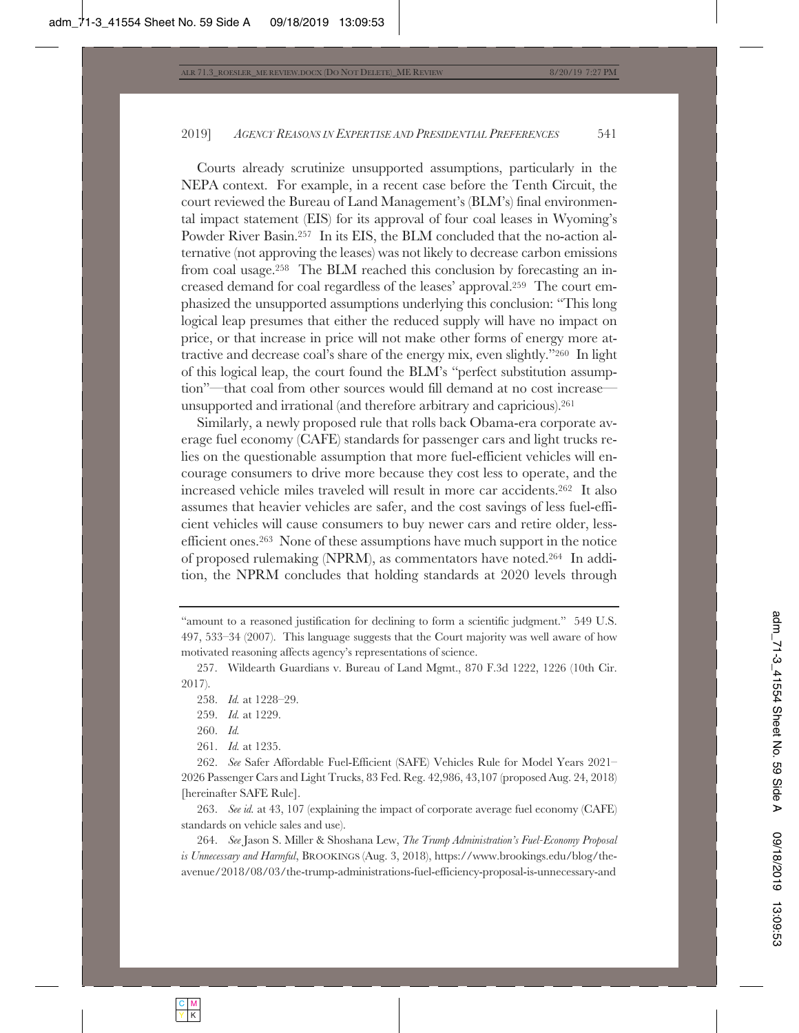Courts already scrutinize unsupported assumptions, particularly in the NEPA context. For example, in a recent case before the Tenth Circuit, the court reviewed the Bureau of Land Management's (BLM's) final environmental impact statement (EIS) for its approval of four coal leases in Wyoming's Powder River Basin.[257] In its EIS, the BLM concluded that the no-action alternative (not approving the leases) was not likely to decrease carbon emissions from coal usage.[258] The BLM reached this conclusion by forecasting an increased demand for coal regardless of the leases' approval.[259] The court emphasized the unsupported assumptions underlying this conclusion: "This long logical leap presumes that either the reduced supply will have no impact on price, or that increase in price will not make other forms of energy more attractive and decrease coal's share of the energy mix, even slightly."[260] In light of this logical leap, the court found the BLM's "perfect substitution assumption"—that coal from other sources would fill demand at no cost increase—unsupported and irrational (and therefore arbitrary and capricious).[261]

Similarly, a newly proposed rule that rolls back Obama-era corporate average fuel economy (CAFE) standards for passenger cars and light trucks relies on the questionable assumption that more fuel-efficient vehicles will encourage consumers to drive more because they cost less to operate, and the increased vehicle miles traveled will result in more car accidents.[262] It also assumes that heavier vehicles are safer, and the cost savings of less fuel-efficient vehicles will cause consumers to buy newer cars and retire older, less-efficient ones.[263] None of these assumptions have much support in the notice of proposed rulemaking (NPRM), as commentators have noted.[264] In addition, the NPRM concludes that holding standards at 2020 levels through

---

"amount to a reasoned justification for declining to form a scientific judgment." 549 U.S. 497, 533–34 (2007). This language suggests that the Court majority was well aware of how motivated reasoning affects agency's representations of science.

257. Wildearth Guardians v. Bureau of Land Mgmt., 870 F.3d 1222, 1226 (10th Cir. 2017).

258. *Id.* at 1228–29.

259. *Id.* at 1229.

260. *Id.*

261. *Id.* at 1235.

262. *See* Safer Affordable Fuel-Efficient (SAFE) Vehicles Rule for Model Years 2021–2026 Passenger Cars and Light Trucks, 83 Fed. Reg. 42,986, 43,107 (proposed Aug. 24, 2018) [hereinafter SAFE Rule].

263. *See id.* at 43, 107 (explaining the impact of corporate average fuel economy (CAFE) standards on vehicle sales and use).

264. *See* Jason S. Miller & Shoshana Lew, *The Trump Administration's Fuel-Economy Proposal is Unnecessary and Harmful*, BROOKINGS (Aug. 3, 2018), https://www.brookings.edu/blog/the-avenue/2018/08/03/the-trump-administrations-fuel-efficiency-proposal-is-unnecessary-and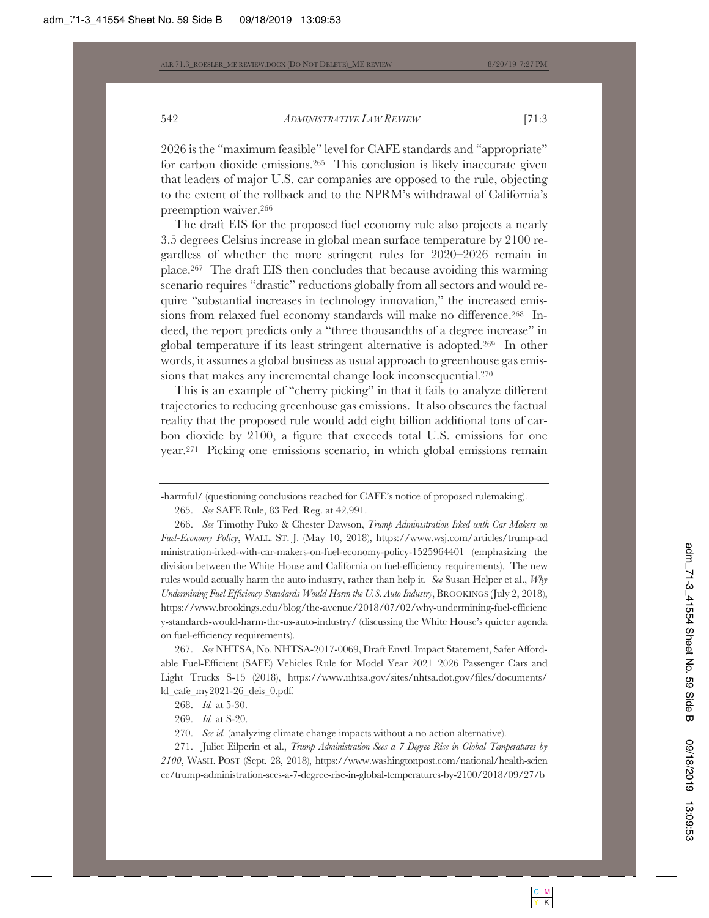2026 is the "maximum feasible" level for CAFE standards and "appropriate" for carbon dioxide emissions.[265] This conclusion is likely inaccurate given that leaders of major U.S. car companies are opposed to the rule, objecting to the extent of the rollback and to the NPRM's withdrawal of California's preemption waiver.[266]

The draft EIS for the proposed fuel economy rule also projects a nearly 3.5 degrees Celsius increase in global mean surface temperature by 2100 regardless of whether the more stringent rules for 2020–2026 remain in place.[267] The draft EIS then concludes that because avoiding this warming scenario requires "drastic" reductions globally from all sectors and would require "substantial increases in technology innovation," the increased emissions from relaxed fuel economy standards will make no difference.[268] Indeed, the report predicts only a "three thousandths of a degree increase" in global temperature if its least stringent alternative is adopted.[269] In other words, it assumes a global business as usual approach to greenhouse gas emissions that makes any incremental change look inconsequential.[270]

This is an example of "cherry picking" in that it fails to analyze different trajectories to reducing greenhouse gas emissions. It also obscures the factual reality that the proposed rule would add eight billion additional tons of carbon dioxide by 2100, a figure that exceeds total U.S. emissions for one year.[271] Picking one emissions scenario, in which global emissions remain

---

-harmful/ (questioning conclusions reached for CAFE's notice of proposed rulemaking).

265. *See* SAFE Rule, 83 Fed. Reg. at 42,991.

266. *See* Timothy Puko & Chester Dawson, *Trump Administration Irked with Car Makers on Fuel-Economy Policy*, WALL. ST. J. (May 10, 2018), https://www.wsj.com/articles/trump-administration-irked-with-car-makers-on-fuel-economy-policy-1525964401 (emphasizing the division between the White House and California on fuel-efficiency requirements). The new rules would actually harm the auto industry, rather than help it. *See* Susan Helper et al., *Why Undermining Fuel Efficiency Standards Would Harm the U.S. Auto Industry*, BROOKINGS (July 2, 2018), https://www.brookings.edu/blog/the-avenue/2018/07/02/why-undermining-fuel-efficiency-standards-would-harm-the-us-auto-industry/ (discussing the White House's quieter agenda on fuel-efficiency requirements).

267. *See* NHTSA, No. NHTSA-2017-0069, Draft Envtl. Impact Statement, Safer Affordable Fuel-Efficient (SAFE) Vehicles Rule for Model Year 2021–2026 Passenger Cars and Light Trucks S-15 (2018), https://www.nhtsa.gov/sites/nhtsa.dot.gov/files/documents/ld_cafe_my2021-26_deis_0.pdf.

268. *Id.* at 5-30.

269. *Id.* at S-20.

270. *See id.* (analyzing climate change impacts without a no action alternative).

271. Juliet Eilperin et al., *Trump Administration Sees a 7-Degree Rise in Global Temperatures by 2100*, WASH. POST (Sept. 28, 2018), https://www.washingtonpost.com/national/health-science/trump-administration-sees-a-7-degree-rise-in-global-temperatures-by-2100/2018/09/27/b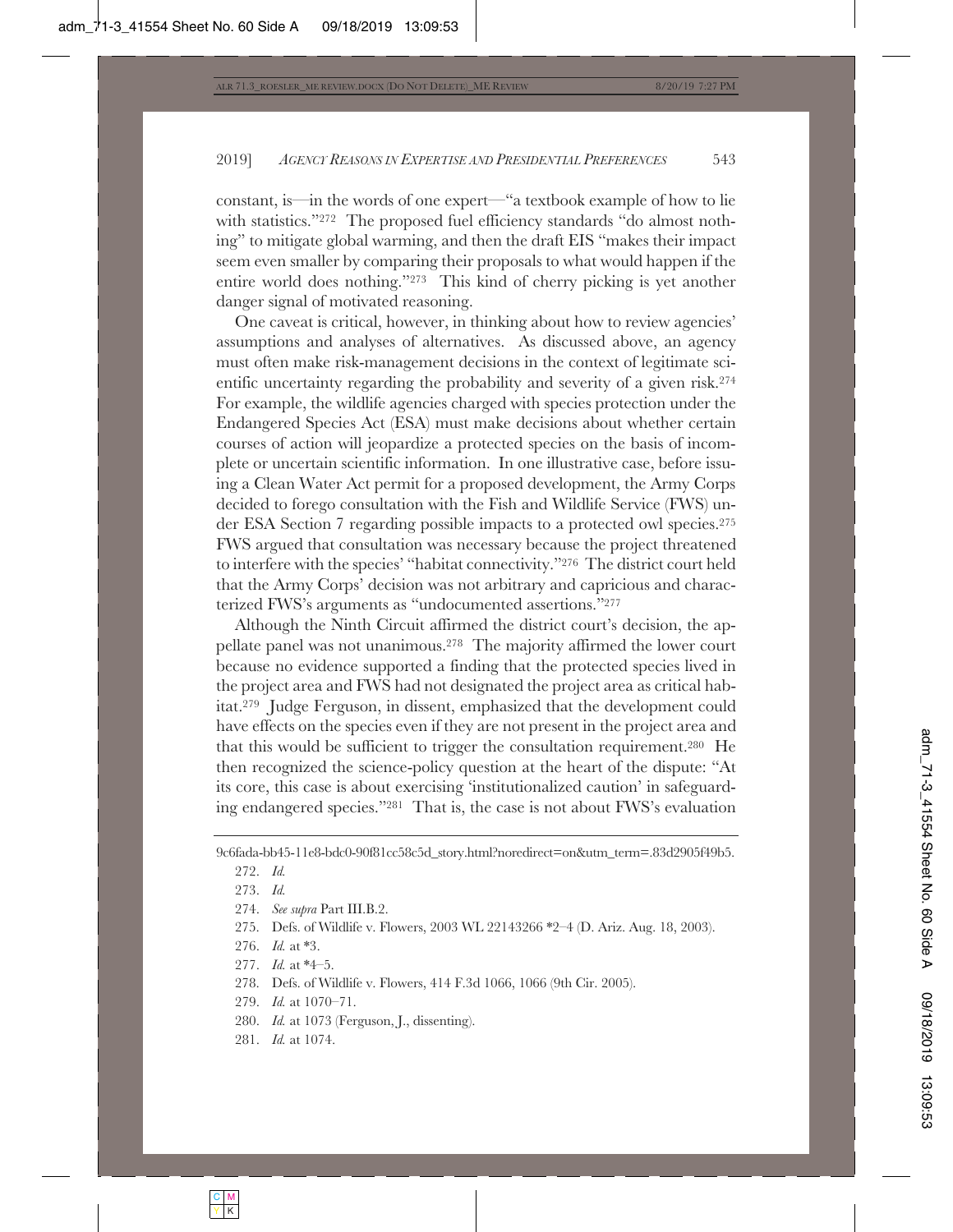constant, is—in the words of one expert—"a textbook example of how to lie with statistics."[272] The proposed fuel efficiency standards "do almost nothing" to mitigate global warming, and then the draft EIS "makes their impact seem even smaller by comparing their proposals to what would happen if the entire world does nothing."[273] This kind of cherry picking is yet another danger signal of motivated reasoning.

One caveat is critical, however, in thinking about how to review agencies' assumptions and analyses of alternatives. As discussed above, an agency must often make risk-management decisions in the context of legitimate scientific uncertainty regarding the probability and severity of a given risk.[274] For example, the wildlife agencies charged with species protection under the Endangered Species Act (ESA) must make decisions about whether certain courses of action will jeopardize a protected species on the basis of incomplete or uncertain scientific information. In one illustrative case, before issuing a Clean Water Act permit for a proposed development, the Army Corps decided to forego consultation with the Fish and Wildlife Service (FWS) under ESA Section 7 regarding possible impacts to a protected owl species.[275] FWS argued that consultation was necessary because the project threatened to interfere with the species' "habitat connectivity."[276] The district court held that the Army Corps' decision was not arbitrary and capricious and characterized FWS's arguments as "undocumented assertions."[277]

Although the Ninth Circuit affirmed the district court's decision, the appellate panel was not unanimous.[278] The majority affirmed the lower court because no evidence supported a finding that the protected species lived in the project area and FWS had not designated the project area as critical habitat.[279] Judge Ferguson, in dissent, emphasized that the development could have effects on the species even if they are not present in the project area and that this would be sufficient to trigger the consultation requirement.[280] He then recognized the science-policy question at the heart of the dispute: "At its core, this case is about exercising 'institutionalized caution' in safeguarding endangered species."[281] That is, the case is not about FWS's evaluation

---

9c6fada-bb45-11e8-bdc0-90f81cc58c5d_story.html?noredirect=on&utm_term=.83d2905f49b5.

272. *Id.*

273. *Id.*

274. *See supra* Part III.B.2.

275. Defs. of Wildlife v. Flowers, 2003 WL 22143266 *2–4 (D. Ariz. Aug. 18, 2003).

276. *Id.* at *3.

277. *Id.* at *4–5.

278. Defs. of Wildlife v. Flowers, 414 F.3d 1066, 1066 (9th Cir. 2005).

279. *Id.* at 1070–71.

280. *Id.* at 1073 (Ferguson, J., dissenting).

281. *Id.* at 1074.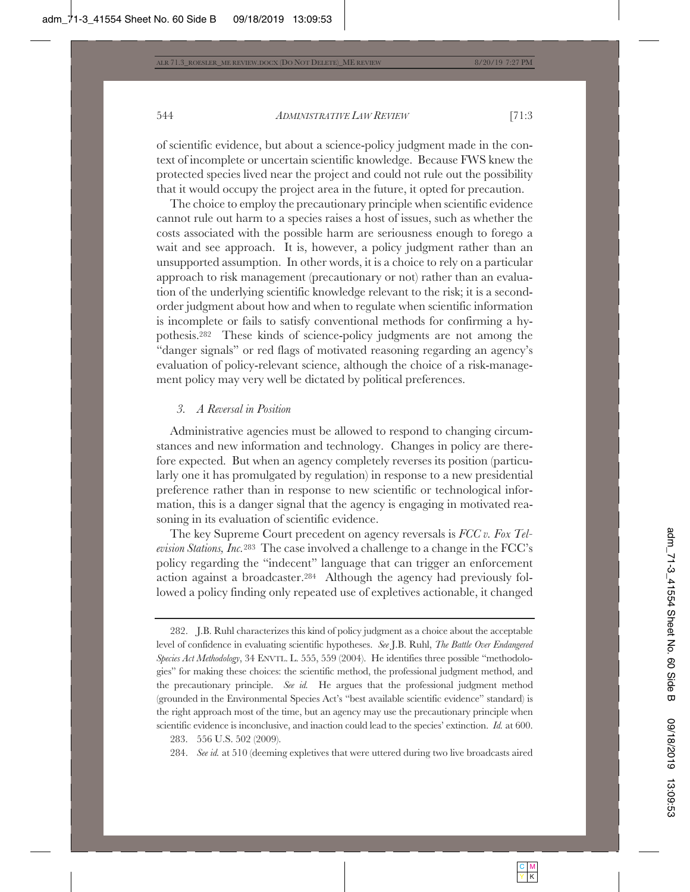of scientific evidence, but about a science-policy judgment made in the context of incomplete or uncertain scientific knowledge. Because FWS knew the protected species lived near the project and could not rule out the possibility that it would occupy the project area in the future, it opted for precaution.

The choice to employ the precautionary principle when scientific evidence cannot rule out harm to a species raises a host of issues, such as whether the costs associated with the possible harm are seriousness enough to forego a wait and see approach. It is, however, a policy judgment rather than an unsupported assumption. In other words, it is a choice to rely on a particular approach to risk management (precautionary or not) rather than an evaluation of the underlying scientific knowledge relevant to the risk; it is a second-order judgment about how and when to regulate when scientific information is incomplete or fails to satisfy conventional methods for confirming a hypothesis.[282] These kinds of science-policy judgments are not among the "danger signals" or red flags of motivated reasoning regarding an agency's evaluation of policy-relevant science, although the choice of a risk-management policy may very well be dictated by political preferences.

### *3. A Reversal in Position*

Administrative agencies must be allowed to respond to changing circumstances and new information and technology. Changes in policy are therefore expected. But when an agency completely reverses its position (particularly one it has promulgated by regulation) in response to a new presidential preference rather than in response to new scientific or technological information, this is a danger signal that the agency is engaging in motivated reasoning in its evaluation of scientific evidence.

The key Supreme Court precedent on agency reversals is *FCC v. Fox Television Stations, Inc.*[283] The case involved a challenge to a change in the FCC's policy regarding the "indecent" language that can trigger an enforcement action against a broadcaster.[284] Although the agency had previously followed a policy finding only repeated use of expletives actionable, it changed

---

282. J.B. Ruhl characterizes this kind of policy judgment as a choice about the acceptable level of confidence in evaluating scientific hypotheses. *See* J.B. Ruhl, *The Battle Over Endangered Species Act Methodology*, 34 ENVTL. L. 555, 559 (2004). He identifies three possible "methodologies" for making these choices: the scientific method, the professional judgment method, and the precautionary principle. *See id.* He argues that the professional judgment method (grounded in the Environmental Species Act's "best available scientific evidence" standard) is the right approach most of the time, but an agency may use the precautionary principle when scientific evidence is inconclusive, and inaction could lead to the species' extinction. *Id.* at 600.

283. 556 U.S. 502 (2009).

284. *See id.* at 510 (deeming expletives that were uttered during two live broadcasts aired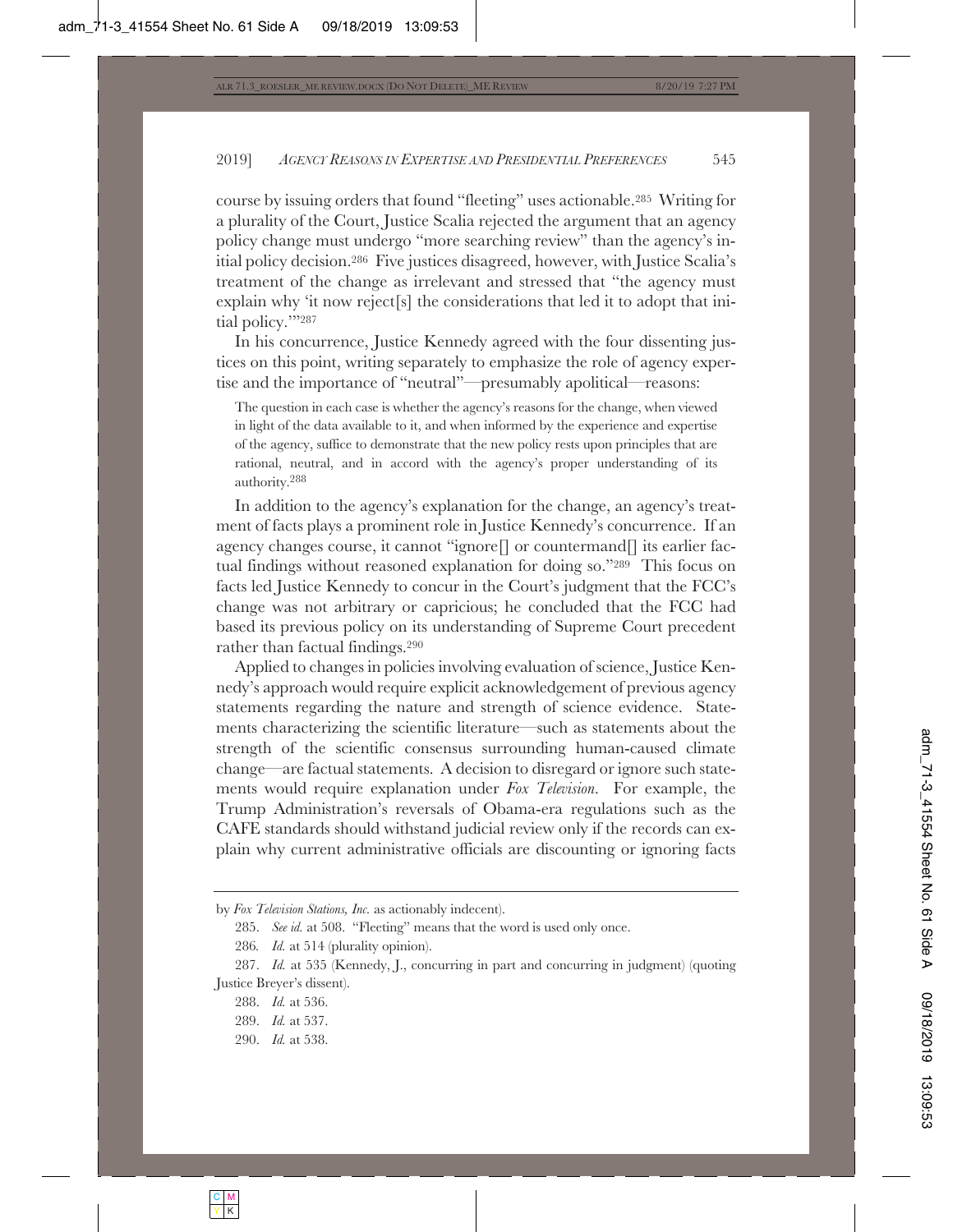course by issuing orders that found "fleeting" uses actionable.[285] Writing for a plurality of the Court, Justice Scalia rejected the argument that an agency policy change must undergo "more searching review" than the agency's initial policy decision.[286] Five justices disagreed, however, with Justice Scalia's treatment of the change as irrelevant and stressed that "the agency must explain why 'it now reject[s] the considerations that led it to adopt that initial policy.'"[287]

In his concurrence, Justice Kennedy agreed with the four dissenting justices on this point, writing separately to emphasize the role of agency expertise and the importance of "neutral"—presumably apolitical—reasons:

> The question in each case is whether the agency's reasons for the change, when viewed in light of the data available to it, and when informed by the experience and expertise of the agency, suffice to demonstrate that the new policy rests upon principles that are rational, neutral, and in accord with the agency's proper understanding of its authority.[288]

In addition to the agency's explanation for the change, an agency's treatment of facts plays a prominent role in Justice Kennedy's concurrence. If an agency changes course, it cannot "ignore[] or countermand[] its earlier factual findings without reasoned explanation for doing so."[289] This focus on facts led Justice Kennedy to concur in the Court's judgment that the FCC's change was not arbitrary or capricious; he concluded that the FCC had based its previous policy on its understanding of Supreme Court precedent rather than factual findings.[290]

Applied to changes in policies involving evaluation of science, Justice Kennedy's approach would require explicit acknowledgement of previous agency statements regarding the nature and strength of science evidence. Statements characterizing the scientific literature—such as statements about the strength of the scientific consensus surrounding human-caused climate change—are factual statements. A decision to disregard or ignore such statements would require explanation under *Fox Television*. For example, the Trump Administration's reversals of Obama-era regulations such as the CAFE standards should withstand judicial review only if the records can explain why current administrative officials are discounting or ignoring facts

---

by *Fox Television Stations, Inc.* as actionably indecent).

285. *See id.* at 508. "Fleeting" means that the word is used only once.

286. *Id.* at 514 (plurality opinion).

287. *Id.* at 535 (Kennedy, J., concurring in part and concurring in judgment) (quoting Justice Breyer's dissent).

288. *Id.* at 536.

289. *Id.* at 537.

290. *Id.* at 538.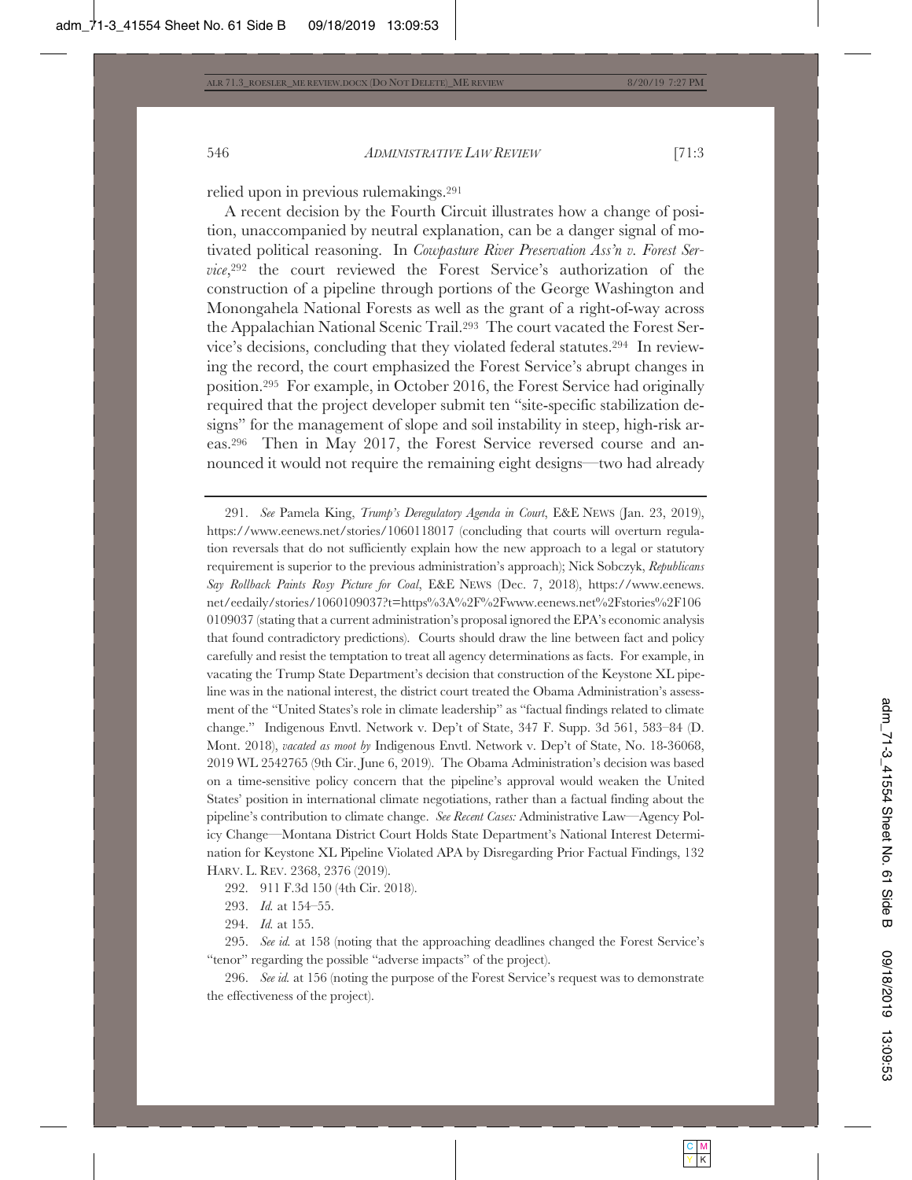relied upon in previous rulemakings.[291]

A recent decision by the Fourth Circuit illustrates how a change of position, unaccompanied by neutral explanation, can be a danger signal of motivated political reasoning. In *Cowpasture River Preservation Ass'n v. Forest Service*,[292] the court reviewed the Forest Service's authorization of the construction of a pipeline through portions of the George Washington and Monongahela National Forests as well as the grant of a right-of-way across the Appalachian National Scenic Trail.[293] The court vacated the Forest Service's decisions, concluding that they violated federal statutes.[294] In reviewing the record, the court emphasized the Forest Service's abrupt changes in position.[295] For example, in October 2016, the Forest Service had originally required that the project developer submit ten "site-specific stabilization designs" for the management of slope and soil instability in steep, high-risk areas.[296] Then in May 2017, the Forest Service reversed course and announced it would not require the remaining eight designs—two had already

---

291. *See* Pamela King, *Trump's Deregulatory Agenda in Court*, E&E NEWS (Jan. 23, 2019), https://www.eenews.net/stories/1060118017 (concluding that courts will overturn regulation reversals that do not sufficiently explain how the new approach to a legal or statutory requirement is superior to the previous administration's approach); Nick Sobczyk, *Republicans Say Rollback Paints Rosy Picture for Coal*, E&E NEWS (Dec. 7, 2018), https://www.eenews.net/eedaily/stories/1060109037?t=https%3A%2F%2Fwww.eenews.net%2Fstories%2F1060109037 (stating that a current administration's proposal ignored the EPA's economic analysis that found contradictory predictions). Courts should draw the line between fact and policy carefully and resist the temptation to treat all agency determinations as facts. For example, in vacating the Trump State Department's decision that construction of the Keystone XL pipeline was in the national interest, the district court treated the Obama Administration's assessment of the "United States's role in climate leadership" as "factual findings related to climate change." Indigenous Envtl. Network v. Dep't of State, 347 F. Supp. 3d 561, 583–84 (D. Mont. 2018), *vacated as moot by* Indigenous Envtl. Network v. Dep't of State, No. 18-36068, 2019 WL 2542765 (9th Cir. June 6, 2019). The Obama Administration's decision was based on a time-sensitive policy concern that the pipeline's approval would weaken the United States' position in international climate negotiations, rather than a factual finding about the pipeline's contribution to climate change. *See Recent Cases:* Administrative Law—Agency Policy Change—Montana District Court Holds State Department's National Interest Determination for Keystone XL Pipeline Violated APA by Disregarding Prior Factual Findings, 132 HARV. L. REV. 2368, 2376 (2019).

292. 911 F.3d 150 (4th Cir. 2018).

293. *Id.* at 154–55.

294. *Id.* at 155.

295. *See id.* at 158 (noting that the approaching deadlines changed the Forest Service's "tenor" regarding the possible "adverse impacts" of the project).

296. *See id.* at 156 (noting the purpose of the Forest Service's request was to demonstrate the effectiveness of the project).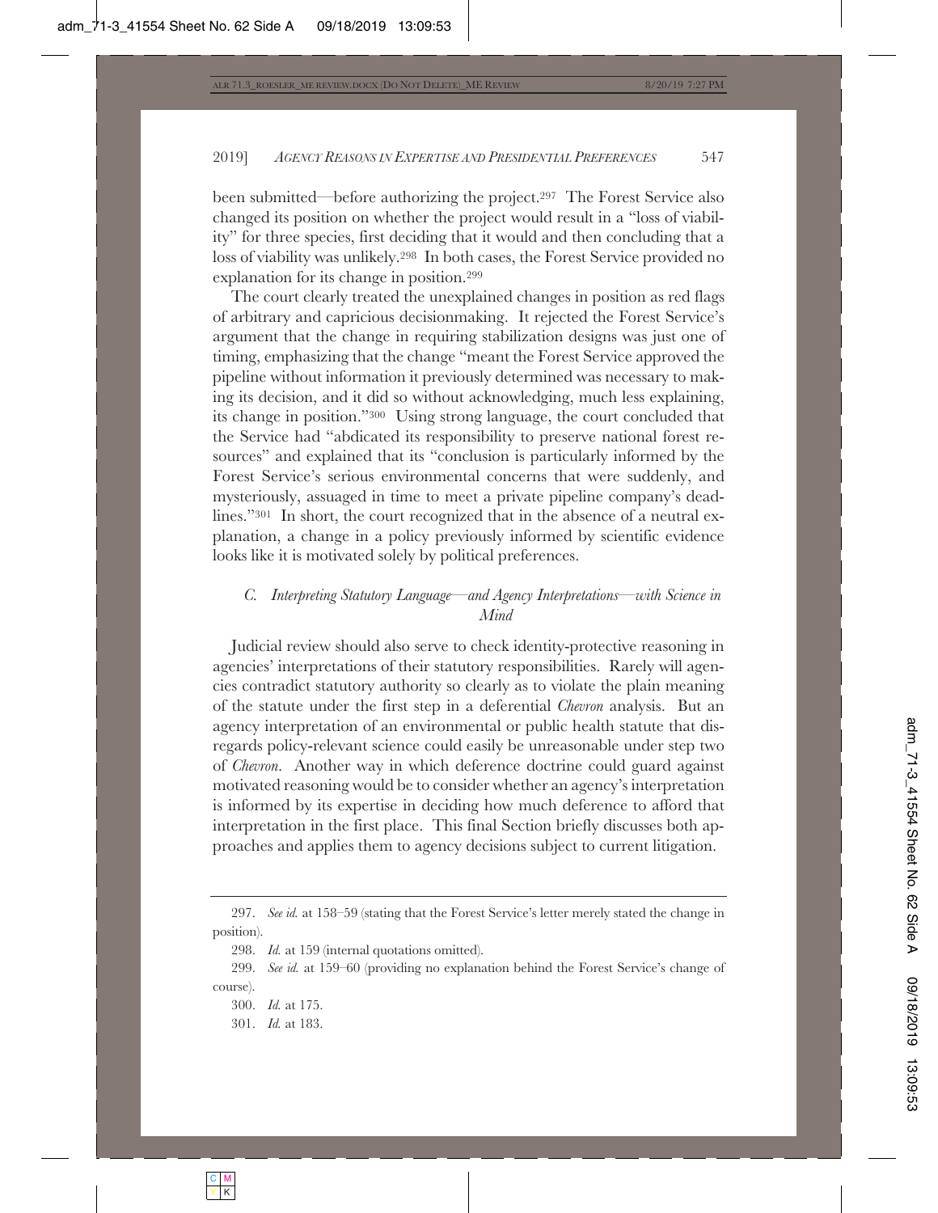been submitted—before authorizing the project.[297] The Forest Service also changed its position on whether the project would result in a "loss of viability" for three species, first deciding that it would and then concluding that a loss of viability was unlikely.[298] In both cases, the Forest Service provided no explanation for its change in position.[299]

The court clearly treated the unexplained changes in position as red flags of arbitrary and capricious decisionmaking. It rejected the Forest Service's argument that the change in requiring stabilization designs was just one of timing, emphasizing that the change "meant the Forest Service approved the pipeline without information it previously determined was necessary to making its decision, and it did so without acknowledging, much less explaining, its change in position."[300] Using strong language, the court concluded that the Service had "abdicated its responsibility to preserve national forest resources" and explained that its "conclusion is particularly informed by the Forest Service's serious environmental concerns that were suddenly, and mysteriously, assuaged in time to meet a private pipeline company's deadlines."[301] In short, the court recognized that in the absence of a neutral explanation, a change in a policy previously informed by scientific evidence looks like it is motivated solely by political preferences.

### *C. Interpreting Statutory Language—and Agency Interpretations—with Science in Mind*

Judicial review should also serve to check identity-protective reasoning in agencies' interpretations of their statutory responsibilities. Rarely will agencies contradict statutory authority so clearly as to violate the plain meaning of the statute under the first step in a deferential *Chevron* analysis. But an agency interpretation of an environmental or public health statute that disregards policy-relevant science could easily be unreasonable under step two of *Chevron*. Another way in which deference doctrine could guard against motivated reasoning would be to consider whether an agency's interpretation is informed by its expertise in deciding how much deference to afford that interpretation in the first place. This final Section briefly discusses both approaches and applies them to agency decisions subject to current litigation.

---

297. *See id.* at 158–59 (stating that the Forest Service's letter merely stated the change in position).

298. *Id.* at 159 (internal quotations omitted).

299. *See id.* at 159–60 (providing no explanation behind the Forest Service's change of course).

300. *Id.* at 175.

301. *Id.* at 183.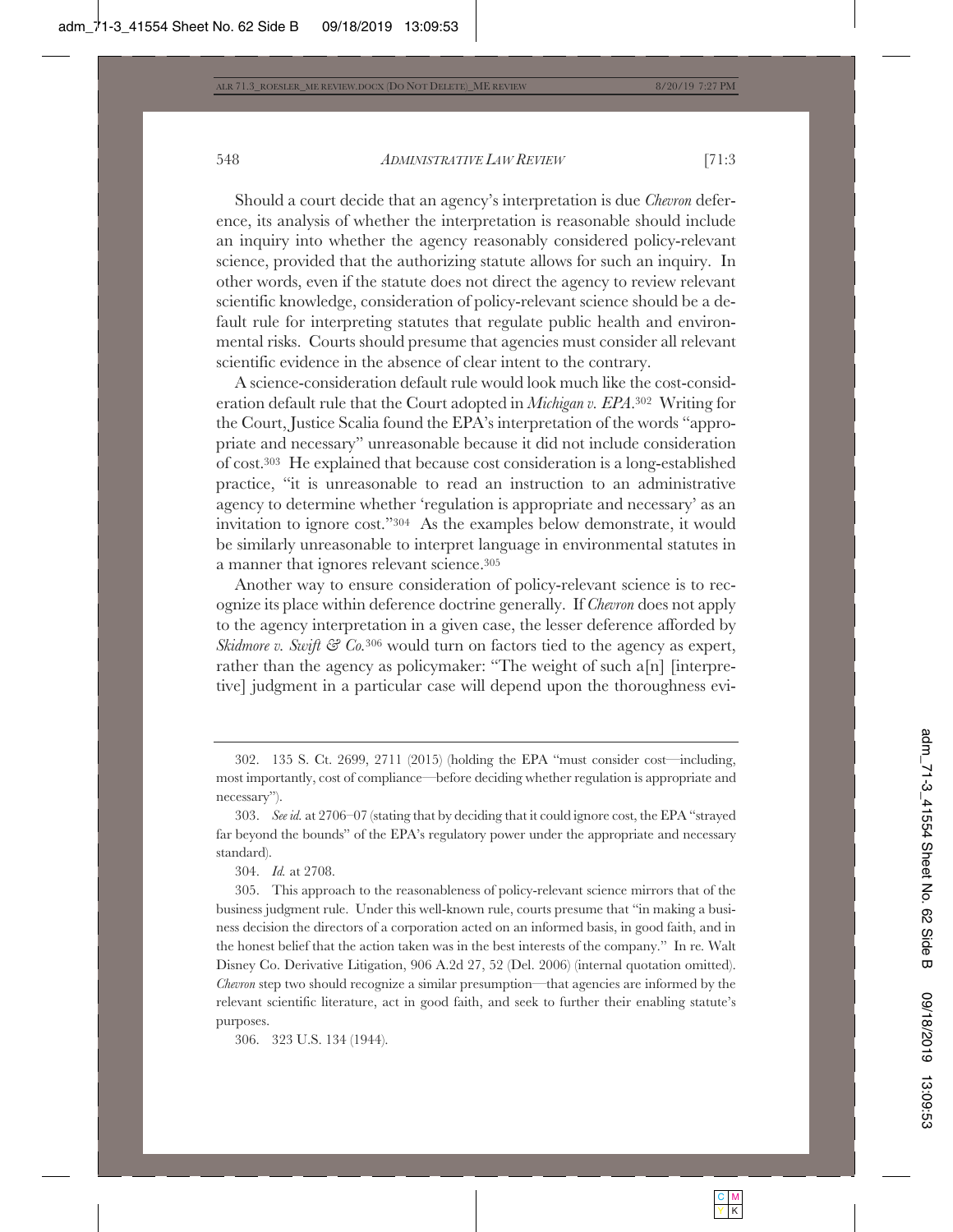Should a court decide that an agency's interpretation is due *Chevron* deference, its analysis of whether the interpretation is reasonable should include an inquiry into whether the agency reasonably considered policy-relevant science, provided that the authorizing statute allows for such an inquiry. In other words, even if the statute does not direct the agency to review relevant scientific knowledge, consideration of policy-relevant science should be a default rule for interpreting statutes that regulate public health and environmental risks. Courts should presume that agencies must consider all relevant scientific evidence in the absence of clear intent to the contrary.

A science-consideration default rule would look much like the cost-consideration default rule that the Court adopted in *Michigan v. EPA*.[302] Writing for the Court, Justice Scalia found the EPA's interpretation of the words "appropriate and necessary" unreasonable because it did not include consideration of cost.[303] He explained that because cost consideration is a long-established practice, "it is unreasonable to read an instruction to an administrative agency to determine whether 'regulation is appropriate and necessary' as an invitation to ignore cost."[304] As the examples below demonstrate, it would be similarly unreasonable to interpret language in environmental statutes in a manner that ignores relevant science.[305]

Another way to ensure consideration of policy-relevant science is to recognize its place within deference doctrine generally. If *Chevron* does not apply to the agency interpretation in a given case, the lesser deference afforded by *Skidmore v. Swift & Co.*[306] would turn on factors tied to the agency as expert, rather than the agency as policymaker: "The weight of such a[n] [interpretive] judgment in a particular case will depend upon the thoroughness evi-

---

302. 135 S. Ct. 2699, 2711 (2015) (holding the EPA "must consider cost—including, most importantly, cost of compliance—before deciding whether regulation is appropriate and necessary").

303. *See id.* at 2706–07 (stating that by deciding that it could ignore cost, the EPA "strayed far beyond the bounds" of the EPA's regulatory power under the appropriate and necessary standard).

304. *Id.* at 2708.

305. This approach to the reasonableness of policy-relevant science mirrors that of the business judgment rule. Under this well-known rule, courts presume that "in making a business decision the directors of a corporation acted on an informed basis, in good faith, and in the honest belief that the action taken was in the best interests of the company." In re. Walt Disney Co. Derivative Litigation, 906 A.2d 27, 52 (Del. 2006) (internal quotation omitted). *Chevron* step two should recognize a similar presumption—that agencies are informed by the relevant scientific literature, act in good faith, and seek to further their enabling statute's purposes.

306. 323 U.S. 134 (1944).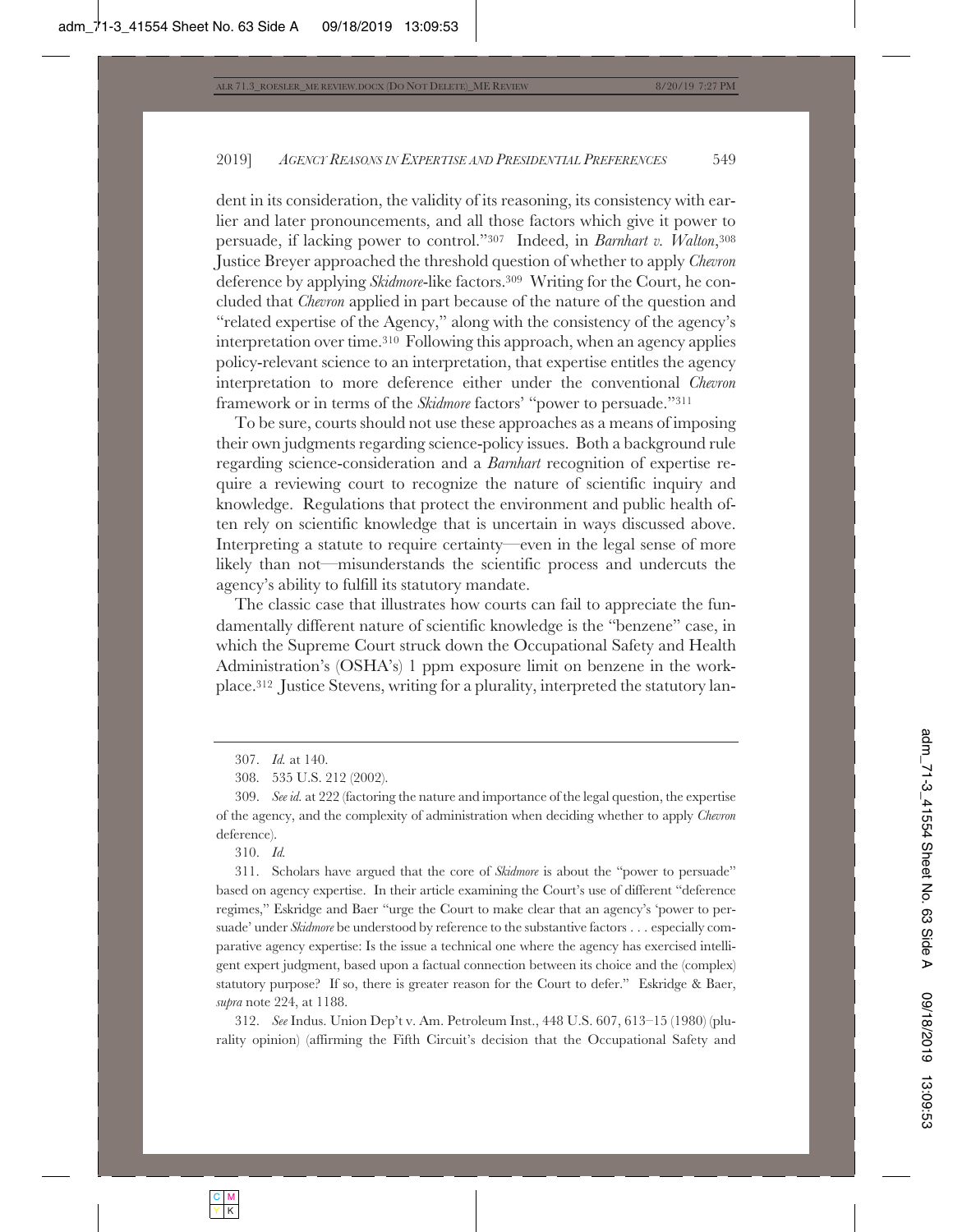dent in its consideration, the validity of its reasoning, its consistency with earlier and later pronouncements, and all those factors which give it power to persuade, if lacking power to control."[307] Indeed, in *Barnhart v. Walton*,[308] Justice Breyer approached the threshold question of whether to apply *Chevron* deference by applying *Skidmore*-like factors.[309] Writing for the Court, he concluded that *Chevron* applied in part because of the nature of the question and "related expertise of the Agency," along with the consistency of the agency's interpretation over time.[310] Following this approach, when an agency applies policy-relevant science to an interpretation, that expertise entitles the agency interpretation to more deference either under the conventional *Chevron* framework or in terms of the *Skidmore* factors' "power to persuade."[311]

To be sure, courts should not use these approaches as a means of imposing their own judgments regarding science-policy issues. Both a background rule regarding science-consideration and a *Barnhart* recognition of expertise require a reviewing court to recognize the nature of scientific inquiry and knowledge. Regulations that protect the environment and public health often rely on scientific knowledge that is uncertain in ways discussed above. Interpreting a statute to require certainty—even in the legal sense of more likely than not—misunderstands the scientific process and undercuts the agency's ability to fulfill its statutory mandate.

The classic case that illustrates how courts can fail to appreciate the fundamentally different nature of scientific knowledge is the "benzene" case, in which the Supreme Court struck down the Occupational Safety and Health Administration's (OSHA's) 1 ppm exposure limit on benzene in the workplace.[312] Justice Stevens, writing for a plurality, interpreted the statutory lan-

---

307. *Id.* at 140.

308. 535 U.S. 212 (2002).

309. *See id.* at 222 (factoring the nature and importance of the legal question, the expertise of the agency, and the complexity of administration when deciding whether to apply *Chevron* deference).

310. *Id.*

311. Scholars have argued that the core of *Skidmore* is about the "power to persuade" based on agency expertise. In their article examining the Court's use of different "deference regimes," Eskridge and Baer "urge the Court to make clear that an agency's 'power to persuade' under *Skidmore* be understood by reference to the substantive factors . . . especially comparative agency expertise: Is the issue a technical one where the agency has exercised intelligent expert judgment, based upon a factual connection between its choice and the (complex) statutory purpose? If so, there is greater reason for the Court to defer." Eskridge & Baer, *supra* note 224, at 1188.

312. *See* Indus. Union Dep't v. Am. Petroleum Inst., 448 U.S. 607, 613–15 (1980) (plurality opinion) (affirming the Fifth Circuit's decision that the Occupational Safety and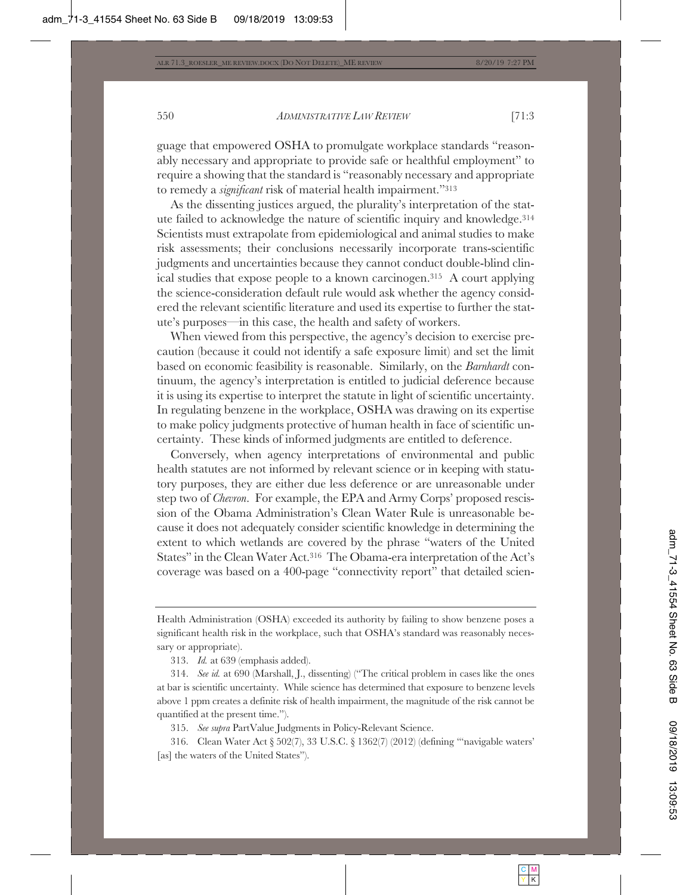guage that empowered OSHA to promulgate workplace standards "reasonably necessary and appropriate to provide safe or healthful employment" to require a showing that the standard is "reasonably necessary and appropriate to remedy a *significant* risk of material health impairment."[313]

As the dissenting justices argued, the plurality's interpretation of the statute failed to acknowledge the nature of scientific inquiry and knowledge.[314] Scientists must extrapolate from epidemiological and animal studies to make risk assessments; their conclusions necessarily incorporate trans-scientific judgments and uncertainties because they cannot conduct double-blind clinical studies that expose people to a known carcinogen.[315] A court applying the science-consideration default rule would ask whether the agency considered the relevant scientific literature and used its expertise to further the statute's purposes—in this case, the health and safety of workers.

When viewed from this perspective, the agency's decision to exercise precaution (because it could not identify a safe exposure limit) and set the limit based on economic feasibility is reasonable. Similarly, on the *Barnhardt* continuum, the agency's interpretation is entitled to judicial deference because it is using its expertise to interpret the statute in light of scientific uncertainty. In regulating benzene in the workplace, OSHA was drawing on its expertise to make policy judgments protective of human health in face of scientific uncertainty. These kinds of informed judgments are entitled to deference.

Conversely, when agency interpretations of environmental and public health statutes are not informed by relevant science or in keeping with statutory purposes, they are either due less deference or are unreasonable under step two of *Chevron*. For example, the EPA and Army Corps' proposed rescission of the Obama Administration's Clean Water Rule is unreasonable because it does not adequately consider scientific knowledge in determining the extent to which wetlands are covered by the phrase "waters of the United States" in the Clean Water Act.[316] The Obama-era interpretation of the Act's coverage was based on a 400-page "connectivity report" that detailed scien-

---

Health Administration (OSHA) exceeded its authority by failing to show benzene poses a significant health risk in the workplace, such that OSHA's standard was reasonably necessary or appropriate).

313. *Id.* at 639 (emphasis added).

314. *See id.* at 690 (Marshall, J., dissenting) ("The critical problem in cases like the ones at bar is scientific uncertainty. While science has determined that exposure to benzene levels above 1 ppm creates a definite risk of health impairment, the magnitude of the risk cannot be quantified at the present time.").

315. *See supra* PartValue Judgments in Policy-Relevant Science.

316. Clean Water Act § 502(7), 33 U.S.C. § 1362(7) (2012) (defining "'navigable waters' [as] the waters of the United States").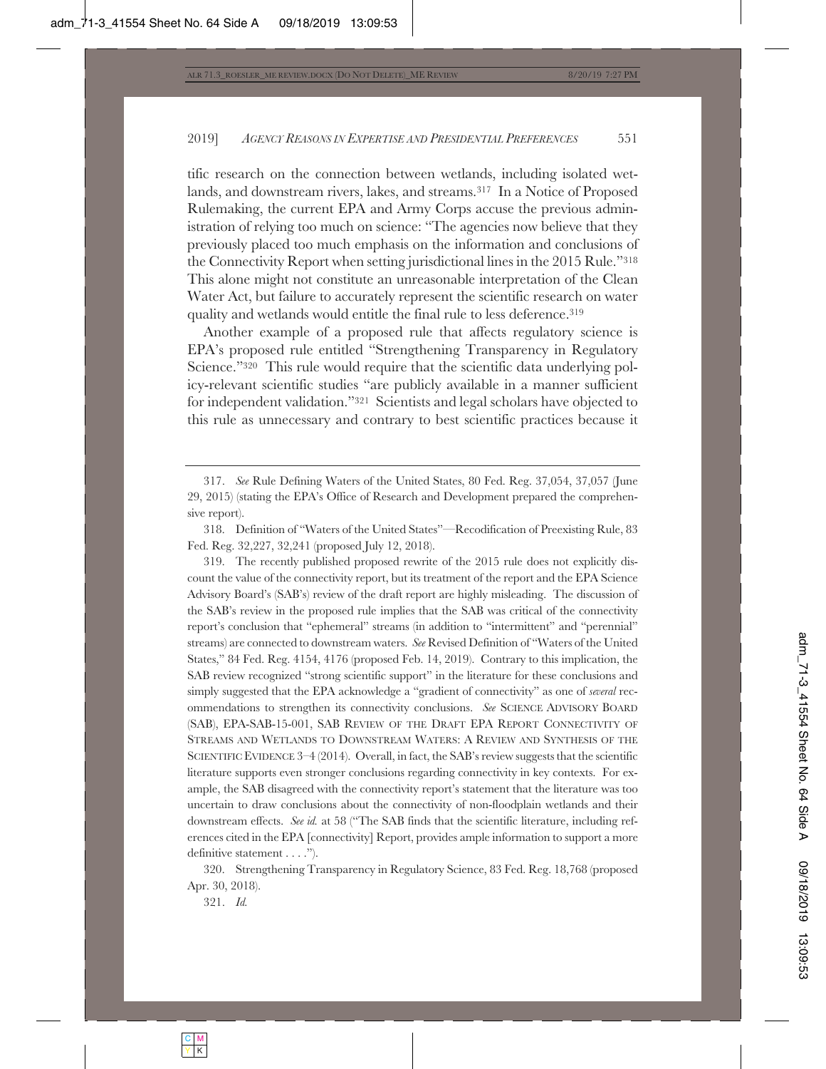tific research on the connection between wetlands, including isolated wetlands, and downstream rivers, lakes, and streams.[317] In a Notice of Proposed Rulemaking, the current EPA and Army Corps accuse the previous administration of relying too much on science: "The agencies now believe that they previously placed too much emphasis on the information and conclusions of the Connectivity Report when setting jurisdictional lines in the 2015 Rule."[318] This alone might not constitute an unreasonable interpretation of the Clean Water Act, but failure to accurately represent the scientific research on water quality and wetlands would entitle the final rule to less deference.[319]

Another example of a proposed rule that affects regulatory science is EPA's proposed rule entitled "Strengthening Transparency in Regulatory Science."[320] This rule would require that the scientific data underlying policy-relevant scientific studies "are publicly available in a manner sufficient for independent validation."[321] Scientists and legal scholars have objected to this rule as unnecessary and contrary to best scientific practices because it

---

317. *See* Rule Defining Waters of the United States, 80 Fed. Reg. 37,054, 37,057 (June 29, 2015) (stating the EPA's Office of Research and Development prepared the comprehensive report).

318. Definition of "Waters of the United States"—Recodification of Preexisting Rule, 83 Fed. Reg. 32,227, 32,241 (proposed July 12, 2018).

319. The recently published proposed rewrite of the 2015 rule does not explicitly discount the value of the connectivity report, but its treatment of the report and the EPA Science Advisory Board's (SAB's) review of the draft report are highly misleading. The discussion of the SAB's review in the proposed rule implies that the SAB was critical of the connectivity report's conclusion that "ephemeral" streams (in addition to "intermittent" and "perennial" streams) are connected to downstream waters. *See* Revised Definition of "Waters of the United States," 84 Fed. Reg. 4154, 4176 (proposed Feb. 14, 2019). Contrary to this implication, the SAB review recognized "strong scientific support" in the literature for these conclusions and simply suggested that the EPA acknowledge a "gradient of connectivity" as one of *several* recommendations to strengthen its connectivity conclusions. *See* SCIENCE ADVISORY BOARD (SAB), EPA-SAB-15-001, SAB REVIEW OF THE DRAFT EPA REPORT CONNECTIVITY OF STREAMS AND WETLANDS TO DOWNSTREAM WATERS: A REVIEW AND SYNTHESIS OF THE SCIENTIFIC EVIDENCE 3–4 (2014). Overall, in fact, the SAB's review suggests that the scientific literature supports even stronger conclusions regarding connectivity in key contexts. For example, the SAB disagreed with the connectivity report's statement that the literature was too uncertain to draw conclusions about the connectivity of non-floodplain wetlands and their downstream effects. *See id.* at 58 ("The SAB finds that the scientific literature, including references cited in the EPA [connectivity] Report, provides ample information to support a more definitive statement . . . .").

320. Strengthening Transparency in Regulatory Science, 83 Fed. Reg. 18,768 (proposed Apr. 30, 2018).

321. *Id.*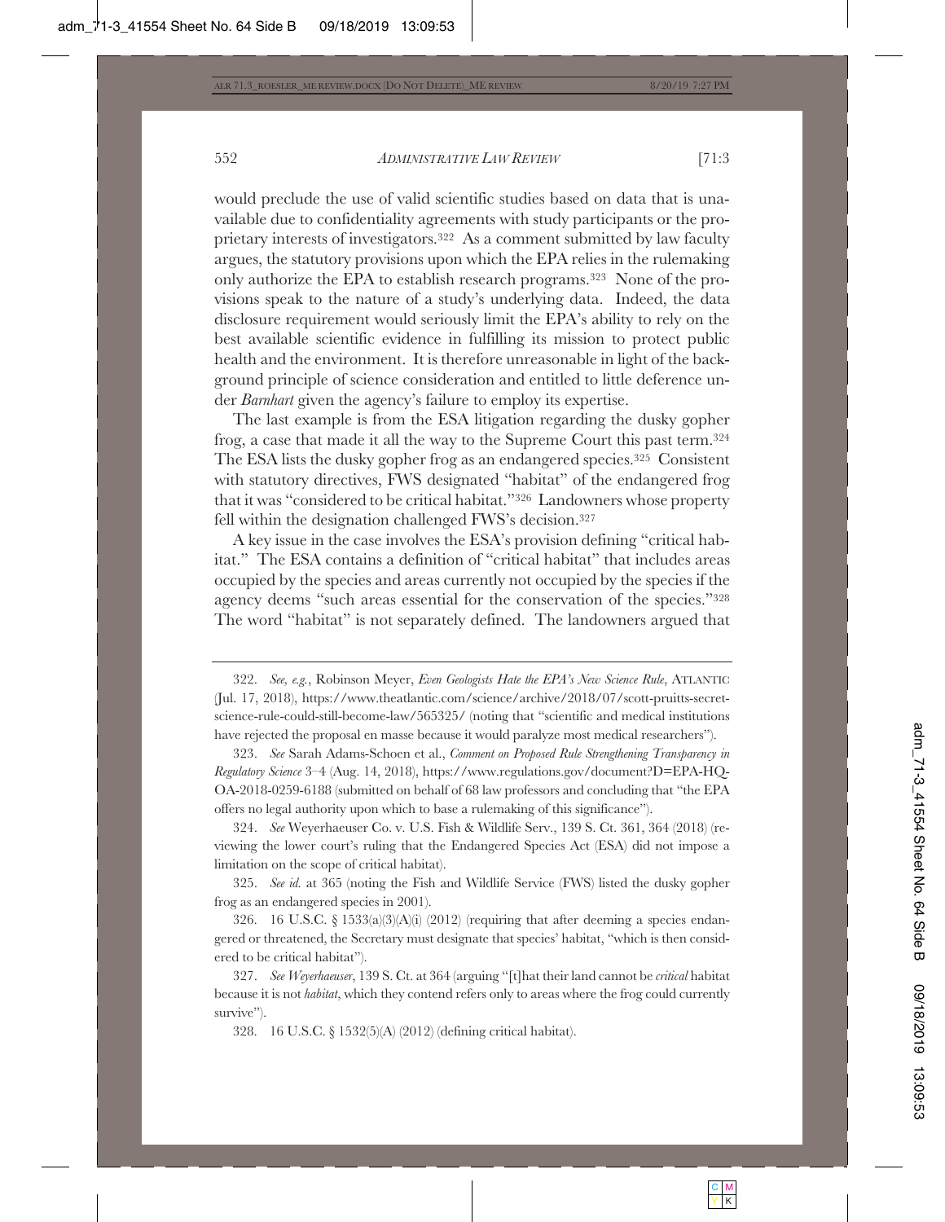would preclude the use of valid scientific studies based on data that is unavailable due to confidentiality agreements with study participants or the proprietary interests of investigators.[322] As a comment submitted by law faculty argues, the statutory provisions upon which the EPA relies in the rulemaking only authorize the EPA to establish research programs.[323] None of the provisions speak to the nature of a study's underlying data. Indeed, the data disclosure requirement would seriously limit the EPA's ability to rely on the best available scientific evidence in fulfilling its mission to protect public health and the environment. It is therefore unreasonable in light of the background principle of science consideration and entitled to little deference under *Barnhart* given the agency's failure to employ its expertise.

The last example is from the ESA litigation regarding the dusky gopher frog, a case that made it all the way to the Supreme Court this past term.[324] The ESA lists the dusky gopher frog as an endangered species.[325] Consistent with statutory directives, FWS designated "habitat" of the endangered frog that it was "considered to be critical habitat."[326] Landowners whose property fell within the designation challenged FWS's decision.[327]

A key issue in the case involves the ESA's provision defining "critical habitat." The ESA contains a definition of "critical habitat" that includes areas occupied by the species and areas currently not occupied by the species if the agency deems "such areas essential for the conservation of the species."[328] The word "habitat" is not separately defined. The landowners argued that

---

322. *See, e.g.*, Robinson Meyer, *Even Geologists Hate the EPA's New Science Rule*, ATLANTIC (Jul. 17, 2018), https://www.theatlantic.com/science/archive/2018/07/scott-pruitts-secret-science-rule-could-still-become-law/565325/ (noting that "scientific and medical institutions have rejected the proposal en masse because it would paralyze most medical researchers").

323. *See* Sarah Adams-Schoen et al., *Comment on Proposed Rule Strengthening Transparency in Regulatory Science* 3–4 (Aug. 14, 2018), https://www.regulations.gov/document?D=EPA-HQ-OA-2018-0259-6188 (submitted on behalf of 68 law professors and concluding that "the EPA offers no legal authority upon which to base a rulemaking of this significance").

324. *See* Weyerhaeuser Co. v. U.S. Fish & Wildlife Serv., 139 S. Ct. 361, 364 (2018) (reviewing the lower court's ruling that the Endangered Species Act (ESA) did not impose a limitation on the scope of critical habitat).

325. *See id.* at 365 (noting the Fish and Wildlife Service (FWS) listed the dusky gopher frog as an endangered species in 2001).

326. 16 U.S.C. § 1533(a)(3)(A)(i) (2012) (requiring that after deeming a species endangered or threatened, the Secretary must designate that species' habitat, "which is then considered to be critical habitat").

327. *See Weyerhaeuser*, 139 S. Ct. at 364 (arguing "[t]hat their land cannot be *critical* habitat because it is not *habitat*, which they contend refers only to areas where the frog could currently survive").

328. 16 U.S.C. § 1532(5)(A) (2012) (defining critical habitat).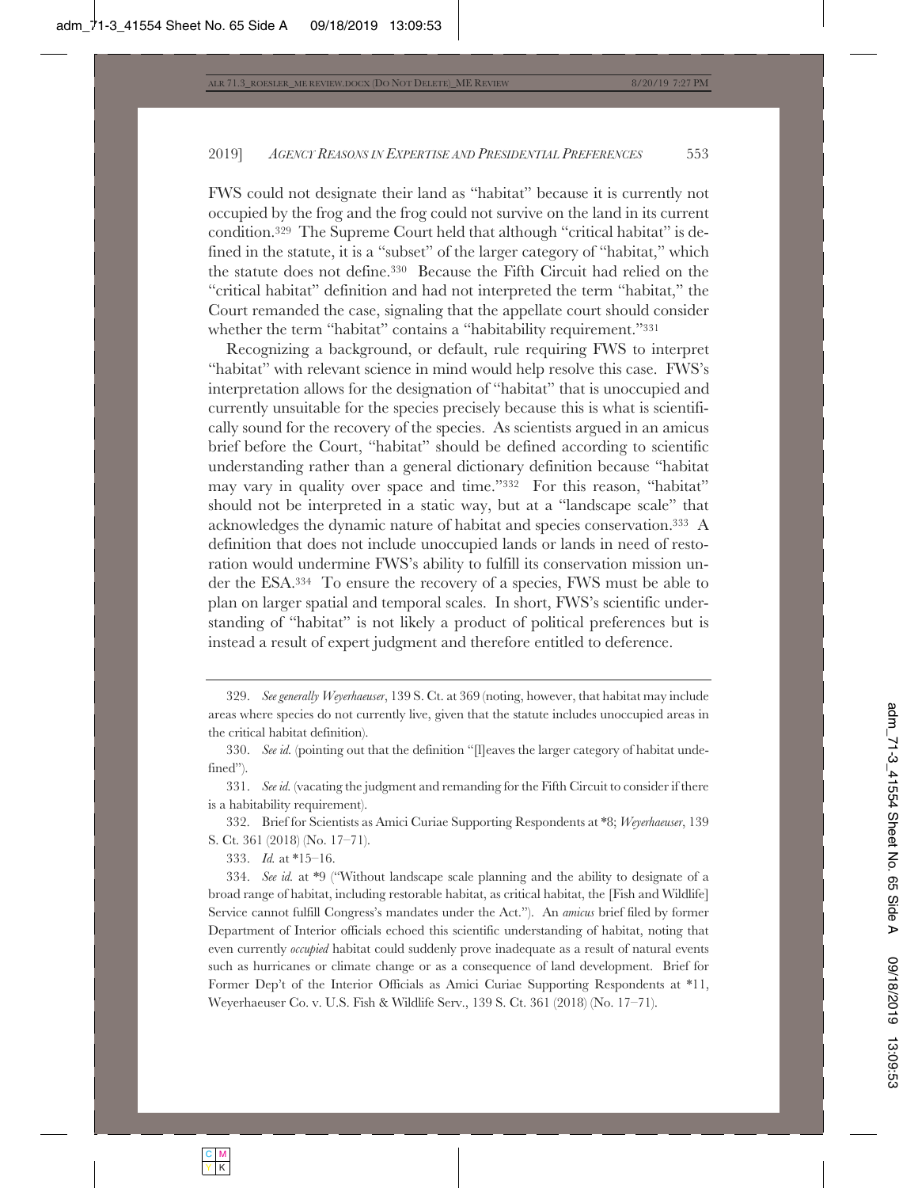FWS could not designate their land as "habitat" because it is currently not occupied by the frog and the frog could not survive on the land in its current condition.[329] The Supreme Court held that although "critical habitat" is defined in the statute, it is a "subset" of the larger category of "habitat," which the statute does not define.[330] Because the Fifth Circuit had relied on the "critical habitat" definition and had not interpreted the term "habitat," the Court remanded the case, signaling that the appellate court should consider whether the term "habitat" contains a "habitability requirement."[331]

Recognizing a background, or default, rule requiring FWS to interpret "habitat" with relevant science in mind would help resolve this case. FWS's interpretation allows for the designation of "habitat" that is unoccupied and currently unsuitable for the species precisely because this is what is scientifically sound for the recovery of the species. As scientists argued in an amicus brief before the Court, "habitat" should be defined according to scientific understanding rather than a general dictionary definition because "habitat may vary in quality over space and time."[332] For this reason, "habitat" should not be interpreted in a static way, but at a "landscape scale" that acknowledges the dynamic nature of habitat and species conservation.[333] A definition that does not include unoccupied lands or lands in need of restoration would undermine FWS's ability to fulfill its conservation mission under the ESA.[334] To ensure the recovery of a species, FWS must be able to plan on larger spatial and temporal scales. In short, FWS's scientific understanding of "habitat" is not likely a product of political preferences but is instead a result of expert judgment and therefore entitled to deference.

---

329. *See generally Weyerhaeuser*, 139 S. Ct. at 369 (noting, however, that habitat may include areas where species do not currently live, given that the statute includes unoccupied areas in the critical habitat definition).

330. *See id.* (pointing out that the definition "[l]eaves the larger category of habitat undefined").

331. *See id.* (vacating the judgment and remanding for the Fifth Circuit to consider if there is a habitability requirement).

332. Brief for Scientists as Amici Curiae Supporting Respondents at *8; *Weyerhaeuser*, 139 S. Ct. 361 (2018) (No. 17–71).

333. *Id.* at *15–16.

334. *See id.* at *9 ("Without landscape scale planning and the ability to designate of a broad range of habitat, including restorable habitat, as critical habitat, the [Fish and Wildlife] Service cannot fulfill Congress's mandates under the Act."). An *amicus* brief filed by former Department of Interior officials echoed this scientific understanding of habitat, noting that even currently *occupied* habitat could suddenly prove inadequate as a result of natural events such as hurricanes or climate change or as a consequence of land development. Brief for Former Dep't of the Interior Officials as Amici Curiae Supporting Respondents at *11, Weyerhaeuser Co. v. U.S. Fish & Wildlife Serv., 139 S. Ct. 361 (2018) (No. 17–71).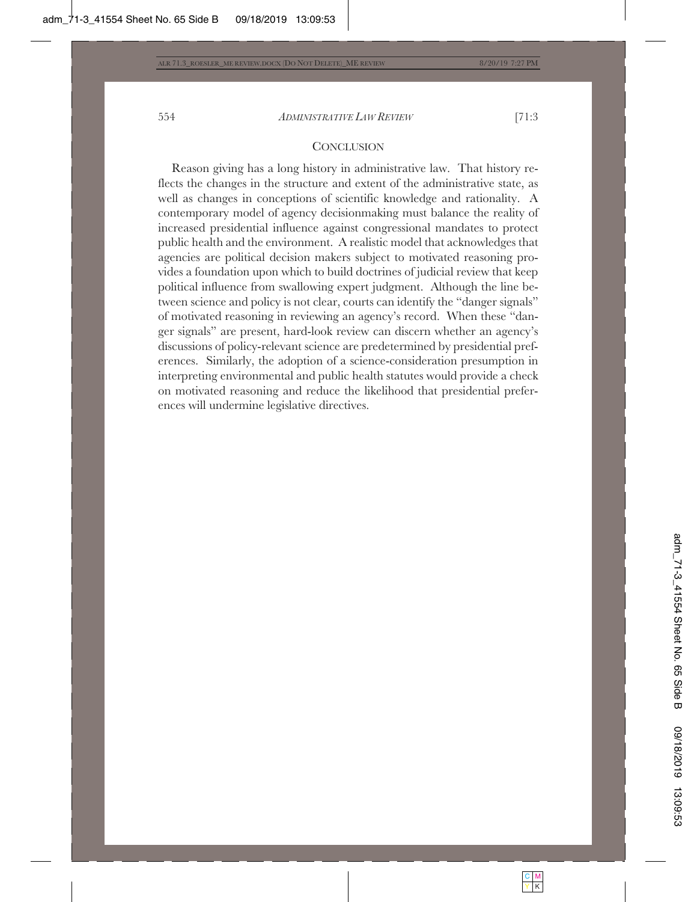## CONCLUSION

Reason giving has a long history in administrative law. That history reflects the changes in the structure and extent of the administrative state, as well as changes in conceptions of scientific knowledge and rationality. A contemporary model of agency decisionmaking must balance the reality of increased presidential influence against congressional mandates to protect public health and the environment. A realistic model that acknowledges that agencies are political decision makers subject to motivated reasoning provides a foundation upon which to build doctrines of judicial review that keep political influence from swallowing expert judgment. Although the line between science and policy is not clear, courts can identify the "danger signals" of motivated reasoning in reviewing an agency's record. When these "danger signals" are present, hard-look review can discern whether an agency's discussions of policy-relevant science are predetermined by presidential preferences. Similarly, the adoption of a science-consideration presumption in interpreting environmental and public health statutes would provide a check on motivated reasoning and reduce the likelihood that presidential preferences will undermine legislative directives.